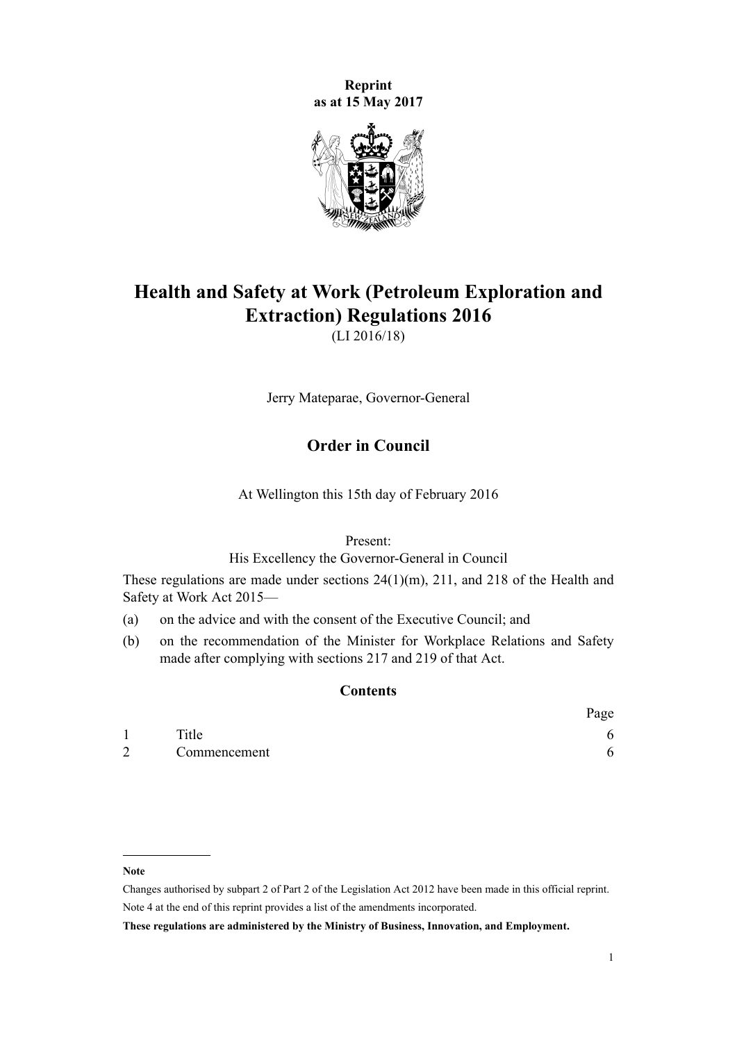**Reprint**
**as at 15 May 2017**

# Health and Safety at Work (Petroleum Exploration and Extraction) Regulations 2016

(LI 2016/18)

Jerry Mateparae, Governor-General

## Order in Council

At Wellington this 15th day of February 2016

Present:
His Excellency the Governor-General in Council

These regulations are made under sections 24(1)(m), 211, and 218 of the Health and Safety at Work Act 2015—

(a) on the advice and with the consent of the Executive Council; and

(b) on the recommendation of the Minister for Workplace Relations and Safety made after complying with sections 217 and 219 of that Act.

### Contents

| | | Page |
|---|---|---|
| 1 | Title | 6 |
| 2 | Commencement | 6 |

---

**Note**

Changes authorised by subpart 2 of Part 2 of the Legislation Act 2012 have been made in this official reprint.
Note 4 at the end of this reprint provides a list of the amendments incorporated.

**These regulations are administered by the Ministry of Business, Innovation, and Employment.**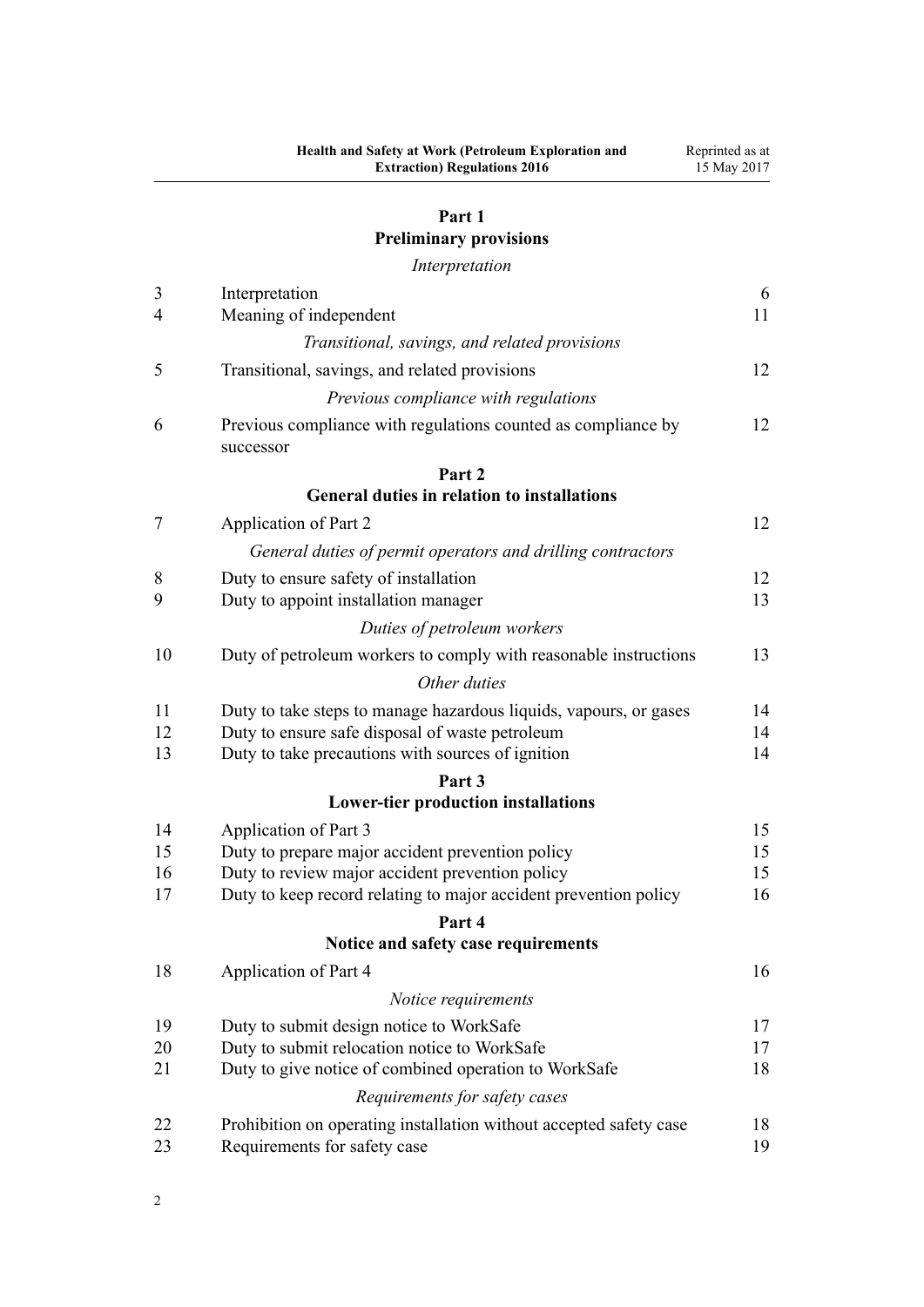**Part 1**
**Preliminary provisions**

*Interpretation*

| | | |
|---|---|---|
| 3 | Interpretation | 6 |
| 4 | Meaning of independent | 11 |
| | *Transitional, savings, and related provisions* | |
| 5 | Transitional, savings, and related provisions | 12 |
| | *Previous compliance with regulations* | |
| 6 | Previous compliance with regulations counted as compliance by successor | 12 |
| | **Part 2** **General duties in relation to installations** | |
| 7 | Application of Part 2 | 12 |
| | *General duties of permit operators and drilling contractors* | |
| 8 | Duty to ensure safety of installation | 12 |
| 9 | Duty to appoint installation manager | 13 |
| | *Duties of petroleum workers* | |
| 10 | Duty of petroleum workers to comply with reasonable instructions | 13 |
| | *Other duties* | |
| 11 | Duty to take steps to manage hazardous liquids, vapours, or gases | 14 |
| 12 | Duty to ensure safe disposal of waste petroleum | 14 |
| 13 | Duty to take precautions with sources of ignition | 14 |
| | **Part 3** **Lower-tier production installations** | |
| 14 | Application of Part 3 | 15 |
| 15 | Duty to prepare major accident prevention policy | 15 |
| 16 | Duty to review major accident prevention policy | 15 |
| 17 | Duty to keep record relating to major accident prevention policy | 16 |
| | **Part 4** **Notice and safety case requirements** | |
| 18 | Application of Part 4 | 16 |
| | *Notice requirements* | |
| 19 | Duty to submit design notice to WorkSafe | 17 |
| 20 | Duty to submit relocation notice to WorkSafe | 17 |
| 21 | Duty to give notice of combined operation to WorkSafe | 18 |
| | *Requirements for safety cases* | |
| 22 | Prohibition on operating installation without accepted safety case | 18 |
| 23 | Requirements for safety case | 19 |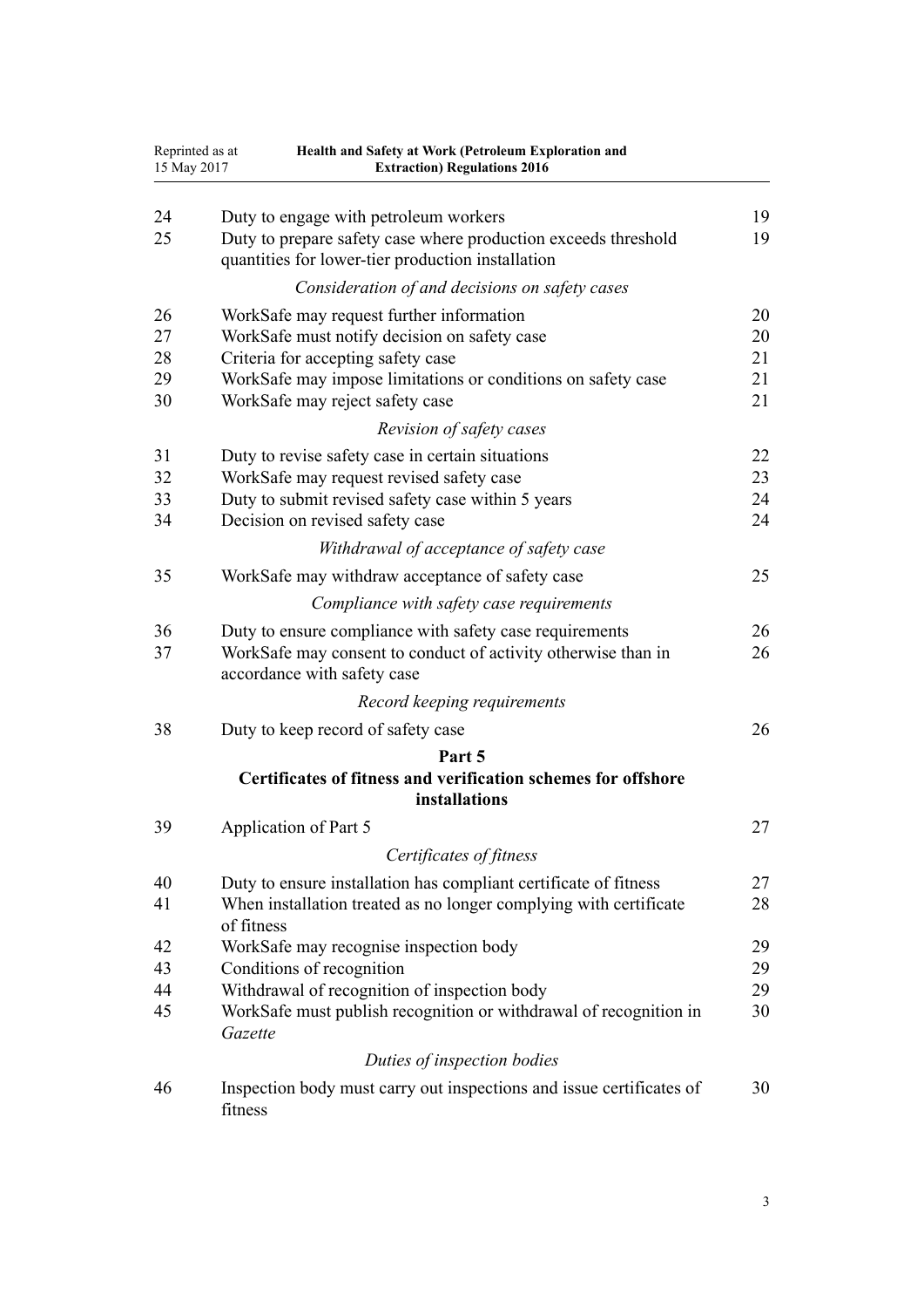| | | |
|---|---|---|
| 24 | Duty to engage with petroleum workers | 19 |
| 25 | Duty to prepare safety case where production exceeds threshold quantities for lower-tier production installation | 19 |
| | *Consideration of and decisions on safety cases* | |
| 26 | WorkSafe may request further information | 20 |
| 27 | WorkSafe must notify decision on safety case | 20 |
| 28 | Criteria for accepting safety case | 21 |
| 29 | WorkSafe may impose limitations or conditions on safety case | 21 |
| 30 | WorkSafe may reject safety case | 21 |
| | *Revision of safety cases* | |
| 31 | Duty to revise safety case in certain situations | 22 |
| 32 | WorkSafe may request revised safety case | 23 |
| 33 | Duty to submit revised safety case within 5 years | 24 |
| 34 | Decision on revised safety case | 24 |
| | *Withdrawal of acceptance of safety case* | |
| 35 | WorkSafe may withdraw acceptance of safety case | 25 |
| | *Compliance with safety case requirements* | |
| 36 | Duty to ensure compliance with safety case requirements | 26 |
| 37 | WorkSafe may consent to conduct of activity otherwise than in accordance with safety case | 26 |
| | *Record keeping requirements* | |
| 38 | Duty to keep record of safety case | 26 |
| | **Part 5** | |
| | **Certificates of fitness and verification schemes for offshore installations** | |
| 39 | Application of Part 5 | 27 |
| | *Certificates of fitness* | |
| 40 | Duty to ensure installation has compliant certificate of fitness | 27 |
| 41 | When installation treated as no longer complying with certificate of fitness | 28 |
| 42 | WorkSafe may recognise inspection body | 29 |
| 43 | Conditions of recognition | 29 |
| 44 | Withdrawal of recognition of inspection body | 29 |
| 45 | WorkSafe must publish recognition or withdrawal of recognition in *Gazette* | 30 |
| | *Duties of inspection bodies* | |
| 46 | Inspection body must carry out inspections and issue certificates of fitness | 30 |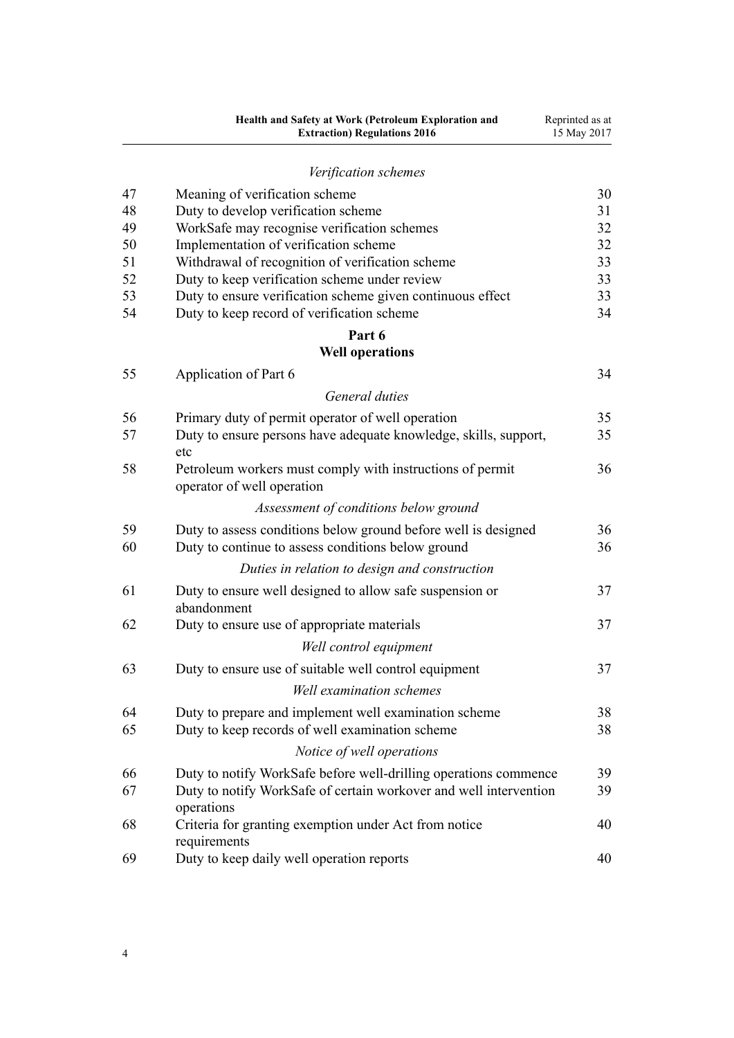*Verification schemes*

| | | |
|---|---|---|
| 47 | Meaning of verification scheme | 30 |
| 48 | Duty to develop verification scheme | 31 |
| 49 | WorkSafe may recognise verification schemes | 32 |
| 50 | Implementation of verification scheme | 32 |
| 51 | Withdrawal of recognition of verification scheme | 33 |
| 52 | Duty to keep verification scheme under review | 33 |
| 53 | Duty to ensure verification scheme given continuous effect | 33 |
| 54 | Duty to keep record of verification scheme | 34 |

**Part 6**
**Well operations**

| | | |
|---|---|---|
| 55 | Application of Part 6 | 34 |

*General duties*

| | | |
|---|---|---|
| 56 | Primary duty of permit operator of well operation | 35 |
| 57 | Duty to ensure persons have adequate knowledge, skills, support, etc | 35 |
| 58 | Petroleum workers must comply with instructions of permit operator of well operation | 36 |

*Assessment of conditions below ground*

| | | |
|---|---|---|
| 59 | Duty to assess conditions below ground before well is designed | 36 |
| 60 | Duty to continue to assess conditions below ground | 36 |

*Duties in relation to design and construction*

| | | |
|---|---|---|
| 61 | Duty to ensure well designed to allow safe suspension or abandonment | 37 |
| 62 | Duty to ensure use of appropriate materials | 37 |

*Well control equipment*

| | | |
|---|---|---|
| 63 | Duty to ensure use of suitable well control equipment | 37 |

*Well examination schemes*

| | | |
|---|---|---|
| 64 | Duty to prepare and implement well examination scheme | 38 |
| 65 | Duty to keep records of well examination scheme | 38 |

*Notice of well operations*

| | | |
|---|---|---|
| 66 | Duty to notify WorkSafe before well-drilling operations commence | 39 |
| 67 | Duty to notify WorkSafe of certain workover and well intervention operations | 39 |
| 68 | Criteria for granting exemption under Act from notice requirements | 40 |
| 69 | Duty to keep daily well operation reports | 40 |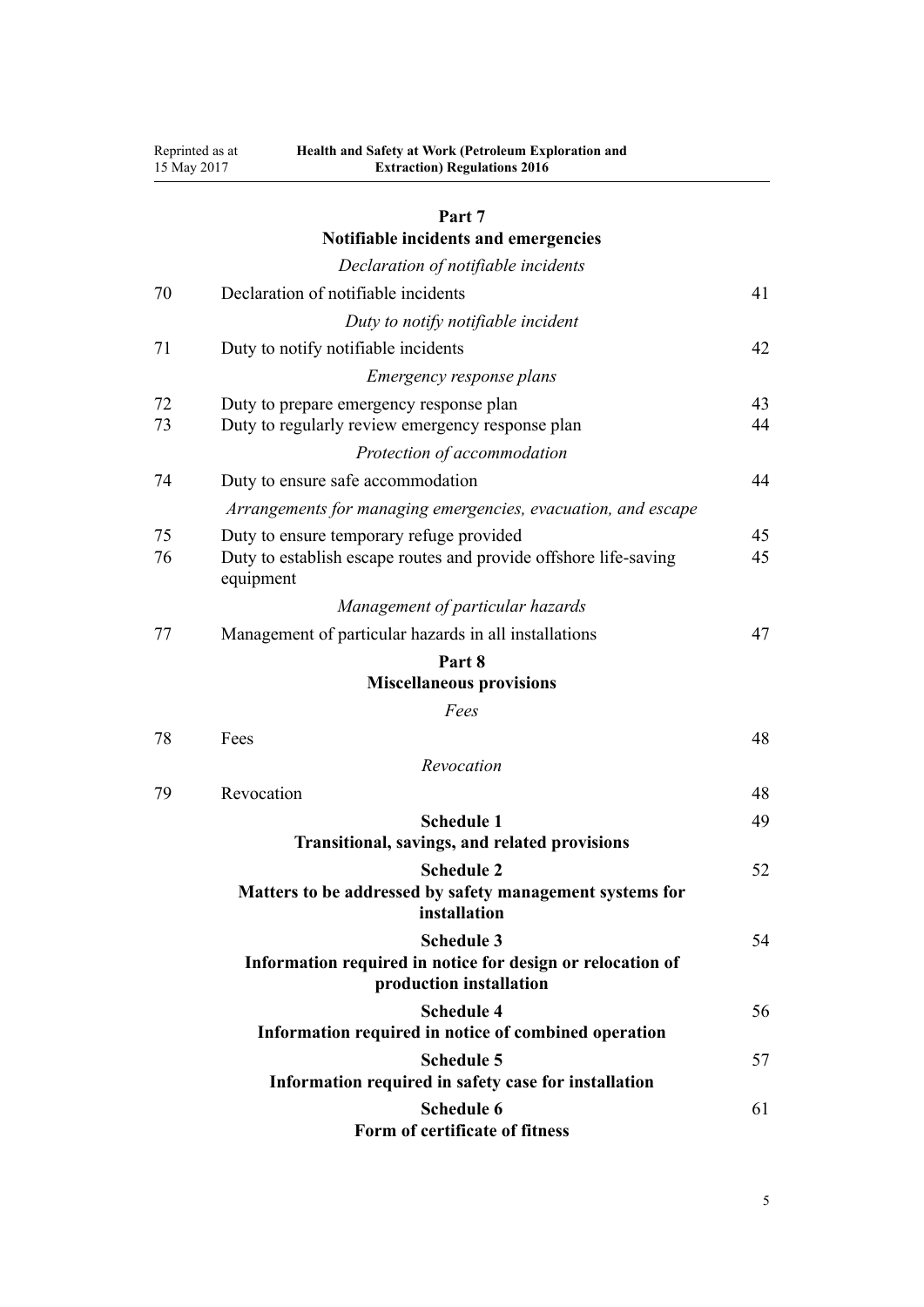## Part 7
## Notifiable incidents and emergencies

*Declaration of notifiable incidents*

| | | |
|---|---|---|
| 70 | Declaration of notifiable incidents | 41 |

*Duty to notify notifiable incident*

| | | |
|---|---|---|
| 71 | Duty to notify notifiable incidents | 42 |

*Emergency response plans*

| | | |
|---|---|---|
| 72 | Duty to prepare emergency response plan | 43 |
| 73 | Duty to regularly review emergency response plan | 44 |

*Protection of accommodation*

| | | |
|---|---|---|
| 74 | Duty to ensure safe accommodation | 44 |

*Arrangements for managing emergencies, evacuation, and escape*

| | | |
|---|---|---|
| 75 | Duty to ensure temporary refuge provided | 45 |
| 76 | Duty to establish escape routes and provide offshore life-saving equipment | 45 |

*Management of particular hazards*

| | | |
|---|---|---|
| 77 | Management of particular hazards in all installations | 47 |

## Part 8
## Miscellaneous provisions

*Fees*

| | | |
|---|---|---|
| 78 | Fees | 48 |

*Revocation*

| | | |
|---|---|---|
| 79 | Revocation | 48 |

**Schedule 1** — 49
**Transitional, savings, and related provisions**

**Schedule 2** — 52
**Matters to be addressed by safety management systems for installation**

**Schedule 3** — 54
**Information required in notice for design or relocation of production installation**

**Schedule 4** — 56
**Information required in notice of combined operation**

**Schedule 5** — 57
**Information required in safety case for installation**

**Schedule 6** — 61
**Form of certificate of fitness**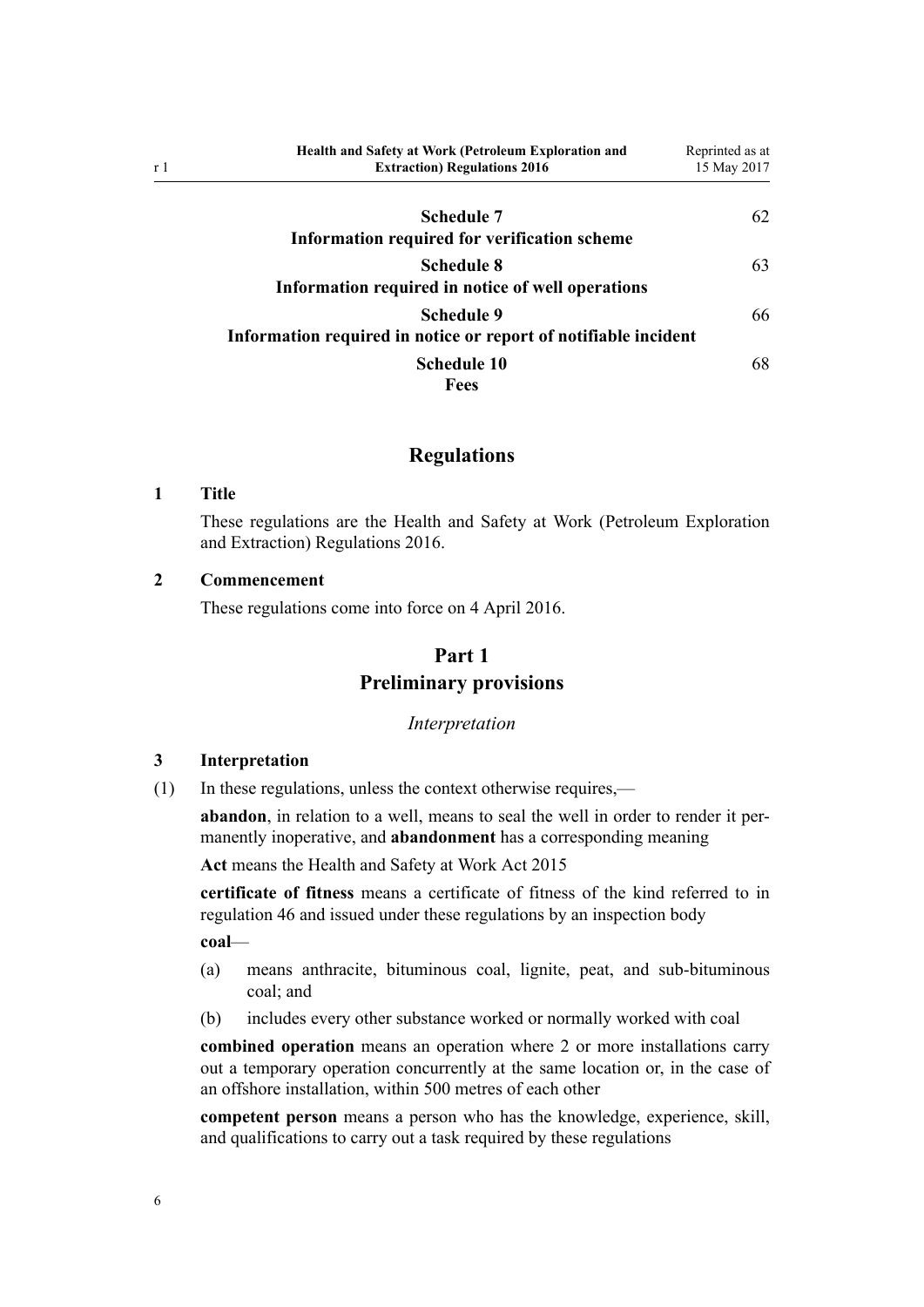| | |
|---|---|
| **Schedule 7**<br>**Information required for verification scheme** | 62 |
| **Schedule 8**<br>**Information required in notice of well operations** | 63 |
| **Schedule 9**<br>**Information required in notice or report of notifiable incident** | 66 |
| **Schedule 10**<br>**Fees** | 68 |

## Regulations

### 1 Title

These regulations are the Health and Safety at Work (Petroleum Exploration and Extraction) Regulations 2016.

### 2 Commencement

These regulations come into force on 4 April 2016.

## Part 1
## Preliminary provisions

*Interpretation*

### 3 Interpretation

(1) In these regulations, unless the context otherwise requires,—

**abandon**, in relation to a well, means to seal the well in order to render it permanently inoperative, and **abandonment** has a corresponding meaning

**Act** means the Health and Safety at Work Act 2015

**certificate of fitness** means a certificate of fitness of the kind referred to in regulation 46 and issued under these regulations by an inspection body

**coal**—

(a) means anthracite, bituminous coal, lignite, peat, and sub-bituminous coal; and

(b) includes every other substance worked or normally worked with coal

**combined operation** means an operation where 2 or more installations carry out a temporary operation concurrently at the same location or, in the case of an offshore installation, within 500 metres of each other

**competent person** means a person who has the knowledge, experience, skill, and qualifications to carry out a task required by these regulations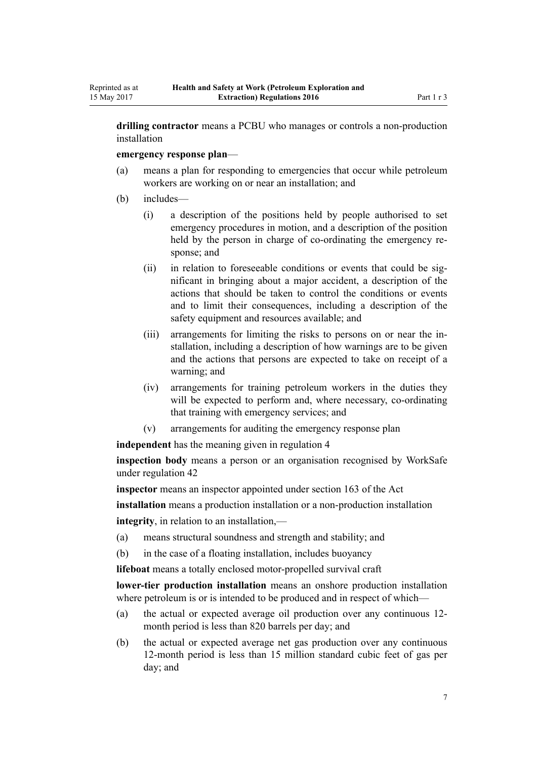**drilling contractor** means a PCBU who manages or controls a non-production installation

**emergency response plan**—

(a) means a plan for responding to emergencies that occur while petroleum workers are working on or near an installation; and

(b) includes—

  (i) a description of the positions held by people authorised to set emergency procedures in motion, and a description of the position held by the person in charge of co-ordinating the emergency response; and

  (ii) in relation to foreseeable conditions or events that could be significant in bringing about a major accident, a description of the actions that should be taken to control the conditions or events and to limit their consequences, including a description of the safety equipment and resources available; and

  (iii) arrangements for limiting the risks to persons on or near the installation, including a description of how warnings are to be given and the actions that persons are expected to take on receipt of a warning; and

  (iv) arrangements for training petroleum workers in the duties they will be expected to perform and, where necessary, co-ordinating that training with emergency services; and

  (v) arrangements for auditing the emergency response plan

**independent** has the meaning given in regulation 4

**inspection body** means a person or an organisation recognised by WorkSafe under regulation 42

**inspector** means an inspector appointed under section 163 of the Act

**installation** means a production installation or a non-production installation

**integrity**, in relation to an installation,—

(a) means structural soundness and strength and stability; and

(b) in the case of a floating installation, includes buoyancy

**lifeboat** means a totally enclosed motor-propelled survival craft

**lower-tier production installation** means an onshore production installation where petroleum is or is intended to be produced and in respect of which—

(a) the actual or expected average oil production over any continuous 12-month period is less than 820 barrels per day; and

(b) the actual or expected average net gas production over any continuous 12-month period is less than 15 million standard cubic feet of gas per day; and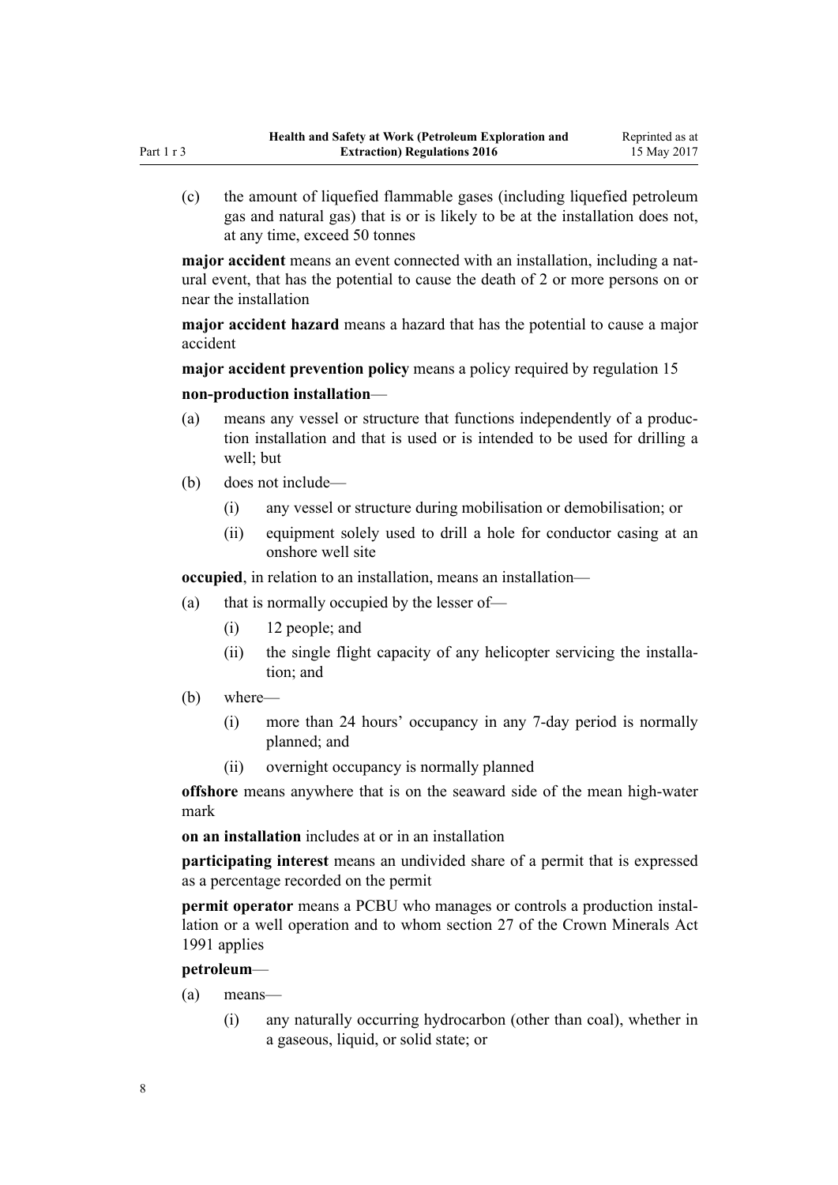(c) the amount of liquefied flammable gases (including liquefied petroleum gas and natural gas) that is or is likely to be at the installation does not, at any time, exceed 50 tonnes

**major accident** means an event connected with an installation, including a natural event, that has the potential to cause the death of 2 or more persons on or near the installation

**major accident hazard** means a hazard that has the potential to cause a major accident

**major accident prevention policy** means a policy required by regulation 15

**non-production installation**—

(a) means any vessel or structure that functions independently of a production installation and that is used or is intended to be used for drilling a well; but

(b) does not include—

  (i) any vessel or structure during mobilisation or demobilisation; or

  (ii) equipment solely used to drill a hole for conductor casing at an onshore well site

**occupied**, in relation to an installation, means an installation—

(a) that is normally occupied by the lesser of—

  (i) 12 people; and

  (ii) the single flight capacity of any helicopter servicing the installation; and

(b) where—

  (i) more than 24 hours' occupancy in any 7-day period is normally planned; and

  (ii) overnight occupancy is normally planned

**offshore** means anywhere that is on the seaward side of the mean high-water mark

**on an installation** includes at or in an installation

**participating interest** means an undivided share of a permit that is expressed as a percentage recorded on the permit

**permit operator** means a PCBU who manages or controls a production installation or a well operation and to whom section 27 of the Crown Minerals Act 1991 applies

**petroleum**—

(a) means—

  (i) any naturally occurring hydrocarbon (other than coal), whether in a gaseous, liquid, or solid state; or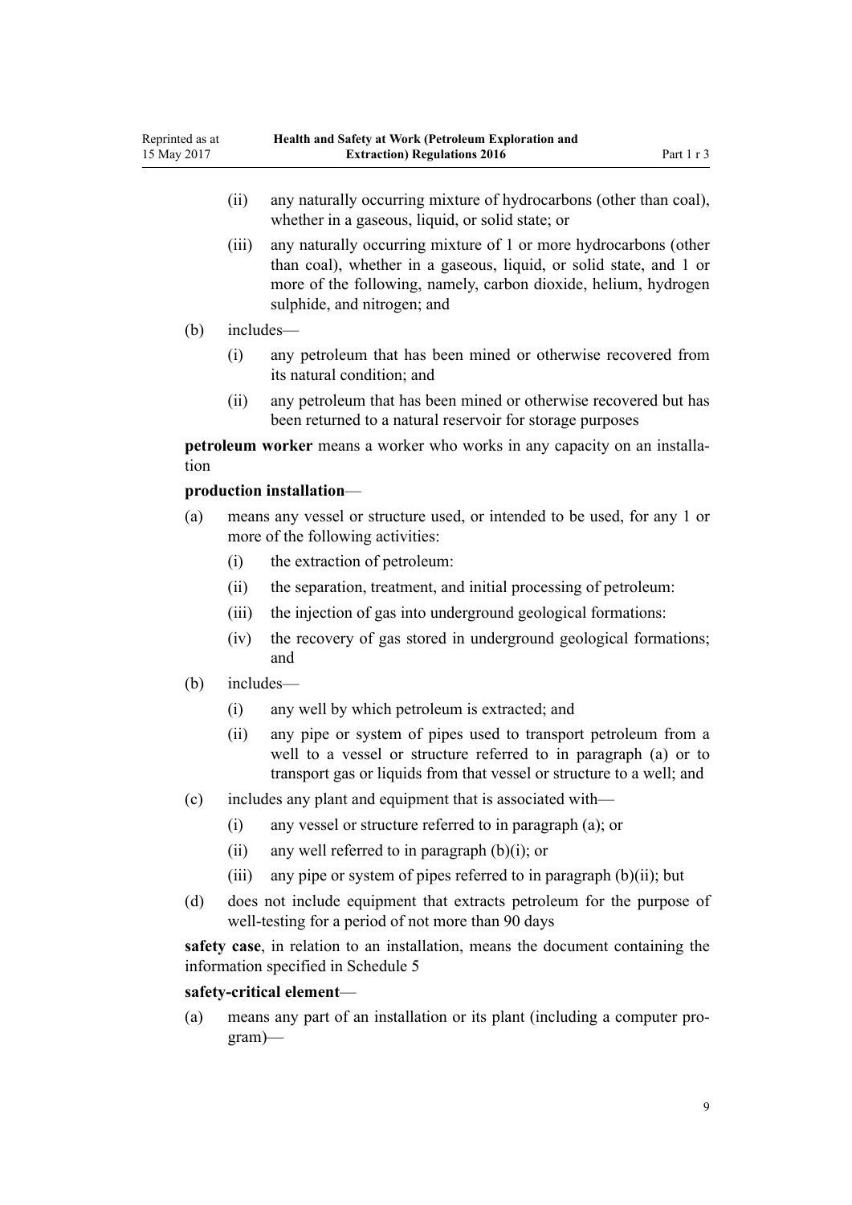- (ii) any naturally occurring mixture of hydrocarbons (other than coal), whether in a gaseous, liquid, or solid state; or
- (iii) any naturally occurring mixture of 1 or more hydrocarbons (other than coal), whether in a gaseous, liquid, or solid state, and 1 or more of the following, namely, carbon dioxide, helium, hydrogen sulphide, and nitrogen; and

(b) includes—

- (i) any petroleum that has been mined or otherwise recovered from its natural condition; and
- (ii) any petroleum that has been mined or otherwise recovered but has been returned to a natural reservoir for storage purposes

**petroleum worker** means a worker who works in any capacity on an installation

**production installation**—

(a) means any vessel or structure used, or intended to be used, for any 1 or more of the following activities:

- (i) the extraction of petroleum:
- (ii) the separation, treatment, and initial processing of petroleum:
- (iii) the injection of gas into underground geological formations:
- (iv) the recovery of gas stored in underground geological formations; and

(b) includes—

- (i) any well by which petroleum is extracted; and
- (ii) any pipe or system of pipes used to transport petroleum from a well to a vessel or structure referred to in paragraph (a) or to transport gas or liquids from that vessel or structure to a well; and

(c) includes any plant and equipment that is associated with—

- (i) any vessel or structure referred to in paragraph (a); or
- (ii) any well referred to in paragraph (b)(i); or
- (iii) any pipe or system of pipes referred to in paragraph (b)(ii); but

(d) does not include equipment that extracts petroleum for the purpose of well-testing for a period of not more than 90 days

**safety case**, in relation to an installation, means the document containing the information specified in Schedule 5

**safety-critical element**—

(a) means any part of an installation or its plant (including a computer program)—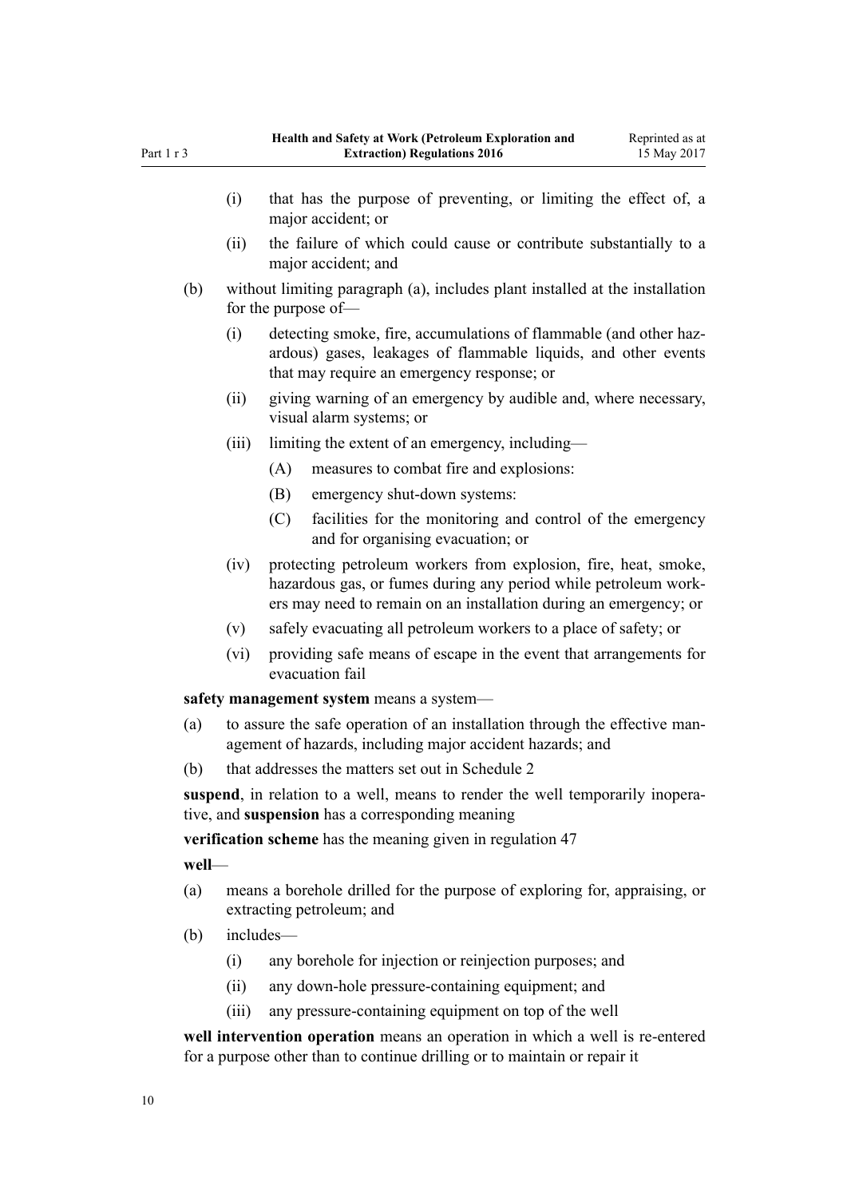(i) that has the purpose of preventing, or limiting the effect of, a major accident; or

(ii) the failure of which could cause or contribute substantially to a major accident; and

(b) without limiting paragraph (a), includes plant installed at the installation for the purpose of—

(i) detecting smoke, fire, accumulations of flammable (and other hazardous) gases, leakages of flammable liquids, and other events that may require an emergency response; or

(ii) giving warning of an emergency by audible and, where necessary, visual alarm systems; or

(iii) limiting the extent of an emergency, including—

(A) measures to combat fire and explosions:

(B) emergency shut-down systems:

(C) facilities for the monitoring and control of the emergency and for organising evacuation; or

(iv) protecting petroleum workers from explosion, fire, heat, smoke, hazardous gas, or fumes during any period while petroleum workers may need to remain on an installation during an emergency; or

(v) safely evacuating all petroleum workers to a place of safety; or

(vi) providing safe means of escape in the event that arrangements for evacuation fail

**safety management system** means a system—

(a) to assure the safe operation of an installation through the effective management of hazards, including major accident hazards; and

(b) that addresses the matters set out in Schedule 2

**suspend**, in relation to a well, means to render the well temporarily inoperative, and **suspension** has a corresponding meaning

**verification scheme** has the meaning given in regulation 47

**well**—

(a) means a borehole drilled for the purpose of exploring for, appraising, or extracting petroleum; and

(b) includes—

(i) any borehole for injection or reinjection purposes; and

(ii) any down-hole pressure-containing equipment; and

(iii) any pressure-containing equipment on top of the well

**well intervention operation** means an operation in which a well is re-entered for a purpose other than to continue drilling or to maintain or repair it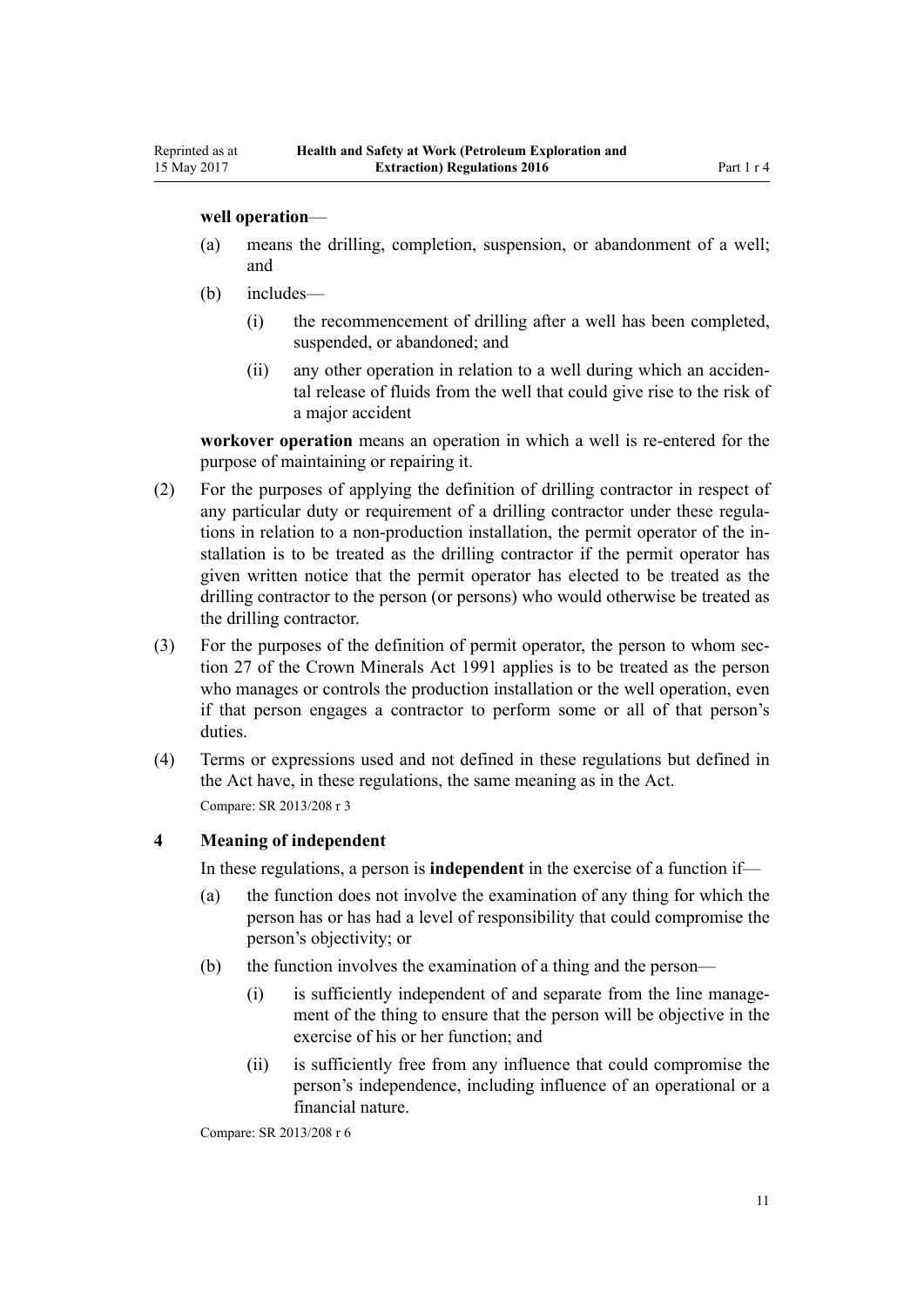**well operation**—

(a) means the drilling, completion, suspension, or abandonment of a well; and

(b) includes—

(i) the recommencement of drilling after a well has been completed, suspended, or abandoned; and

(ii) any other operation in relation to a well during which an accidental release of fluids from the well that could give rise to the risk of a major accident

**workover operation** means an operation in which a well is re-entered for the purpose of maintaining or repairing it.

(2) For the purposes of applying the definition of drilling contractor in respect of any particular duty or requirement of a drilling contractor under these regulations in relation to a non-production installation, the permit operator of the installation is to be treated as the drilling contractor if the permit operator has given written notice that the permit operator has elected to be treated as the drilling contractor to the person (or persons) who would otherwise be treated as the drilling contractor.

(3) For the purposes of the definition of permit operator, the person to whom section 27 of the Crown Minerals Act 1991 applies is to be treated as the person who manages or controls the production installation or the well operation, even if that person engages a contractor to perform some or all of that person's duties.

(4) Terms or expressions used and not defined in these regulations but defined in the Act have, in these regulations, the same meaning as in the Act.

Compare: SR 2013/208 r 3

## 4 Meaning of independent

In these regulations, a person is **independent** in the exercise of a function if—

(a) the function does not involve the examination of any thing for which the person has or has had a level of responsibility that could compromise the person's objectivity; or

(b) the function involves the examination of a thing and the person—

(i) is sufficiently independent of and separate from the line management of the thing to ensure that the person will be objective in the exercise of his or her function; and

(ii) is sufficiently free from any influence that could compromise the person's independence, including influence of an operational or a financial nature.

Compare: SR 2013/208 r 6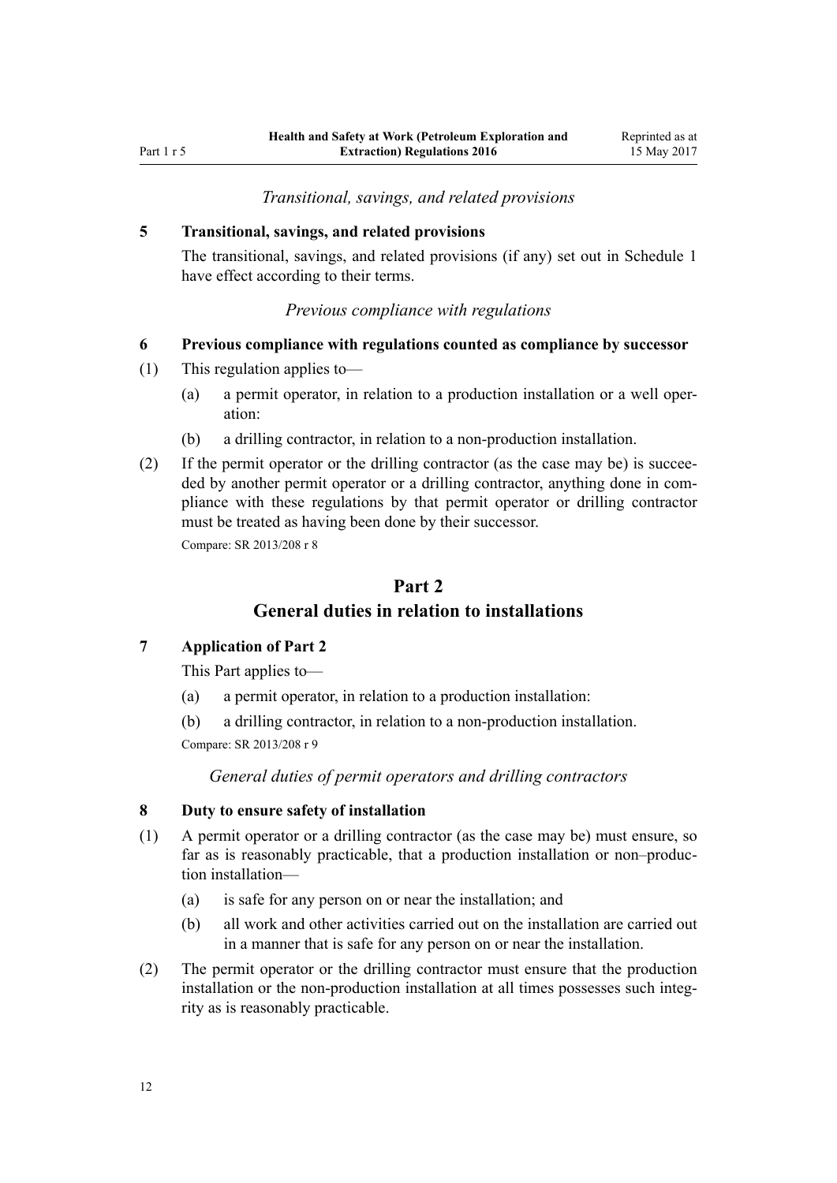*Transitional, savings, and related provisions*

**5 Transitional, savings, and related provisions**

The transitional, savings, and related provisions (if any) set out in Schedule 1 have effect according to their terms.

*Previous compliance with regulations*

**6 Previous compliance with regulations counted as compliance by successor**

(1) This regulation applies to—

(a) a permit operator, in relation to a production installation or a well operation:

(b) a drilling contractor, in relation to a non-production installation.

(2) If the permit operator or the drilling contractor (as the case may be) is succeeded by another permit operator or a drilling contractor, anything done in compliance with these regulations by that permit operator or drilling contractor must be treated as having been done by their successor.

Compare: SR 2013/208 r 8

# Part 2
# General duties in relation to installations

**7 Application of Part 2**

This Part applies to—

(a) a permit operator, in relation to a production installation:

(b) a drilling contractor, in relation to a non-production installation.

Compare: SR 2013/208 r 9

*General duties of permit operators and drilling contractors*

**8 Duty to ensure safety of installation**

(1) A permit operator or a drilling contractor (as the case may be) must ensure, so far as is reasonably practicable, that a production installation or non–production installation—

(a) is safe for any person on or near the installation; and

(b) all work and other activities carried out on the installation are carried out in a manner that is safe for any person on or near the installation.

(2) The permit operator or the drilling contractor must ensure that the production installation or the non-production installation at all times possesses such integrity as is reasonably practicable.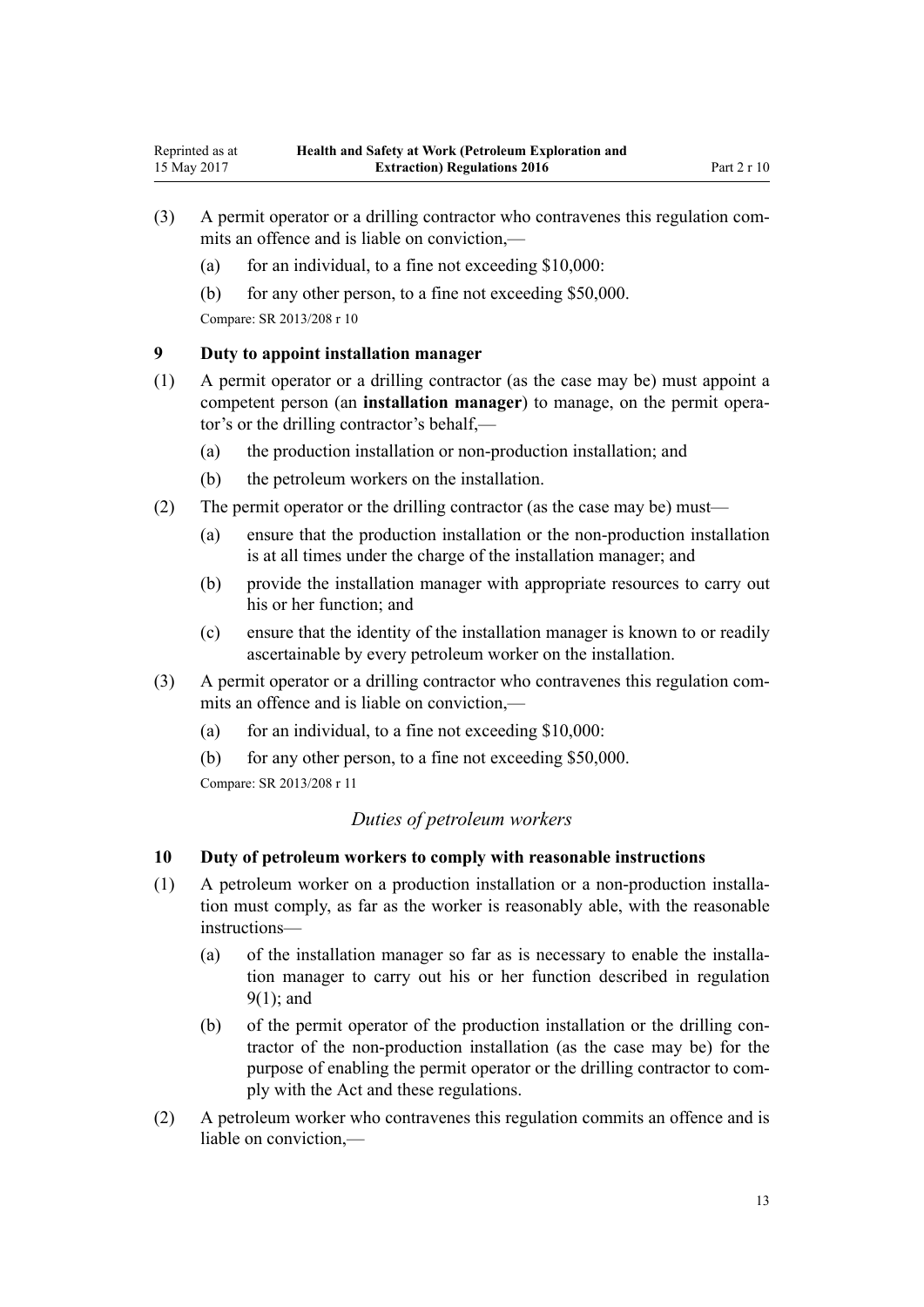(3) A permit operator or a drilling contractor who contravenes this regulation commits an offence and is liable on conviction,—

(a) for an individual, to a fine not exceeding $10,000:

(b) for any other person, to a fine not exceeding $50,000.

Compare: SR 2013/208 r 10

### 9 Duty to appoint installation manager

(1) A permit operator or a drilling contractor (as the case may be) must appoint a competent person (an **installation manager**) to manage, on the permit operator's or the drilling contractor's behalf,—

(a) the production installation or non-production installation; and

(b) the petroleum workers on the installation.

(2) The permit operator or the drilling contractor (as the case may be) must—

(a) ensure that the production installation or the non-production installation is at all times under the charge of the installation manager; and

(b) provide the installation manager with appropriate resources to carry out his or her function; and

(c) ensure that the identity of the installation manager is known to or readily ascertainable by every petroleum worker on the installation.

(3) A permit operator or a drilling contractor who contravenes this regulation commits an offence and is liable on conviction,—

(a) for an individual, to a fine not exceeding $10,000:

(b) for any other person, to a fine not exceeding $50,000.

Compare: SR 2013/208 r 11

*Duties of petroleum workers*

### 10 Duty of petroleum workers to comply with reasonable instructions

(1) A petroleum worker on a production installation or a non-production installation must comply, as far as the worker is reasonably able, with the reasonable instructions—

(a) of the installation manager so far as is necessary to enable the installation manager to carry out his or her function described in regulation 9(1); and

(b) of the permit operator of the production installation or the drilling contractor of the non-production installation (as the case may be) for the purpose of enabling the permit operator or the drilling contractor to comply with the Act and these regulations.

(2) A petroleum worker who contravenes this regulation commits an offence and is liable on conviction,—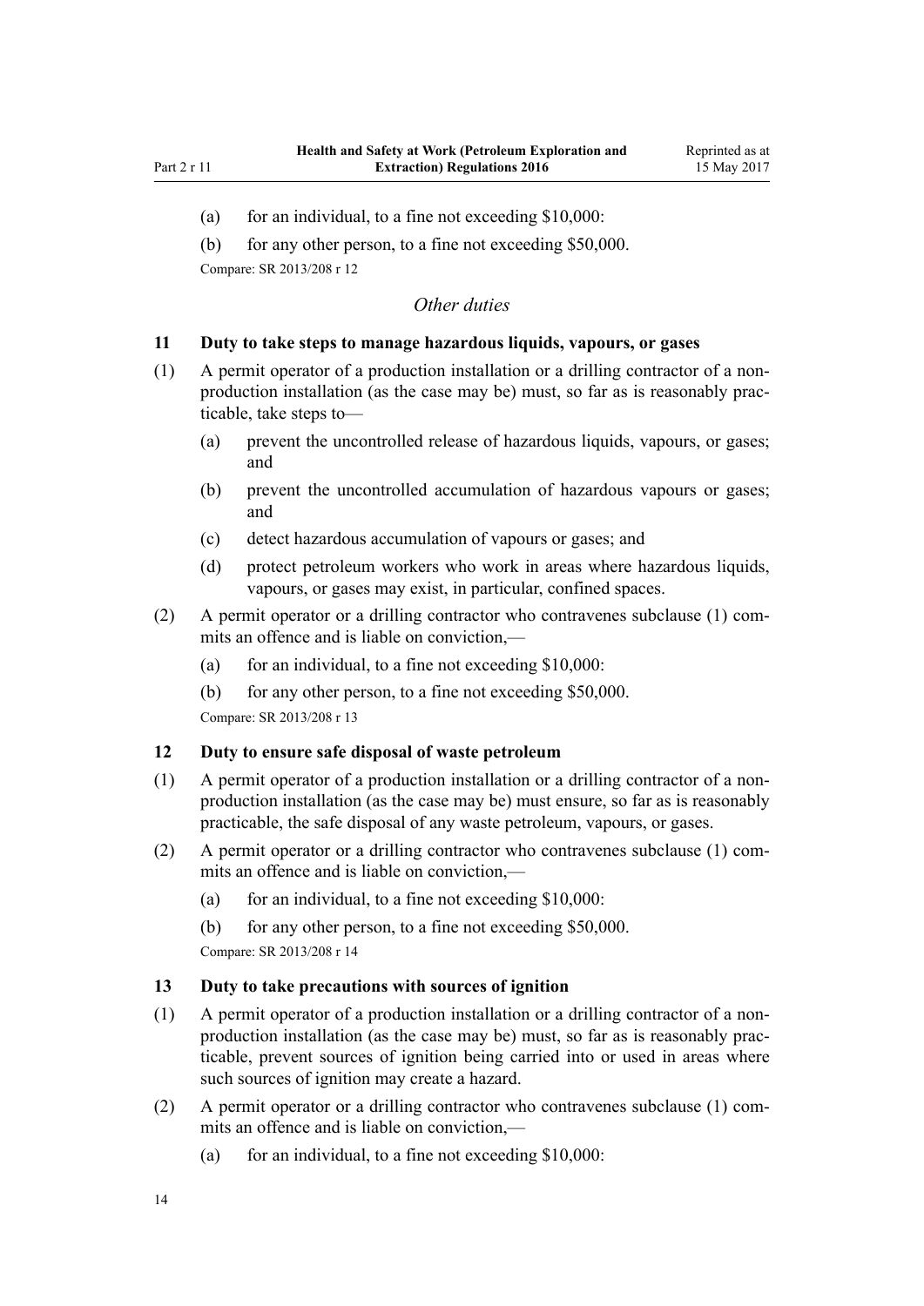(a) for an individual, to a fine not exceeding $10,000:

(b) for any other person, to a fine not exceeding $50,000.

Compare: SR 2013/208 r 12

### *Other duties*

### 11 Duty to take steps to manage hazardous liquids, vapours, or gases

(1) A permit operator of a production installation or a drilling contractor of a non-production installation (as the case may be) must, so far as is reasonably practicable, take steps to—

(a) prevent the uncontrolled release of hazardous liquids, vapours, or gases; and

(b) prevent the uncontrolled accumulation of hazardous vapours or gases; and

(c) detect hazardous accumulation of vapours or gases; and

(d) protect petroleum workers who work in areas where hazardous liquids, vapours, or gases may exist, in particular, confined spaces.

(2) A permit operator or a drilling contractor who contravenes subclause (1) commits an offence and is liable on conviction,—

(a) for an individual, to a fine not exceeding $10,000:

(b) for any other person, to a fine not exceeding $50,000.

Compare: SR 2013/208 r 13

### 12 Duty to ensure safe disposal of waste petroleum

(1) A permit operator of a production installation or a drilling contractor of a non-production installation (as the case may be) must ensure, so far as is reasonably practicable, the safe disposal of any waste petroleum, vapours, or gases.

(2) A permit operator or a drilling contractor who contravenes subclause (1) commits an offence and is liable on conviction,—

(a) for an individual, to a fine not exceeding $10,000:

(b) for any other person, to a fine not exceeding $50,000.

Compare: SR 2013/208 r 14

### 13 Duty to take precautions with sources of ignition

(1) A permit operator of a production installation or a drilling contractor of a non-production installation (as the case may be) must, so far as is reasonably practicable, prevent sources of ignition being carried into or used in areas where such sources of ignition may create a hazard.

(2) A permit operator or a drilling contractor who contravenes subclause (1) commits an offence and is liable on conviction,—

(a) for an individual, to a fine not exceeding $10,000: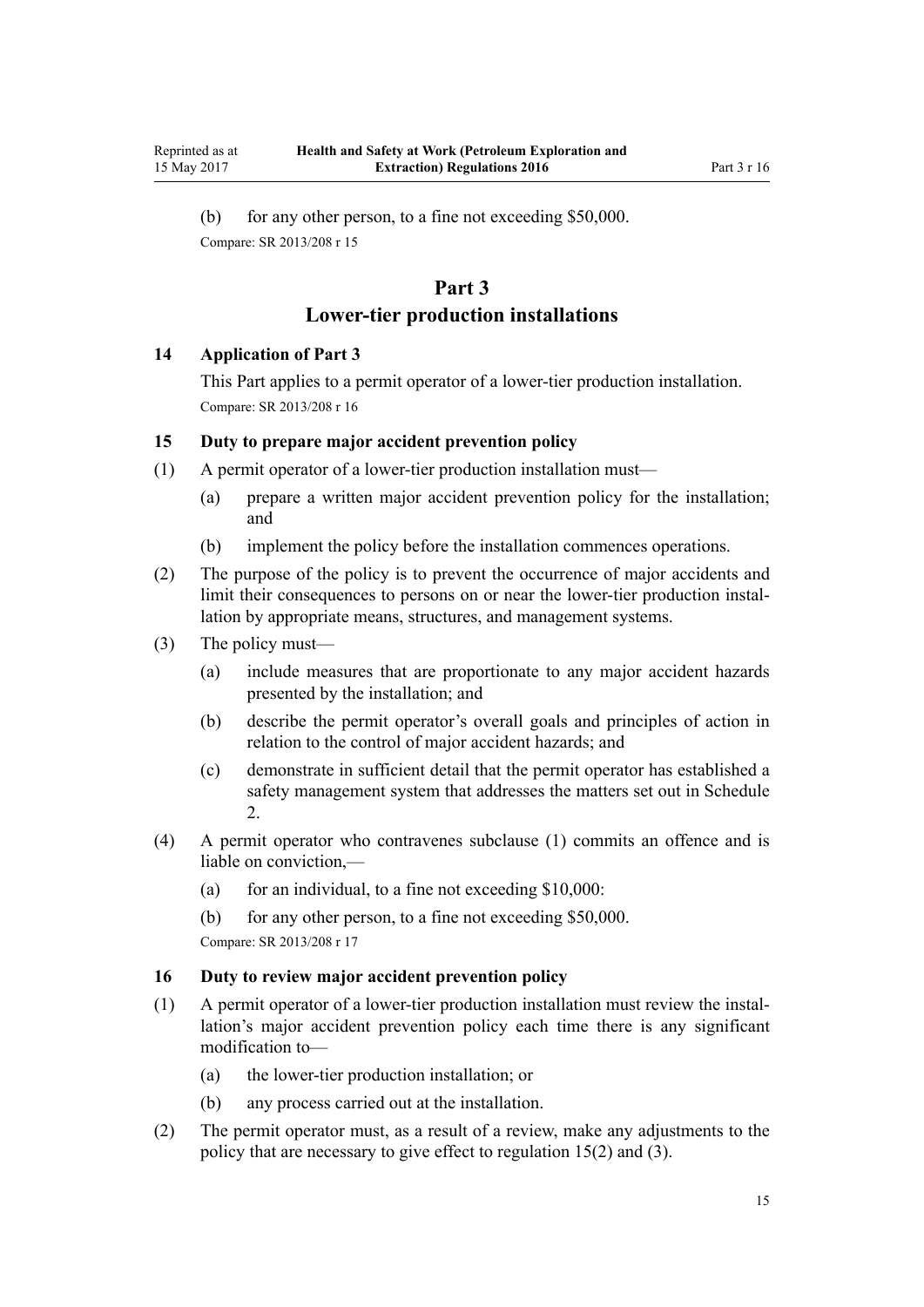(b) for any other person, to a fine not exceeding $50,000.

Compare: SR 2013/208 r 15

# Part 3
# Lower-tier production installations

### 14 Application of Part 3

This Part applies to a permit operator of a lower-tier production installation.

Compare: SR 2013/208 r 16

### 15 Duty to prepare major accident prevention policy

(1) A permit operator of a lower-tier production installation must—

(a) prepare a written major accident prevention policy for the installation; and

(b) implement the policy before the installation commences operations.

(2) The purpose of the policy is to prevent the occurrence of major accidents and limit their consequences to persons on or near the lower-tier production installation by appropriate means, structures, and management systems.

(3) The policy must—

(a) include measures that are proportionate to any major accident hazards presented by the installation; and

(b) describe the permit operator's overall goals and principles of action in relation to the control of major accident hazards; and

(c) demonstrate in sufficient detail that the permit operator has established a safety management system that addresses the matters set out in Schedule 2.

(4) A permit operator who contravenes subclause (1) commits an offence and is liable on conviction,—

(a) for an individual, to a fine not exceeding $10,000:

(b) for any other person, to a fine not exceeding $50,000.

Compare: SR 2013/208 r 17

### 16 Duty to review major accident prevention policy

(1) A permit operator of a lower-tier production installation must review the installation's major accident prevention policy each time there is any significant modification to—

(a) the lower-tier production installation; or

(b) any process carried out at the installation.

(2) The permit operator must, as a result of a review, make any adjustments to the policy that are necessary to give effect to regulation 15(2) and (3).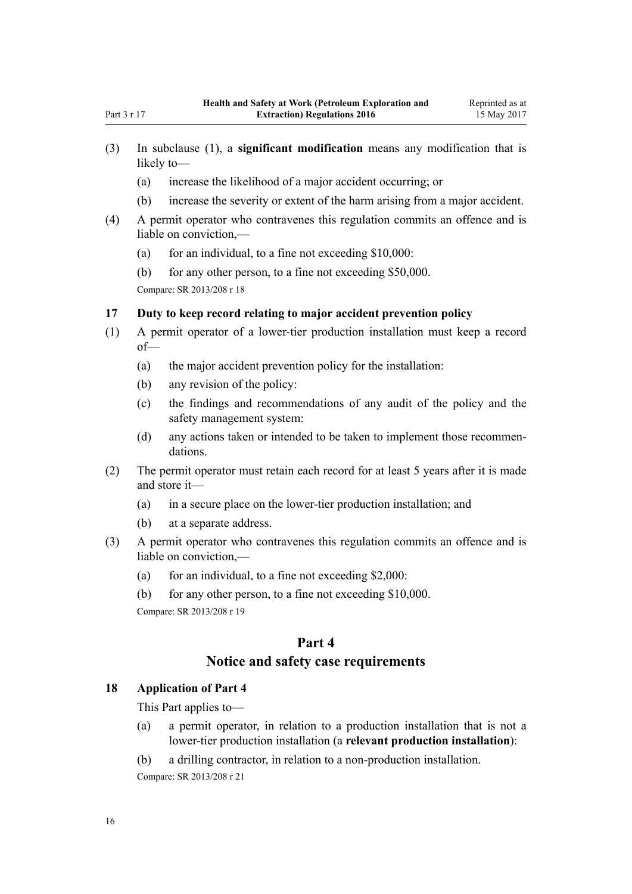(3) In subclause (1), a **significant modification** means any modification that is likely to—

(a) increase the likelihood of a major accident occurring; or

(b) increase the severity or extent of the harm arising from a major accident.

(4) A permit operator who contravenes this regulation commits an offence and is liable on conviction,—

(a) for an individual, to a fine not exceeding $10,000:

(b) for any other person, to a fine not exceeding $50,000.

Compare: SR 2013/208 r 18

### 17 Duty to keep record relating to major accident prevention policy

(1) A permit operator of a lower-tier production installation must keep a record of—

(a) the major accident prevention policy for the installation:

(b) any revision of the policy:

(c) the findings and recommendations of any audit of the policy and the safety management system:

(d) any actions taken or intended to be taken to implement those recommendations.

(2) The permit operator must retain each record for at least 5 years after it is made and store it—

(a) in a secure place on the lower-tier production installation; and

(b) at a separate address.

(3) A permit operator who contravenes this regulation commits an offence and is liable on conviction,—

(a) for an individual, to a fine not exceeding $2,000:

(b) for any other person, to a fine not exceeding $10,000.

Compare: SR 2013/208 r 19

## Part 4
## Notice and safety case requirements

### 18 Application of Part 4

This Part applies to—

(a) a permit operator, in relation to a production installation that is not a lower-tier production installation (a **relevant production installation**):

(b) a drilling contractor, in relation to a non-production installation.

Compare: SR 2013/208 r 21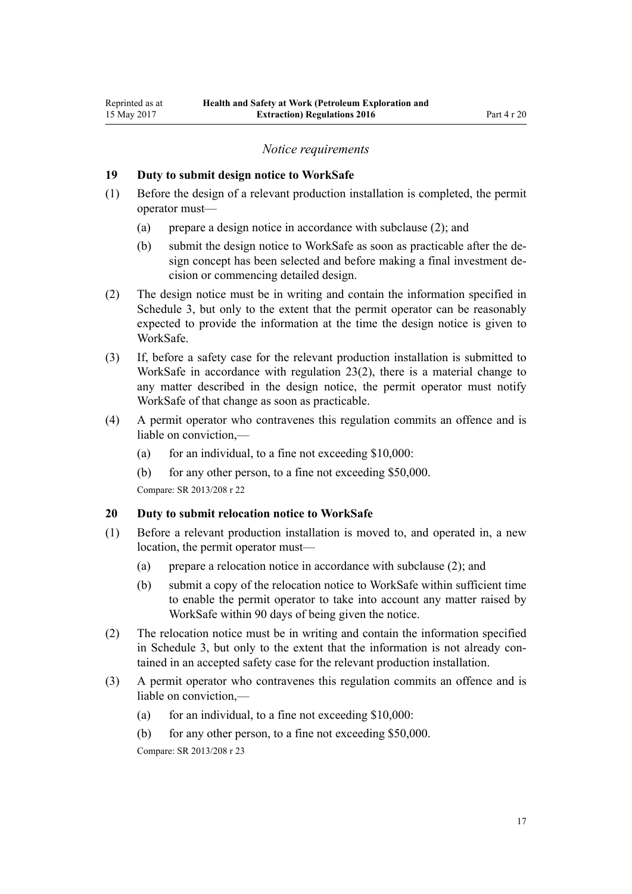*Notice requirements*

## 19 Duty to submit design notice to WorkSafe

(1) Before the design of a relevant production installation is completed, the permit operator must—

   (a) prepare a design notice in accordance with subclause (2); and

   (b) submit the design notice to WorkSafe as soon as practicable after the design concept has been selected and before making a final investment decision or commencing detailed design.

(2) The design notice must be in writing and contain the information specified in Schedule 3, but only to the extent that the permit operator can be reasonably expected to provide the information at the time the design notice is given to WorkSafe.

(3) If, before a safety case for the relevant production installation is submitted to WorkSafe in accordance with regulation 23(2), there is a material change to any matter described in the design notice, the permit operator must notify WorkSafe of that change as soon as practicable.

(4) A permit operator who contravenes this regulation commits an offence and is liable on conviction,—

   (a) for an individual, to a fine not exceeding $10,000:

   (b) for any other person, to a fine not exceeding $50,000.

Compare: SR 2013/208 r 22

## 20 Duty to submit relocation notice to WorkSafe

(1) Before a relevant production installation is moved to, and operated in, a new location, the permit operator must—

   (a) prepare a relocation notice in accordance with subclause (2); and

   (b) submit a copy of the relocation notice to WorkSafe within sufficient time to enable the permit operator to take into account any matter raised by WorkSafe within 90 days of being given the notice.

(2) The relocation notice must be in writing and contain the information specified in Schedule 3, but only to the extent that the information is not already contained in an accepted safety case for the relevant production installation.

(3) A permit operator who contravenes this regulation commits an offence and is liable on conviction,—

   (a) for an individual, to a fine not exceeding $10,000:

   (b) for any other person, to a fine not exceeding $50,000.

Compare: SR 2013/208 r 23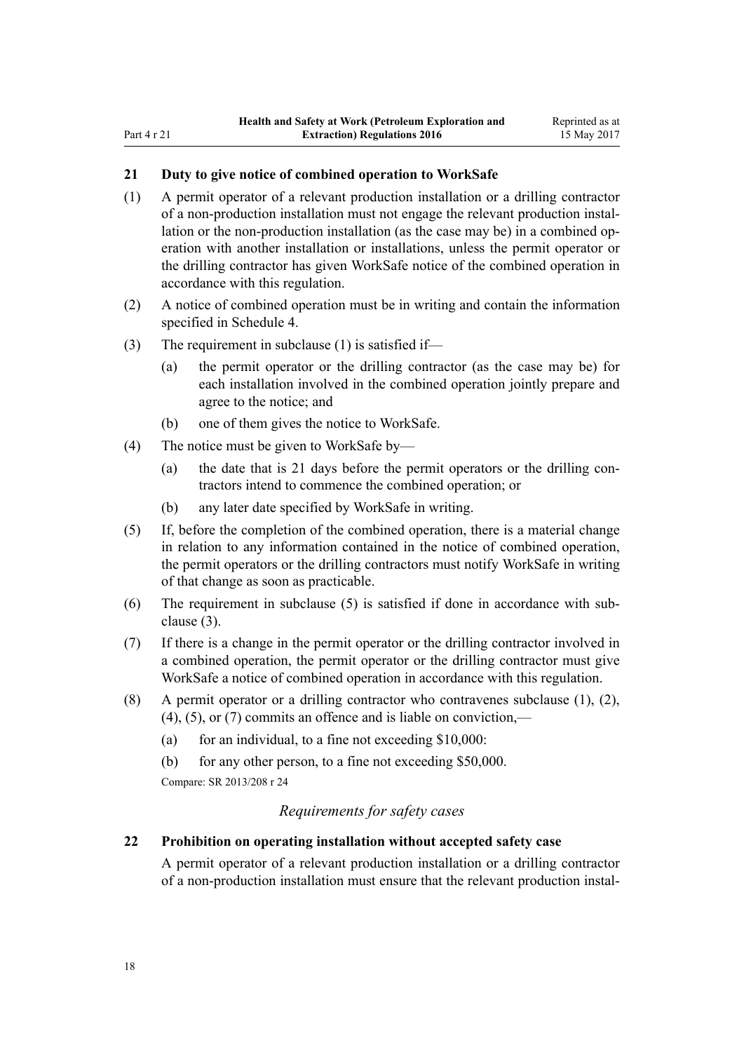### 21 Duty to give notice of combined operation to WorkSafe

(1) A permit operator of a relevant production installation or a drilling contractor of a non-production installation must not engage the relevant production installation or the non-production installation (as the case may be) in a combined operation with another installation or installations, unless the permit operator or the drilling contractor has given WorkSafe notice of the combined operation in accordance with this regulation.

(2) A notice of combined operation must be in writing and contain the information specified in Schedule 4.

(3) The requirement in subclause (1) is satisfied if—

- (a) the permit operator or the drilling contractor (as the case may be) for each installation involved in the combined operation jointly prepare and agree to the notice; and
- (b) one of them gives the notice to WorkSafe.

(4) The notice must be given to WorkSafe by—

- (a) the date that is 21 days before the permit operators or the drilling contractors intend to commence the combined operation; or
- (b) any later date specified by WorkSafe in writing.

(5) If, before the completion of the combined operation, there is a material change in relation to any information contained in the notice of combined operation, the permit operators or the drilling contractors must notify WorkSafe in writing of that change as soon as practicable.

(6) The requirement in subclause (5) is satisfied if done in accordance with subclause (3).

(7) If there is a change in the permit operator or the drilling contractor involved in a combined operation, the permit operator or the drilling contractor must give WorkSafe a notice of combined operation in accordance with this regulation.

(8) A permit operator or a drilling contractor who contravenes subclause (1), (2), (4), (5), or (7) commits an offence and is liable on conviction,—

- (a) for an individual, to a fine not exceeding $10,000:
- (b) for any other person, to a fine not exceeding $50,000.

Compare: SR 2013/208 r 24

*Requirements for safety cases*

### 22 Prohibition on operating installation without accepted safety case

A permit operator of a relevant production installation or a drilling contractor of a non-production installation must ensure that the relevant production instal-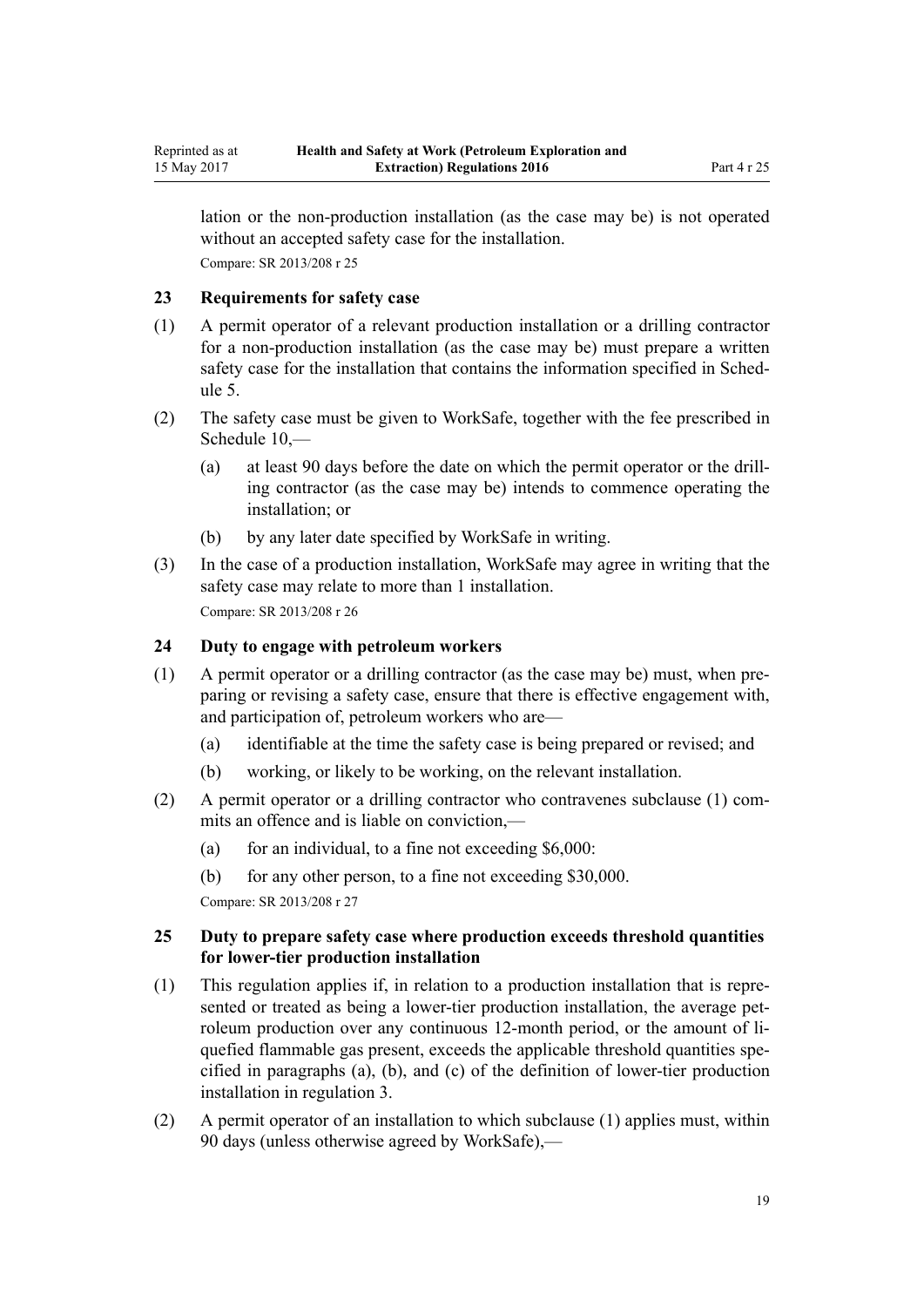lation or the non-production installation (as the case may be) is not operated without an accepted safety case for the installation.

Compare: SR 2013/208 r 25

### 23 Requirements for safety case

(1) A permit operator of a relevant production installation or a drilling contractor for a non-production installation (as the case may be) must prepare a written safety case for the installation that contains the information specified in Schedule 5.

(2) The safety case must be given to WorkSafe, together with the fee prescribed in Schedule 10,—

  (a) at least 90 days before the date on which the permit operator or the drilling contractor (as the case may be) intends to commence operating the installation; or

  (b) by any later date specified by WorkSafe in writing.

(3) In the case of a production installation, WorkSafe may agree in writing that the safety case may relate to more than 1 installation.

Compare: SR 2013/208 r 26

### 24 Duty to engage with petroleum workers

(1) A permit operator or a drilling contractor (as the case may be) must, when preparing or revising a safety case, ensure that there is effective engagement with, and participation of, petroleum workers who are—

  (a) identifiable at the time the safety case is being prepared or revised; and

  (b) working, or likely to be working, on the relevant installation.

(2) A permit operator or a drilling contractor who contravenes subclause (1) commits an offence and is liable on conviction,—

  (a) for an individual, to a fine not exceeding $6,000:

  (b) for any other person, to a fine not exceeding $30,000.

Compare: SR 2013/208 r 27

### 25 Duty to prepare safety case where production exceeds threshold quantities for lower-tier production installation

(1) This regulation applies if, in relation to a production installation that is represented or treated as being a lower-tier production installation, the average petroleum production over any continuous 12-month period, or the amount of liquefied flammable gas present, exceeds the applicable threshold quantities specified in paragraphs (a), (b), and (c) of the definition of lower-tier production installation in regulation 3.

(2) A permit operator of an installation to which subclause (1) applies must, within 90 days (unless otherwise agreed by WorkSafe),—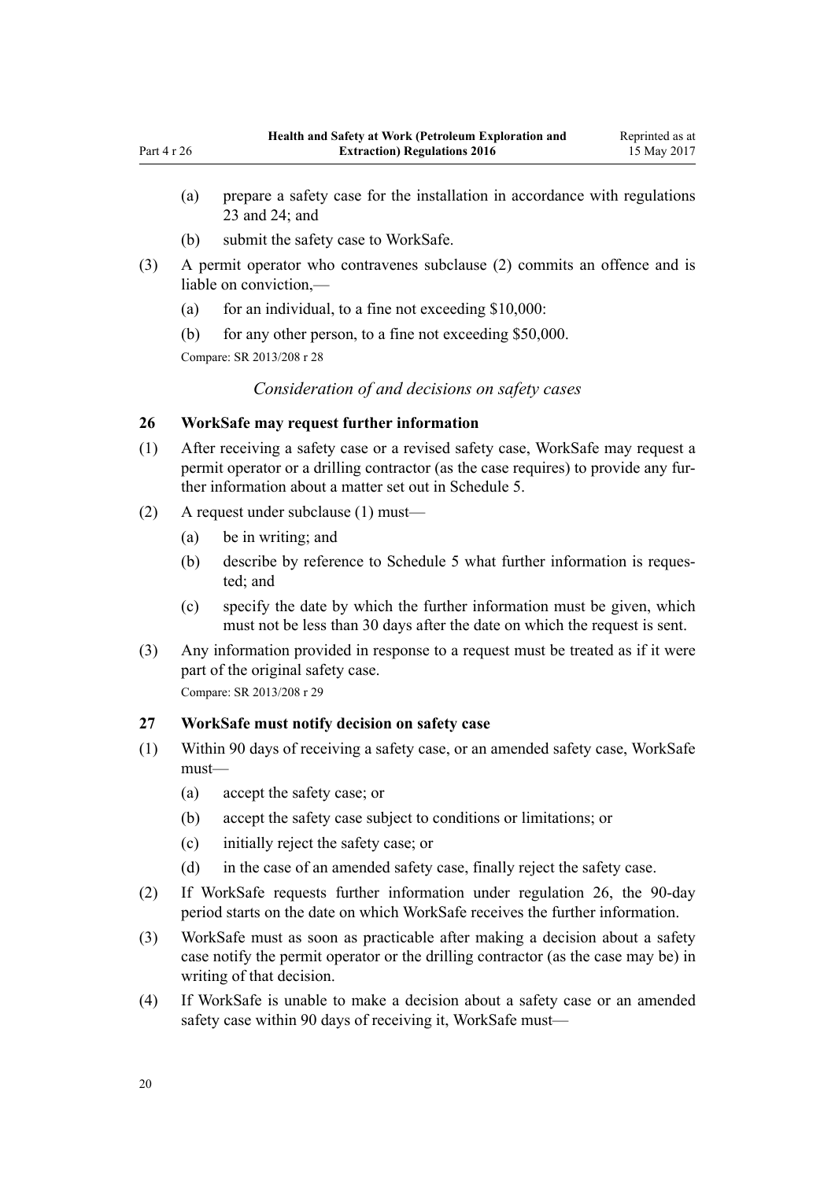(a) prepare a safety case for the installation in accordance with regulations 23 and 24; and

(b) submit the safety case to WorkSafe.

(3) A permit operator who contravenes subclause (2) commits an offence and is liable on conviction,—

(a) for an individual, to a fine not exceeding $10,000:

(b) for any other person, to a fine not exceeding $50,000.

Compare: SR 2013/208 r 28

*Consideration of and decisions on safety cases*

**26 WorkSafe may request further information**

(1) After receiving a safety case or a revised safety case, WorkSafe may request a permit operator or a drilling contractor (as the case requires) to provide any further information about a matter set out in Schedule 5.

(2) A request under subclause (1) must—

(a) be in writing; and

(b) describe by reference to Schedule 5 what further information is requested; and

(c) specify the date by which the further information must be given, which must not be less than 30 days after the date on which the request is sent.

(3) Any information provided in response to a request must be treated as if it were part of the original safety case.

Compare: SR 2013/208 r 29

**27 WorkSafe must notify decision on safety case**

(1) Within 90 days of receiving a safety case, or an amended safety case, WorkSafe must—

(a) accept the safety case; or

(b) accept the safety case subject to conditions or limitations; or

(c) initially reject the safety case; or

(d) in the case of an amended safety case, finally reject the safety case.

(2) If WorkSafe requests further information under regulation 26, the 90-day period starts on the date on which WorkSafe receives the further information.

(3) WorkSafe must as soon as practicable after making a decision about a safety case notify the permit operator or the drilling contractor (as the case may be) in writing of that decision.

(4) If WorkSafe is unable to make a decision about a safety case or an amended safety case within 90 days of receiving it, WorkSafe must—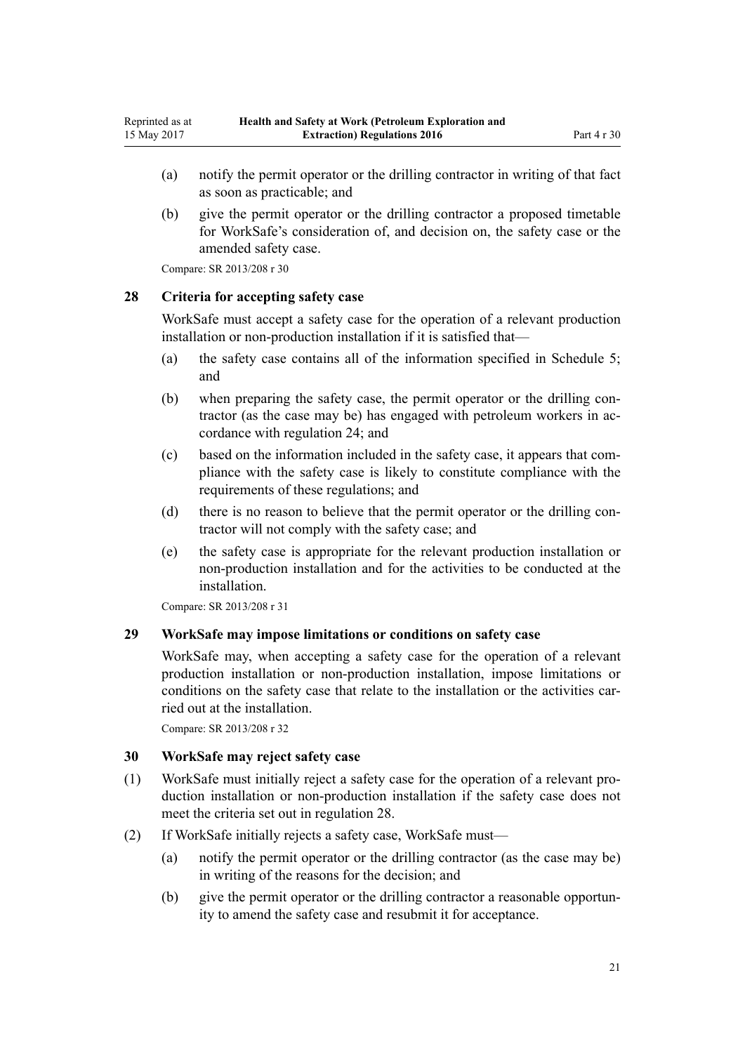(a) notify the permit operator or the drilling contractor in writing of that fact as soon as practicable; and

(b) give the permit operator or the drilling contractor a proposed timetable for WorkSafe's consideration of, and decision on, the safety case or the amended safety case.

Compare: SR 2013/208 r 30

### 28 Criteria for accepting safety case

WorkSafe must accept a safety case for the operation of a relevant production installation or non-production installation if it is satisfied that—

(a) the safety case contains all of the information specified in Schedule 5; and

(b) when preparing the safety case, the permit operator or the drilling contractor (as the case may be) has engaged with petroleum workers in accordance with regulation 24; and

(c) based on the information included in the safety case, it appears that compliance with the safety case is likely to constitute compliance with the requirements of these regulations; and

(d) there is no reason to believe that the permit operator or the drilling contractor will not comply with the safety case; and

(e) the safety case is appropriate for the relevant production installation or non-production installation and for the activities to be conducted at the installation.

Compare: SR 2013/208 r 31

### 29 WorkSafe may impose limitations or conditions on safety case

WorkSafe may, when accepting a safety case for the operation of a relevant production installation or non-production installation, impose limitations or conditions on the safety case that relate to the installation or the activities carried out at the installation.

Compare: SR 2013/208 r 32

### 30 WorkSafe may reject safety case

(1) WorkSafe must initially reject a safety case for the operation of a relevant production installation or non-production installation if the safety case does not meet the criteria set out in regulation 28.

(2) If WorkSafe initially rejects a safety case, WorkSafe must—

(a) notify the permit operator or the drilling contractor (as the case may be) in writing of the reasons for the decision; and

(b) give the permit operator or the drilling contractor a reasonable opportunity to amend the safety case and resubmit it for acceptance.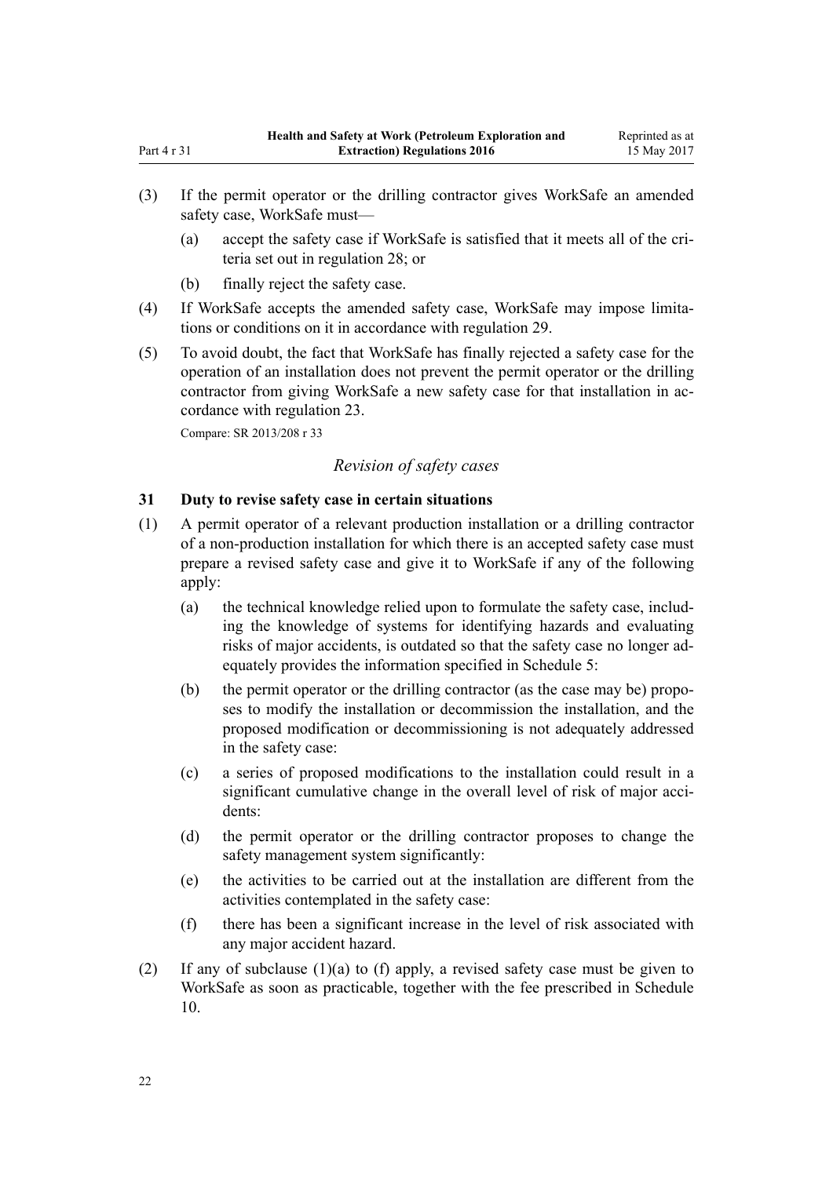(3) If the permit operator or the drilling contractor gives WorkSafe an amended safety case, WorkSafe must—

(a) accept the safety case if WorkSafe is satisfied that it meets all of the criteria set out in regulation 28; or

(b) finally reject the safety case.

(4) If WorkSafe accepts the amended safety case, WorkSafe may impose limitations or conditions on it in accordance with regulation 29.

(5) To avoid doubt, the fact that WorkSafe has finally rejected a safety case for the operation of an installation does not prevent the permit operator or the drilling contractor from giving WorkSafe a new safety case for that installation in accordance with regulation 23.

Compare: SR 2013/208 r 33

*Revision of safety cases*

### 31 Duty to revise safety case in certain situations

(1) A permit operator of a relevant production installation or a drilling contractor of a non-production installation for which there is an accepted safety case must prepare a revised safety case and give it to WorkSafe if any of the following apply:

(a) the technical knowledge relied upon to formulate the safety case, including the knowledge of systems for identifying hazards and evaluating risks of major accidents, is outdated so that the safety case no longer adequately provides the information specified in Schedule 5:

(b) the permit operator or the drilling contractor (as the case may be) proposes to modify the installation or decommission the installation, and the proposed modification or decommissioning is not adequately addressed in the safety case:

(c) a series of proposed modifications to the installation could result in a significant cumulative change in the overall level of risk of major accidents:

(d) the permit operator or the drilling contractor proposes to change the safety management system significantly:

(e) the activities to be carried out at the installation are different from the activities contemplated in the safety case:

(f) there has been a significant increase in the level of risk associated with any major accident hazard.

(2) If any of subclause (1)(a) to (f) apply, a revised safety case must be given to WorkSafe as soon as practicable, together with the fee prescribed in Schedule 10.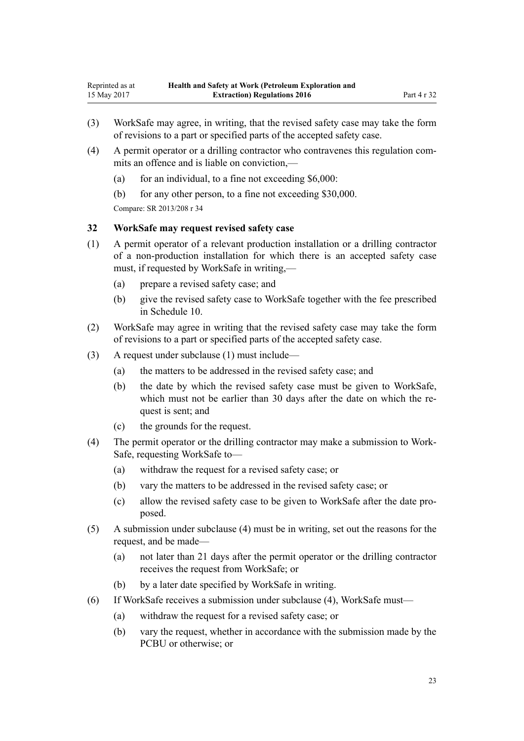(3) WorkSafe may agree, in writing, that the revised safety case may take the form of revisions to a part or specified parts of the accepted safety case.

(4) A permit operator or a drilling contractor who contravenes this regulation commits an offence and is liable on conviction,—

  (a) for an individual, to a fine not exceeding $6,000:

  (b) for any other person, to a fine not exceeding $30,000.

Compare: SR 2013/208 r 34

### 32 WorkSafe may request revised safety case

(1) A permit operator of a relevant production installation or a drilling contractor of a non-production installation for which there is an accepted safety case must, if requested by WorkSafe in writing,—

  (a) prepare a revised safety case; and

  (b) give the revised safety case to WorkSafe together with the fee prescribed in Schedule 10.

(2) WorkSafe may agree in writing that the revised safety case may take the form of revisions to a part or specified parts of the accepted safety case.

(3) A request under subclause (1) must include—

  (a) the matters to be addressed in the revised safety case; and

  (b) the date by which the revised safety case must be given to WorkSafe, which must not be earlier than 30 days after the date on which the request is sent; and

  (c) the grounds for the request.

(4) The permit operator or the drilling contractor may make a submission to WorkSafe, requesting WorkSafe to—

  (a) withdraw the request for a revised safety case; or

  (b) vary the matters to be addressed in the revised safety case; or

  (c) allow the revised safety case to be given to WorkSafe after the date proposed.

(5) A submission under subclause (4) must be in writing, set out the reasons for the request, and be made—

  (a) not later than 21 days after the permit operator or the drilling contractor receives the request from WorkSafe; or

  (b) by a later date specified by WorkSafe in writing.

(6) If WorkSafe receives a submission under subclause (4), WorkSafe must—

  (a) withdraw the request for a revised safety case; or

  (b) vary the request, whether in accordance with the submission made by the PCBU or otherwise; or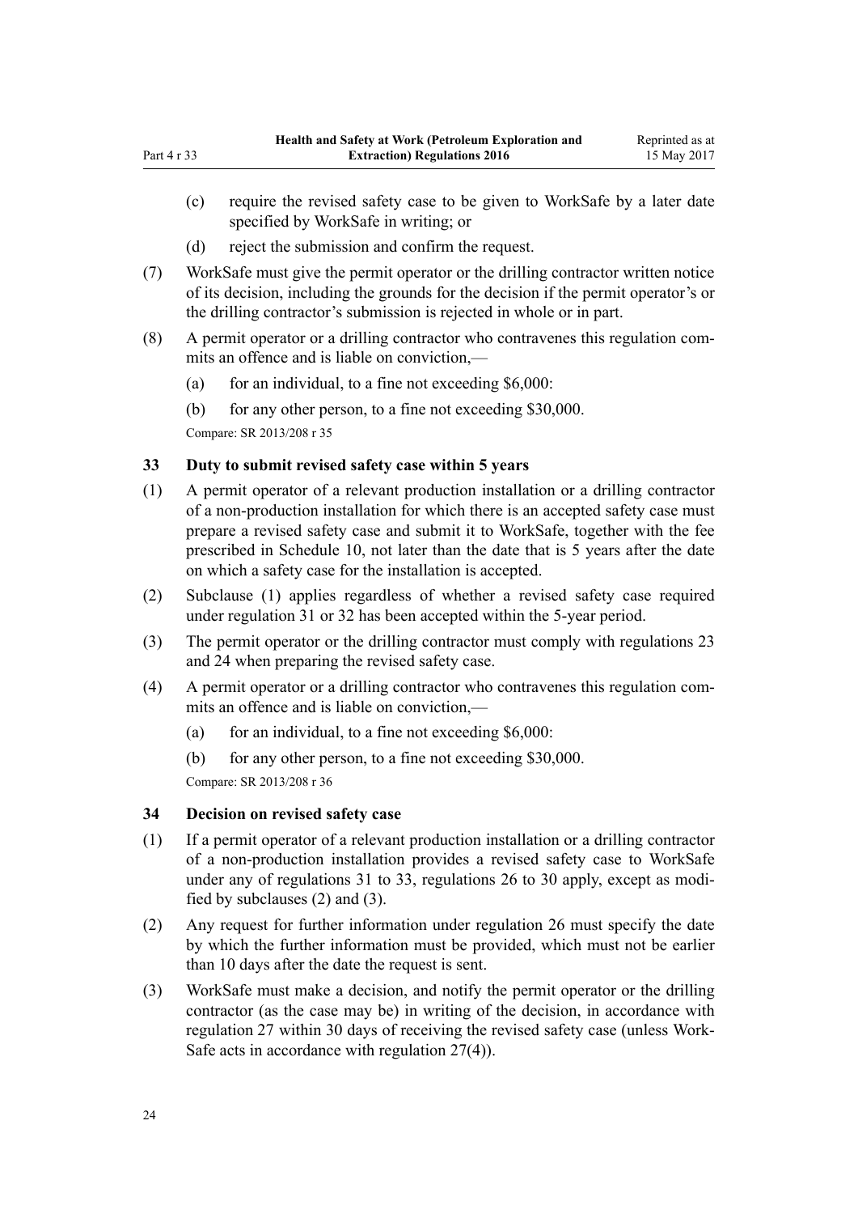(c) require the revised safety case to be given to WorkSafe by a later date specified by WorkSafe in writing; or

(d) reject the submission and confirm the request.

(7) WorkSafe must give the permit operator or the drilling contractor written notice of its decision, including the grounds for the decision if the permit operator's or the drilling contractor's submission is rejected in whole or in part.

(8) A permit operator or a drilling contractor who contravenes this regulation commits an offence and is liable on conviction,—

(a) for an individual, to a fine not exceeding $6,000:

(b) for any other person, to a fine not exceeding $30,000.

Compare: SR 2013/208 r 35

### 33 Duty to submit revised safety case within 5 years

(1) A permit operator of a relevant production installation or a drilling contractor of a non-production installation for which there is an accepted safety case must prepare a revised safety case and submit it to WorkSafe, together with the fee prescribed in Schedule 10, not later than the date that is 5 years after the date on which a safety case for the installation is accepted.

(2) Subclause (1) applies regardless of whether a revised safety case required under regulation 31 or 32 has been accepted within the 5-year period.

(3) The permit operator or the drilling contractor must comply with regulations 23 and 24 when preparing the revised safety case.

(4) A permit operator or a drilling contractor who contravenes this regulation commits an offence and is liable on conviction,—

(a) for an individual, to a fine not exceeding $6,000:

(b) for any other person, to a fine not exceeding $30,000.

Compare: SR 2013/208 r 36

### 34 Decision on revised safety case

(1) If a permit operator of a relevant production installation or a drilling contractor of a non-production installation provides a revised safety case to WorkSafe under any of regulations 31 to 33, regulations 26 to 30 apply, except as modified by subclauses (2) and (3).

(2) Any request for further information under regulation 26 must specify the date by which the further information must be provided, which must not be earlier than 10 days after the date the request is sent.

(3) WorkSafe must make a decision, and notify the permit operator or the drilling contractor (as the case may be) in writing of the decision, in accordance with regulation 27 within 30 days of receiving the revised safety case (unless WorkSafe acts in accordance with regulation 27(4)).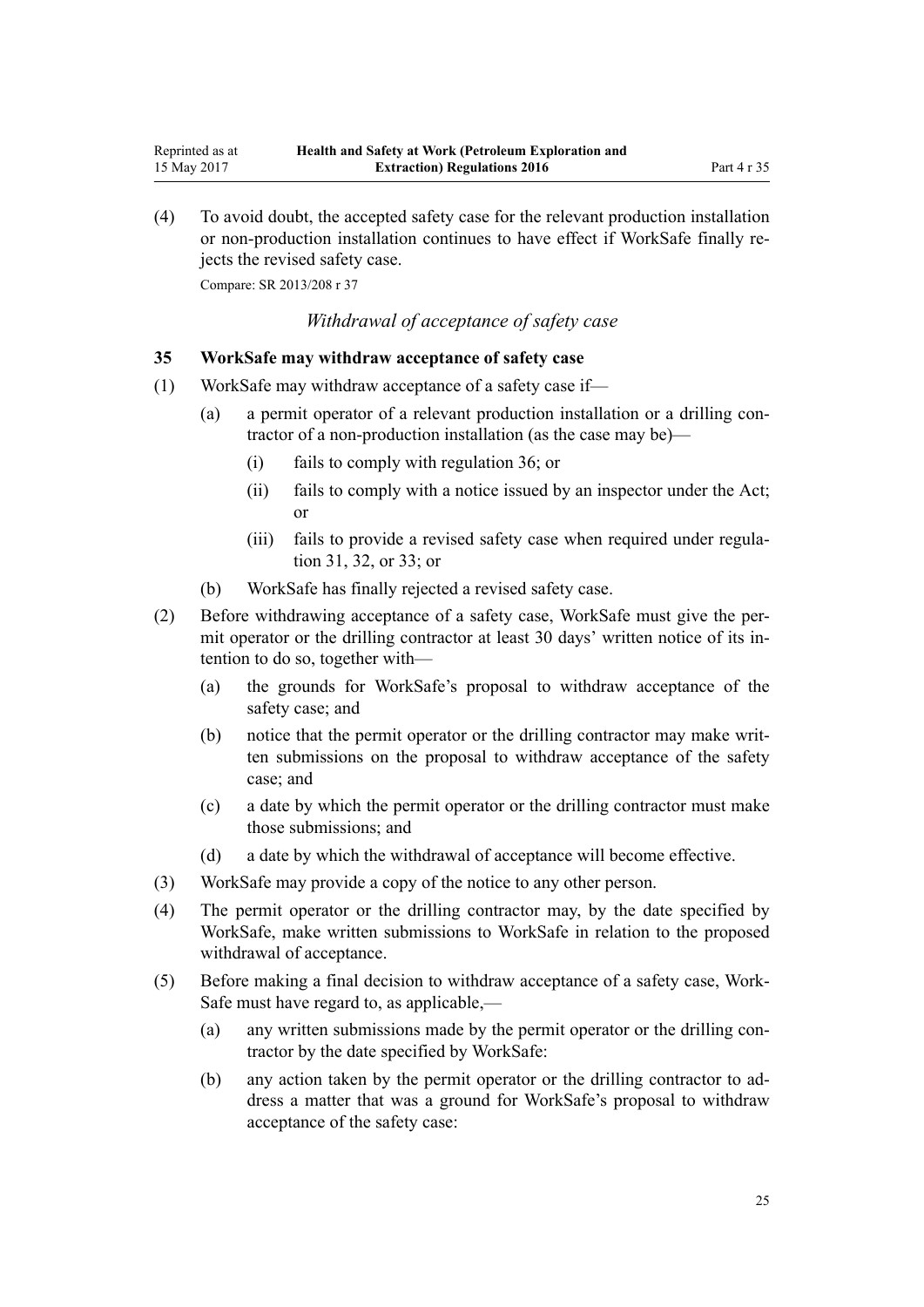(4) To avoid doubt, the accepted safety case for the relevant production installation or non-production installation continues to have effect if WorkSafe finally rejects the revised safety case.

Compare: SR 2013/208 r 37

*Withdrawal of acceptance of safety case*

**35 WorkSafe may withdraw acceptance of safety case**

(1) WorkSafe may withdraw acceptance of a safety case if—

  (a) a permit operator of a relevant production installation or a drilling contractor of a non-production installation (as the case may be)—

    (i) fails to comply with regulation 36; or

    (ii) fails to comply with a notice issued by an inspector under the Act; or

    (iii) fails to provide a revised safety case when required under regulation 31, 32, or 33; or

  (b) WorkSafe has finally rejected a revised safety case.

(2) Before withdrawing acceptance of a safety case, WorkSafe must give the permit operator or the drilling contractor at least 30 days' written notice of its intention to do so, together with—

  (a) the grounds for WorkSafe's proposal to withdraw acceptance of the safety case; and

  (b) notice that the permit operator or the drilling contractor may make written submissions on the proposal to withdraw acceptance of the safety case; and

  (c) a date by which the permit operator or the drilling contractor must make those submissions; and

  (d) a date by which the withdrawal of acceptance will become effective.

(3) WorkSafe may provide a copy of the notice to any other person.

(4) The permit operator or the drilling contractor may, by the date specified by WorkSafe, make written submissions to WorkSafe in relation to the proposed withdrawal of acceptance.

(5) Before making a final decision to withdraw acceptance of a safety case, WorkSafe must have regard to, as applicable,—

  (a) any written submissions made by the permit operator or the drilling contractor by the date specified by WorkSafe:

  (b) any action taken by the permit operator or the drilling contractor to address a matter that was a ground for WorkSafe's proposal to withdraw acceptance of the safety case: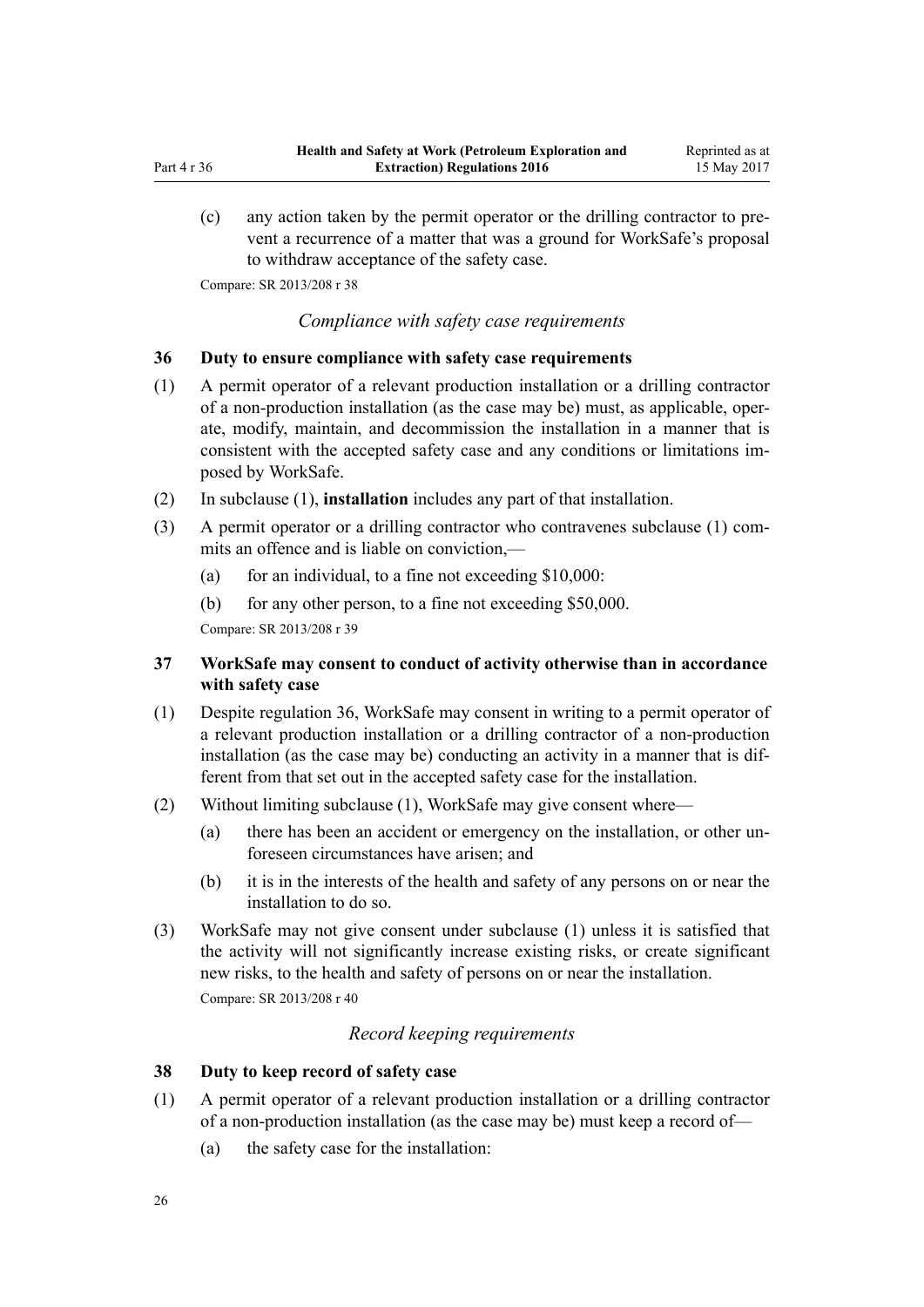(c) any action taken by the permit operator or the drilling contractor to prevent a recurrence of a matter that was a ground for WorkSafe's proposal to withdraw acceptance of the safety case.

Compare: SR 2013/208 r 38

*Compliance with safety case requirements*

### 36 Duty to ensure compliance with safety case requirements

(1) A permit operator of a relevant production installation or a drilling contractor of a non-production installation (as the case may be) must, as applicable, operate, modify, maintain, and decommission the installation in a manner that is consistent with the accepted safety case and any conditions or limitations imposed by WorkSafe.

(2) In subclause (1), **installation** includes any part of that installation.

(3) A permit operator or a drilling contractor who contravenes subclause (1) commits an offence and is liable on conviction,—

(a) for an individual, to a fine not exceeding $10,000:

(b) for any other person, to a fine not exceeding $50,000.

Compare: SR 2013/208 r 39

### 37 WorkSafe may consent to conduct of activity otherwise than in accordance with safety case

(1) Despite regulation 36, WorkSafe may consent in writing to a permit operator of a relevant production installation or a drilling contractor of a non-production installation (as the case may be) conducting an activity in a manner that is different from that set out in the accepted safety case for the installation.

(2) Without limiting subclause (1), WorkSafe may give consent where—

(a) there has been an accident or emergency on the installation, or other unforeseen circumstances have arisen; and

(b) it is in the interests of the health and safety of any persons on or near the installation to do so.

(3) WorkSafe may not give consent under subclause (1) unless it is satisfied that the activity will not significantly increase existing risks, or create significant new risks, to the health and safety of persons on or near the installation.

Compare: SR 2013/208 r 40

*Record keeping requirements*

### 38 Duty to keep record of safety case

(1) A permit operator of a relevant production installation or a drilling contractor of a non-production installation (as the case may be) must keep a record of—

(a) the safety case for the installation: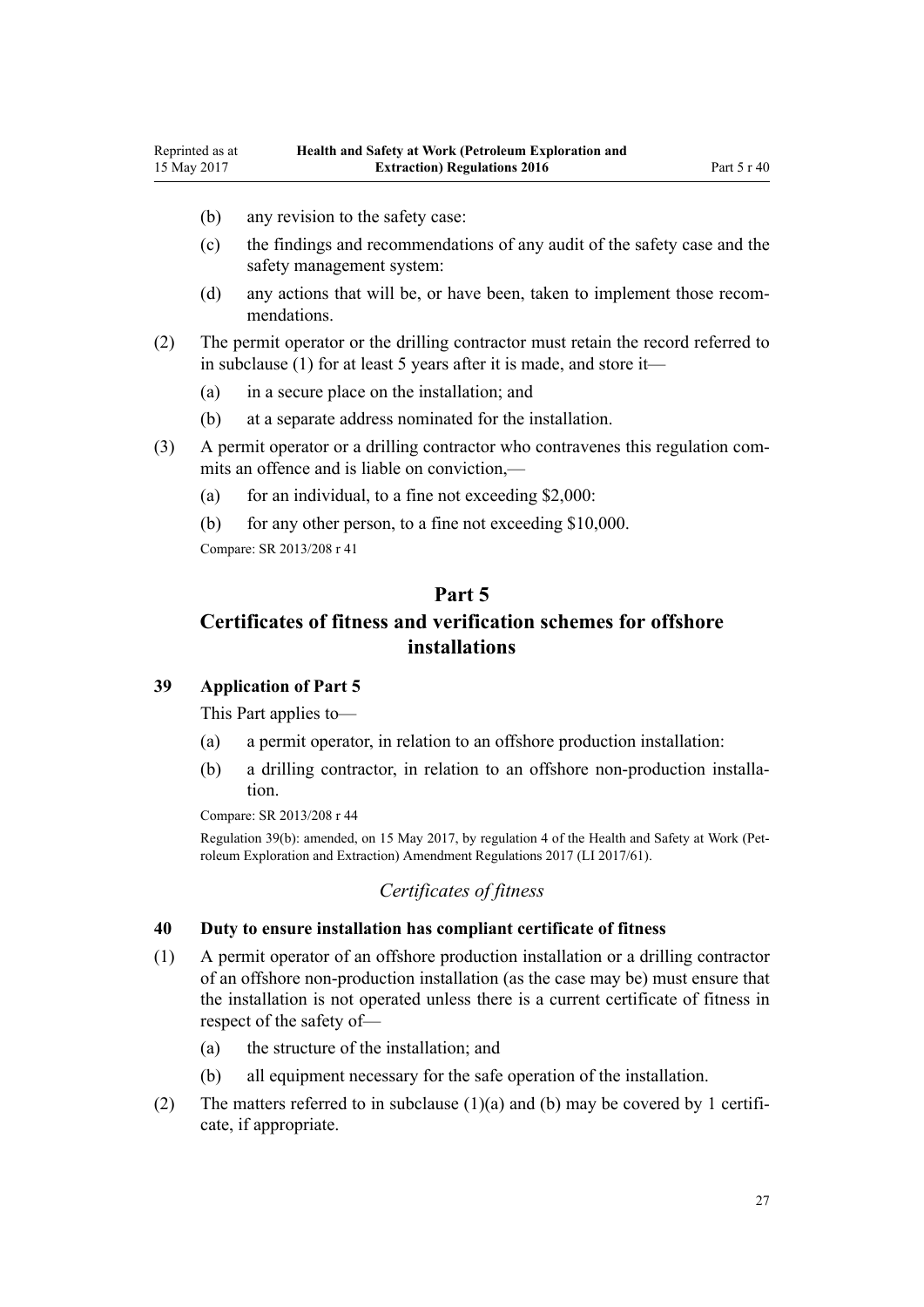(b) any revision to the safety case:

(c) the findings and recommendations of any audit of the safety case and the safety management system:

(d) any actions that will be, or have been, taken to implement those recommendations.

(2) The permit operator or the drilling contractor must retain the record referred to in subclause (1) for at least 5 years after it is made, and store it—

(a) in a secure place on the installation; and

(b) at a separate address nominated for the installation.

(3) A permit operator or a drilling contractor who contravenes this regulation commits an offence and is liable on conviction,—

(a) for an individual, to a fine not exceeding $2,000:

(b) for any other person, to a fine not exceeding $10,000.

Compare: SR 2013/208 r 41

## Part 5

## Certificates of fitness and verification schemes for offshore installations

### 39 Application of Part 5

This Part applies to—

(a) a permit operator, in relation to an offshore production installation:

(b) a drilling contractor, in relation to an offshore non-production installation.

Compare: SR 2013/208 r 44

Regulation 39(b): amended, on 15 May 2017, by regulation 4 of the Health and Safety at Work (Petroleum Exploration and Extraction) Amendment Regulations 2017 (LI 2017/61).

*Certificates of fitness*

### 40 Duty to ensure installation has compliant certificate of fitness

(1) A permit operator of an offshore production installation or a drilling contractor of an offshore non-production installation (as the case may be) must ensure that the installation is not operated unless there is a current certificate of fitness in respect of the safety of—

(a) the structure of the installation; and

(b) all equipment necessary for the safe operation of the installation.

(2) The matters referred to in subclause (1)(a) and (b) may be covered by 1 certificate, if appropriate.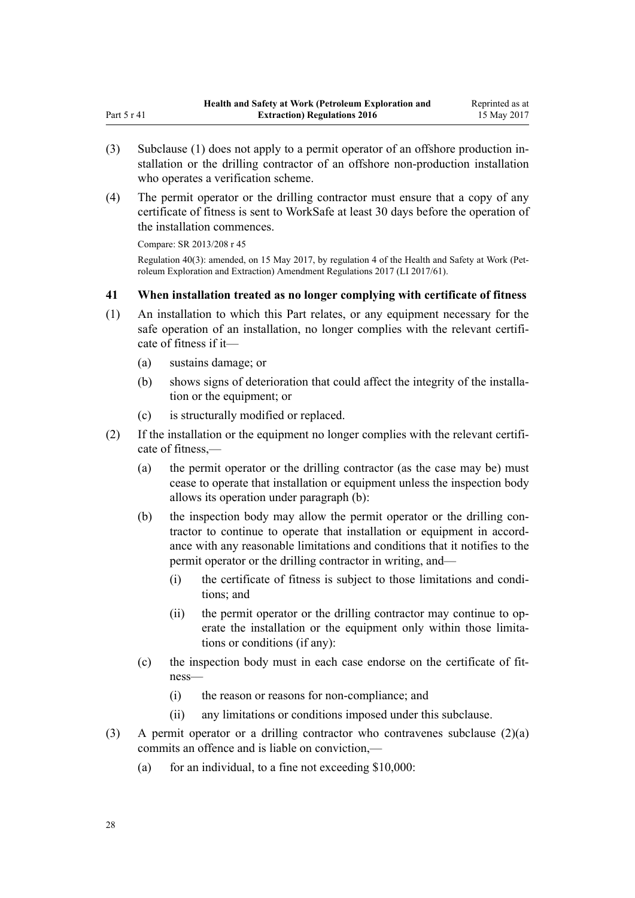(3) Subclause (1) does not apply to a permit operator of an offshore production installation or the drilling contractor of an offshore non-production installation who operates a verification scheme.

(4) The permit operator or the drilling contractor must ensure that a copy of any certificate of fitness is sent to WorkSafe at least 30 days before the operation of the installation commences.

Compare: SR 2013/208 r 45

Regulation 40(3): amended, on 15 May 2017, by regulation 4 of the Health and Safety at Work (Petroleum Exploration and Extraction) Amendment Regulations 2017 (LI 2017/61).

### 41 When installation treated as no longer complying with certificate of fitness

(1) An installation to which this Part relates, or any equipment necessary for the safe operation of an installation, no longer complies with the relevant certificate of fitness if it—

- (a) sustains damage; or
- (b) shows signs of deterioration that could affect the integrity of the installation or the equipment; or
- (c) is structurally modified or replaced.

(2) If the installation or the equipment no longer complies with the relevant certificate of fitness,—

- (a) the permit operator or the drilling contractor (as the case may be) must cease to operate that installation or equipment unless the inspection body allows its operation under paragraph (b):
- (b) the inspection body may allow the permit operator or the drilling contractor to continue to operate that installation or equipment in accordance with any reasonable limitations and conditions that it notifies to the permit operator or the drilling contractor in writing, and—
  - (i) the certificate of fitness is subject to those limitations and conditions; and
  - (ii) the permit operator or the drilling contractor may continue to operate the installation or the equipment only within those limitations or conditions (if any):
- (c) the inspection body must in each case endorse on the certificate of fitness—
  - (i) the reason or reasons for non-compliance; and
  - (ii) any limitations or conditions imposed under this subclause.

(3) A permit operator or a drilling contractor who contravenes subclause (2)(a) commits an offence and is liable on conviction,—

- (a) for an individual, to a fine not exceeding $10,000: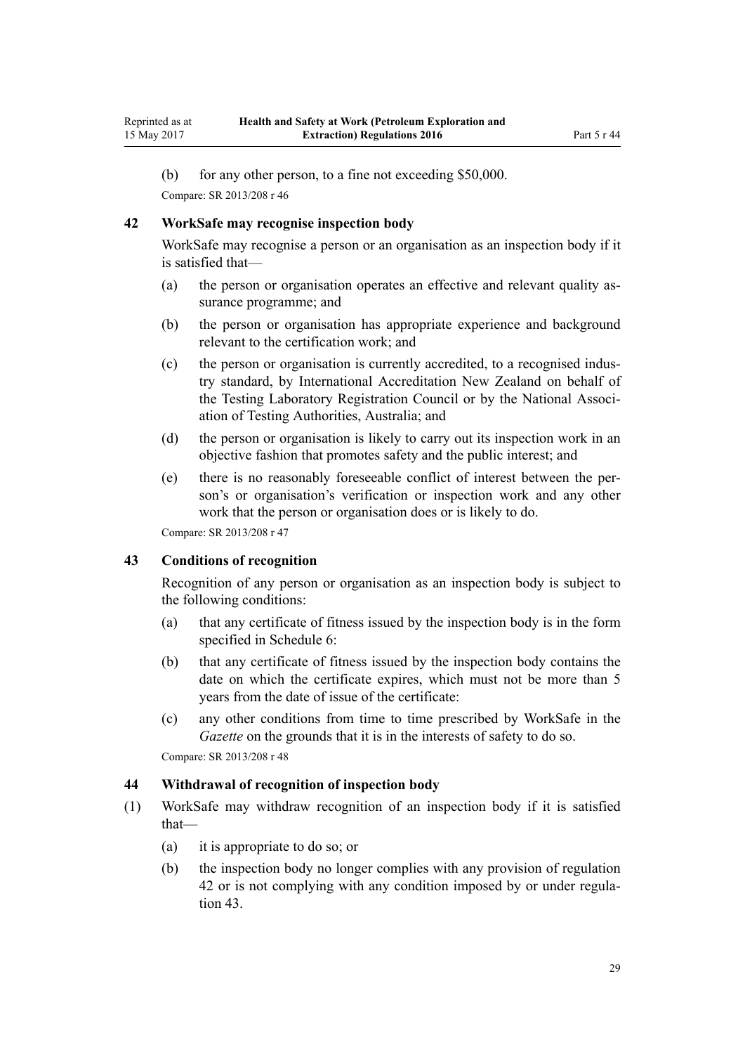(b) for any other person, to a fine not exceeding $50,000.

Compare: SR 2013/208 r 46

### 42 WorkSafe may recognise inspection body

WorkSafe may recognise a person or an organisation as an inspection body if it is satisfied that—

(a) the person or organisation operates an effective and relevant quality assurance programme; and

(b) the person or organisation has appropriate experience and background relevant to the certification work; and

(c) the person or organisation is currently accredited, to a recognised industry standard, by International Accreditation New Zealand on behalf of the Testing Laboratory Registration Council or by the National Association of Testing Authorities, Australia; and

(d) the person or organisation is likely to carry out its inspection work in an objective fashion that promotes safety and the public interest; and

(e) there is no reasonably foreseeable conflict of interest between the person's or organisation's verification or inspection work and any other work that the person or organisation does or is likely to do.

Compare: SR 2013/208 r 47

### 43 Conditions of recognition

Recognition of any person or organisation as an inspection body is subject to the following conditions:

(a) that any certificate of fitness issued by the inspection body is in the form specified in Schedule 6:

(b) that any certificate of fitness issued by the inspection body contains the date on which the certificate expires, which must not be more than 5 years from the date of issue of the certificate:

(c) any other conditions from time to time prescribed by WorkSafe in the *Gazette* on the grounds that it is in the interests of safety to do so.

Compare: SR 2013/208 r 48

### 44 Withdrawal of recognition of inspection body

(1) WorkSafe may withdraw recognition of an inspection body if it is satisfied that—

(a) it is appropriate to do so; or

(b) the inspection body no longer complies with any provision of regulation 42 or is not complying with any condition imposed by or under regulation 43.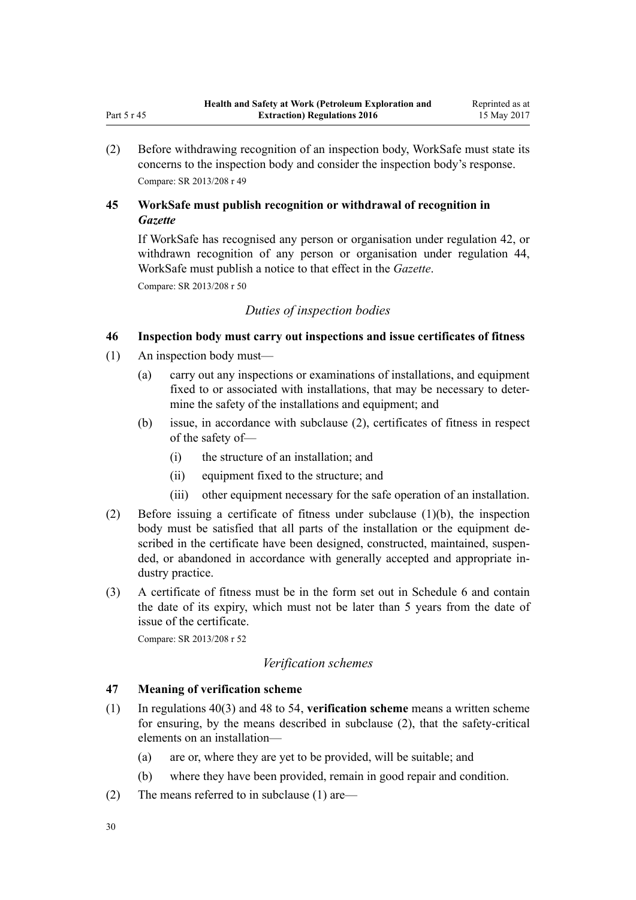(2) Before withdrawing recognition of an inspection body, WorkSafe must state its concerns to the inspection body and consider the inspection body's response.

Compare: SR 2013/208 r 49

### 45 WorkSafe must publish recognition or withdrawal of recognition in *Gazette*

If WorkSafe has recognised any person or organisation under regulation 42, or withdrawn recognition of any person or organisation under regulation 44, WorkSafe must publish a notice to that effect in the *Gazette*.

Compare: SR 2013/208 r 50

*Duties of inspection bodies*

### 46 Inspection body must carry out inspections and issue certificates of fitness

(1) An inspection body must—

- (a) carry out any inspections or examinations of installations, and equipment fixed to or associated with installations, that may be necessary to determine the safety of the installations and equipment; and
- (b) issue, in accordance with subclause (2), certificates of fitness in respect of the safety of—
  - (i) the structure of an installation; and
  - (ii) equipment fixed to the structure; and
  - (iii) other equipment necessary for the safe operation of an installation.

(2) Before issuing a certificate of fitness under subclause (1)(b), the inspection body must be satisfied that all parts of the installation or the equipment described in the certificate have been designed, constructed, maintained, suspended, or abandoned in accordance with generally accepted and appropriate industry practice.

(3) A certificate of fitness must be in the form set out in Schedule 6 and contain the date of its expiry, which must not be later than 5 years from the date of issue of the certificate.

Compare: SR 2013/208 r 52

*Verification schemes*

### 47 Meaning of verification scheme

(1) In regulations 40(3) and 48 to 54, **verification scheme** means a written scheme for ensuring, by the means described in subclause (2), that the safety-critical elements on an installation—

- (a) are or, where they are yet to be provided, will be suitable; and
- (b) where they have been provided, remain in good repair and condition.

(2) The means referred to in subclause (1) are—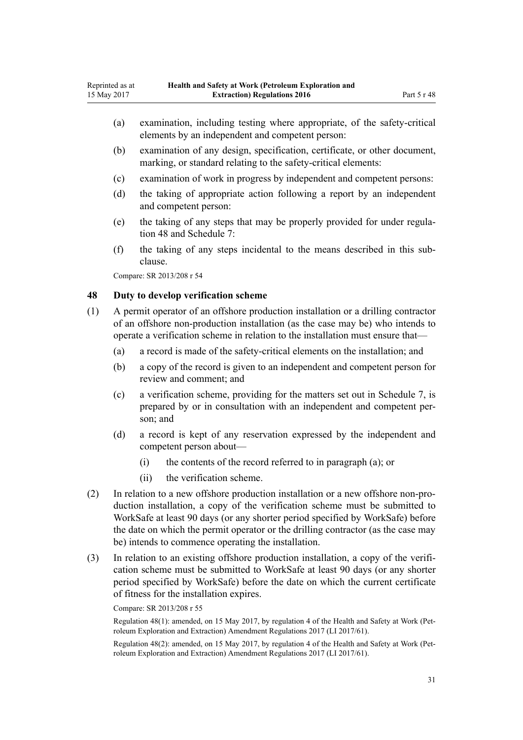(a) examination, including testing where appropriate, of the safety-critical elements by an independent and competent person:

(b) examination of any design, specification, certificate, or other document, marking, or standard relating to the safety-critical elements:

(c) examination of work in progress by independent and competent persons:

(d) the taking of appropriate action following a report by an independent and competent person:

(e) the taking of any steps that may be properly provided for under regulation 48 and Schedule 7:

(f) the taking of any steps incidental to the means described in this subclause.

Compare: SR 2013/208 r 54

### 48 Duty to develop verification scheme

(1) A permit operator of an offshore production installation or a drilling contractor of an offshore non-production installation (as the case may be) who intends to operate a verification scheme in relation to the installation must ensure that—

(a) a record is made of the safety-critical elements on the installation; and

(b) a copy of the record is given to an independent and competent person for review and comment; and

(c) a verification scheme, providing for the matters set out in Schedule 7, is prepared by or in consultation with an independent and competent person; and

(d) a record is kept of any reservation expressed by the independent and competent person about—

(i) the contents of the record referred to in paragraph (a); or

(ii) the verification scheme.

(2) In relation to a new offshore production installation or a new offshore non-production installation, a copy of the verification scheme must be submitted to WorkSafe at least 90 days (or any shorter period specified by WorkSafe) before the date on which the permit operator or the drilling contractor (as the case may be) intends to commence operating the installation.

(3) In relation to an existing offshore production installation, a copy of the verification scheme must be submitted to WorkSafe at least 90 days (or any shorter period specified by WorkSafe) before the date on which the current certificate of fitness for the installation expires.

Compare: SR 2013/208 r 55

Regulation 48(1): amended, on 15 May 2017, by regulation 4 of the Health and Safety at Work (Petroleum Exploration and Extraction) Amendment Regulations 2017 (LI 2017/61).

Regulation 48(2): amended, on 15 May 2017, by regulation 4 of the Health and Safety at Work (Petroleum Exploration and Extraction) Amendment Regulations 2017 (LI 2017/61).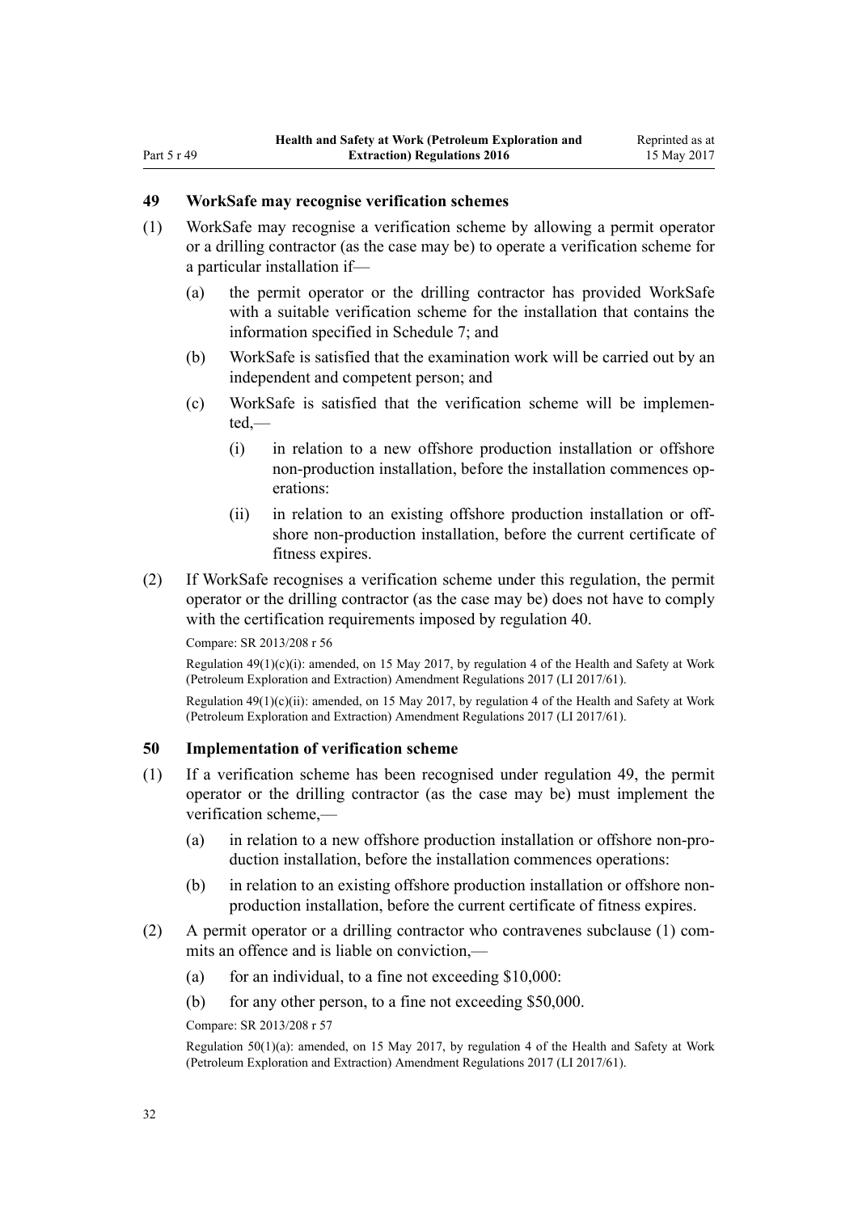## 49 WorkSafe may recognise verification schemes

(1) WorkSafe may recognise a verification scheme by allowing a permit operator or a drilling contractor (as the case may be) to operate a verification scheme for a particular installation if—

(a) the permit operator or the drilling contractor has provided WorkSafe with a suitable verification scheme for the installation that contains the information specified in Schedule 7; and

(b) WorkSafe is satisfied that the examination work will be carried out by an independent and competent person; and

(c) WorkSafe is satisfied that the verification scheme will be implemented,—

(i) in relation to a new offshore production installation or offshore non-production installation, before the installation commences operations:

(ii) in relation to an existing offshore production installation or offshore non-production installation, before the current certificate of fitness expires.

(2) If WorkSafe recognises a verification scheme under this regulation, the permit operator or the drilling contractor (as the case may be) does not have to comply with the certification requirements imposed by regulation 40.

Compare: SR 2013/208 r 56

Regulation 49(1)(c)(i): amended, on 15 May 2017, by regulation 4 of the Health and Safety at Work (Petroleum Exploration and Extraction) Amendment Regulations 2017 (LI 2017/61).

Regulation 49(1)(c)(ii): amended, on 15 May 2017, by regulation 4 of the Health and Safety at Work (Petroleum Exploration and Extraction) Amendment Regulations 2017 (LI 2017/61).

## 50 Implementation of verification scheme

(1) If a verification scheme has been recognised under regulation 49, the permit operator or the drilling contractor (as the case may be) must implement the verification scheme,—

(a) in relation to a new offshore production installation or offshore non-production installation, before the installation commences operations:

(b) in relation to an existing offshore production installation or offshore non-production installation, before the current certificate of fitness expires.

(2) A permit operator or a drilling contractor who contravenes subclause (1) commits an offence and is liable on conviction,—

(a) for an individual, to a fine not exceeding $10,000:

(b) for any other person, to a fine not exceeding $50,000.

Compare: SR 2013/208 r 57

Regulation 50(1)(a): amended, on 15 May 2017, by regulation 4 of the Health and Safety at Work (Petroleum Exploration and Extraction) Amendment Regulations 2017 (LI 2017/61).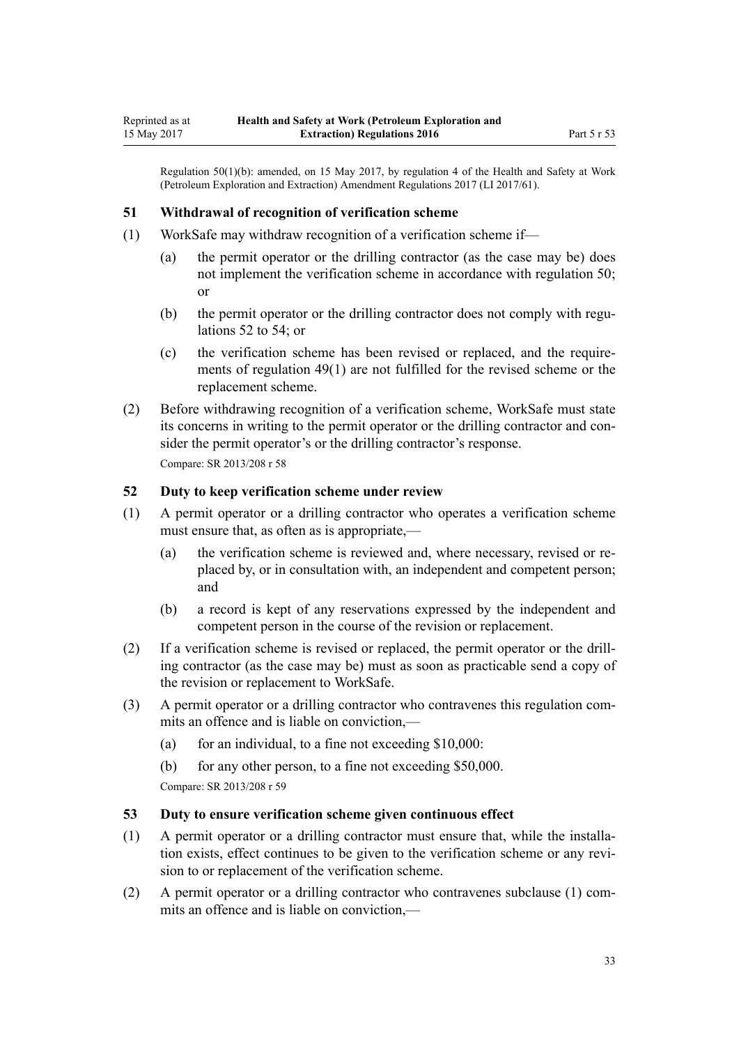Regulation 50(1)(b): amended, on 15 May 2017, by regulation 4 of the Health and Safety at Work (Petroleum Exploration and Extraction) Amendment Regulations 2017 (LI 2017/61).

### 51 Withdrawal of recognition of verification scheme

(1) WorkSafe may withdraw recognition of a verification scheme if—

(a) the permit operator or the drilling contractor (as the case may be) does not implement the verification scheme in accordance with regulation 50; or

(b) the permit operator or the drilling contractor does not comply with regulations 52 to 54; or

(c) the verification scheme has been revised or replaced, and the requirements of regulation 49(1) are not fulfilled for the revised scheme or the replacement scheme.

(2) Before withdrawing recognition of a verification scheme, WorkSafe must state its concerns in writing to the permit operator or the drilling contractor and consider the permit operator's or the drilling contractor's response.

Compare: SR 2013/208 r 58

### 52 Duty to keep verification scheme under review

(1) A permit operator or a drilling contractor who operates a verification scheme must ensure that, as often as is appropriate,—

(a) the verification scheme is reviewed and, where necessary, revised or replaced by, or in consultation with, an independent and competent person; and

(b) a record is kept of any reservations expressed by the independent and competent person in the course of the revision or replacement.

(2) If a verification scheme is revised or replaced, the permit operator or the drilling contractor (as the case may be) must as soon as practicable send a copy of the revision or replacement to WorkSafe.

(3) A permit operator or a drilling contractor who contravenes this regulation commits an offence and is liable on conviction,—

(a) for an individual, to a fine not exceeding $10,000:

(b) for any other person, to a fine not exceeding $50,000.

Compare: SR 2013/208 r 59

### 53 Duty to ensure verification scheme given continuous effect

(1) A permit operator or a drilling contractor must ensure that, while the installation exists, effect continues to be given to the verification scheme or any revision to or replacement of the verification scheme.

(2) A permit operator or a drilling contractor who contravenes subclause (1) commits an offence and is liable on conviction,—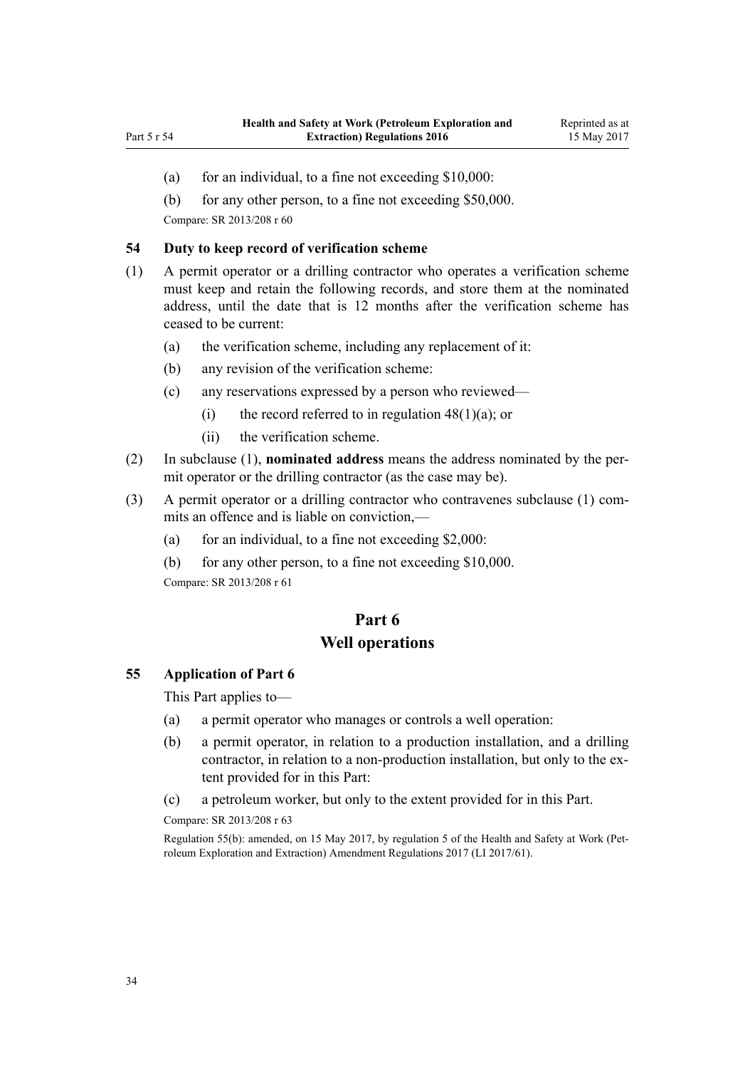(a) for an individual, to a fine not exceeding $10,000:

(b) for any other person, to a fine not exceeding $50,000.

Compare: SR 2013/208 r 60

### 54 Duty to keep record of verification scheme

(1) A permit operator or a drilling contractor who operates a verification scheme must keep and retain the following records, and store them at the nominated address, until the date that is 12 months after the verification scheme has ceased to be current:

- (a) the verification scheme, including any replacement of it:
- (b) any revision of the verification scheme:
- (c) any reservations expressed by a person who reviewed—
  - (i) the record referred to in regulation 48(1)(a); or
  - (ii) the verification scheme.

(2) In subclause (1), **nominated address** means the address nominated by the permit operator or the drilling contractor (as the case may be).

(3) A permit operator or a drilling contractor who contravenes subclause (1) commits an offence and is liable on conviction,—

- (a) for an individual, to a fine not exceeding $2,000:
- (b) for any other person, to a fine not exceeding $10,000.

Compare: SR 2013/208 r 61

## Part 6
## Well operations

### 55 Application of Part 6

This Part applies to—

- (a) a permit operator who manages or controls a well operation:
- (b) a permit operator, in relation to a production installation, and a drilling contractor, in relation to a non-production installation, but only to the extent provided for in this Part:
- (c) a petroleum worker, but only to the extent provided for in this Part.

Compare: SR 2013/208 r 63

Regulation 55(b): amended, on 15 May 2017, by regulation 5 of the Health and Safety at Work (Petroleum Exploration and Extraction) Amendment Regulations 2017 (LI 2017/61).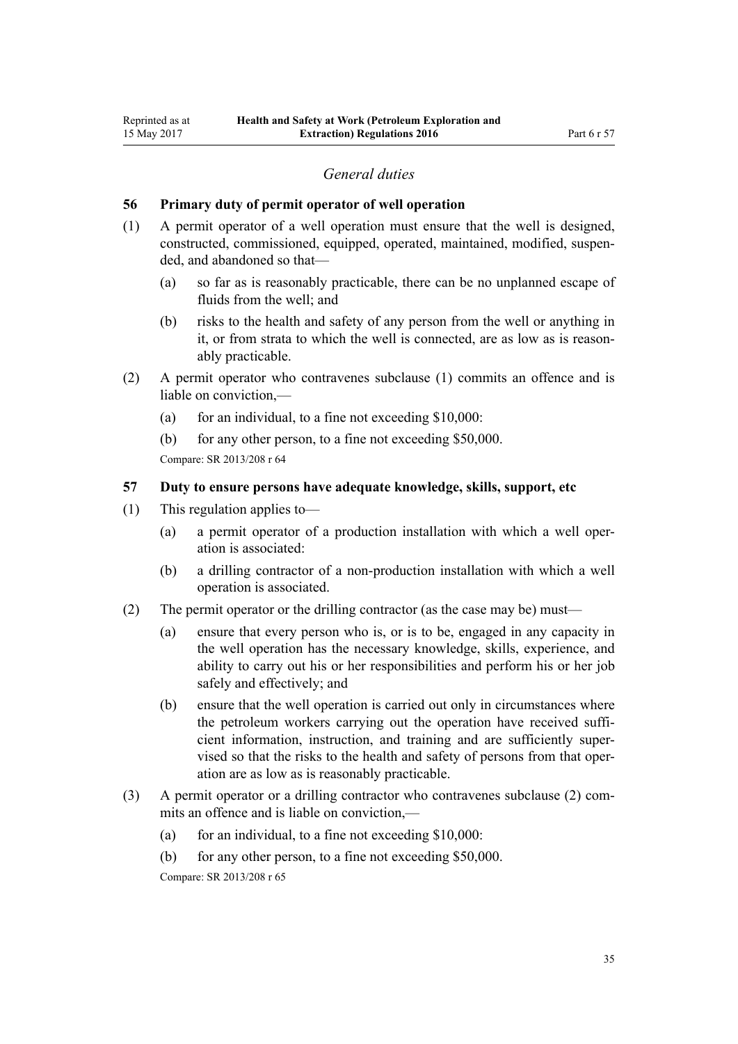*General duties*

### 56 Primary duty of permit operator of well operation

(1) A permit operator of a well operation must ensure that the well is designed, constructed, commissioned, equipped, operated, maintained, modified, suspended, and abandoned so that—

   (a) so far as is reasonably practicable, there can be no unplanned escape of fluids from the well; and

   (b) risks to the health and safety of any person from the well or anything in it, or from strata to which the well is connected, are as low as is reasonably practicable.

(2) A permit operator who contravenes subclause (1) commits an offence and is liable on conviction,—

   (a) for an individual, to a fine not exceeding $10,000:

   (b) for any other person, to a fine not exceeding $50,000.

Compare: SR 2013/208 r 64

### 57 Duty to ensure persons have adequate knowledge, skills, support, etc

(1) This regulation applies to—

   (a) a permit operator of a production installation with which a well operation is associated:

   (b) a drilling contractor of a non-production installation with which a well operation is associated.

(2) The permit operator or the drilling contractor (as the case may be) must—

   (a) ensure that every person who is, or is to be, engaged in any capacity in the well operation has the necessary knowledge, skills, experience, and ability to carry out his or her responsibilities and perform his or her job safely and effectively; and

   (b) ensure that the well operation is carried out only in circumstances where the petroleum workers carrying out the operation have received sufficient information, instruction, and training and are sufficiently supervised so that the risks to the health and safety of persons from that operation are as low as is reasonably practicable.

(3) A permit operator or a drilling contractor who contravenes subclause (2) commits an offence and is liable on conviction,—

   (a) for an individual, to a fine not exceeding $10,000:

   (b) for any other person, to a fine not exceeding $50,000.

Compare: SR 2013/208 r 65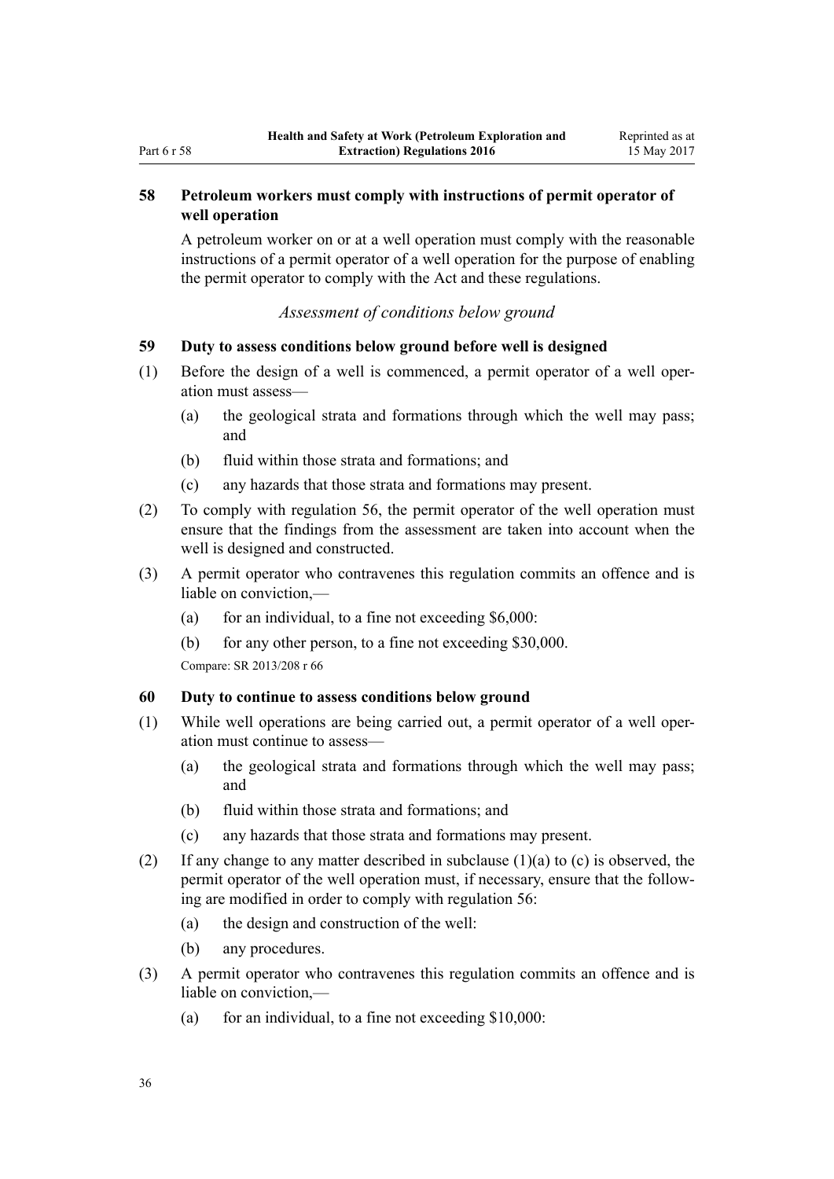### 58 Petroleum workers must comply with instructions of permit operator of well operation

A petroleum worker on or at a well operation must comply with the reasonable instructions of a permit operator of a well operation for the purpose of enabling the permit operator to comply with the Act and these regulations.

*Assessment of conditions below ground*

### 59 Duty to assess conditions below ground before well is designed

(1) Before the design of a well is commenced, a permit operator of a well operation must assess—

- (a) the geological strata and formations through which the well may pass; and
- (b) fluid within those strata and formations; and
- (c) any hazards that those strata and formations may present.

(2) To comply with regulation 56, the permit operator of the well operation must ensure that the findings from the assessment are taken into account when the well is designed and constructed.

(3) A permit operator who contravenes this regulation commits an offence and is liable on conviction,—

- (a) for an individual, to a fine not exceeding $6,000:
- (b) for any other person, to a fine not exceeding $30,000.

Compare: SR 2013/208 r 66

### 60 Duty to continue to assess conditions below ground

(1) While well operations are being carried out, a permit operator of a well operation must continue to assess—

- (a) the geological strata and formations through which the well may pass; and
- (b) fluid within those strata and formations; and
- (c) any hazards that those strata and formations may present.

(2) If any change to any matter described in subclause (1)(a) to (c) is observed, the permit operator of the well operation must, if necessary, ensure that the following are modified in order to comply with regulation 56:

- (a) the design and construction of the well:
- (b) any procedures.

(3) A permit operator who contravenes this regulation commits an offence and is liable on conviction,—

- (a) for an individual, to a fine not exceeding $10,000: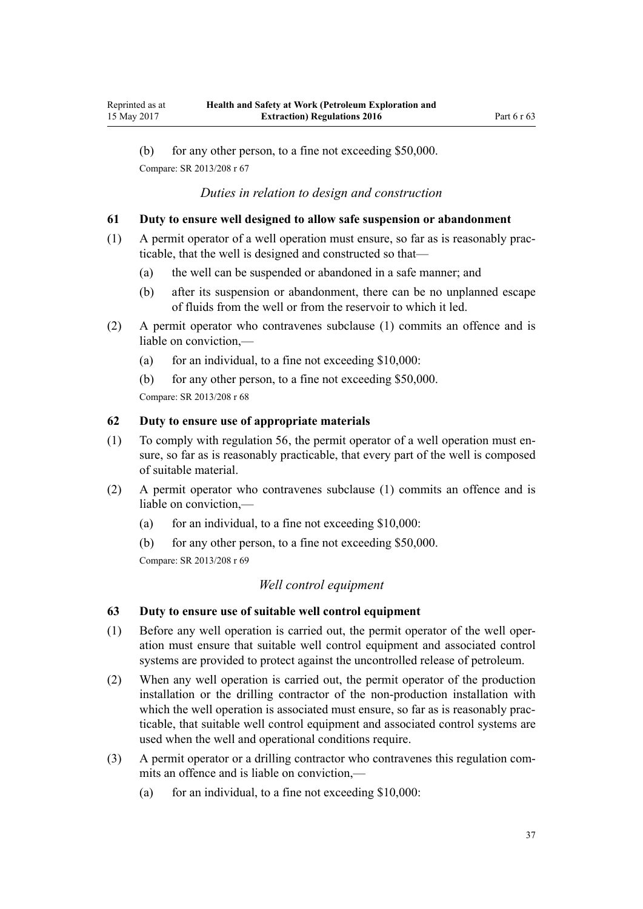(b) for any other person, to a fine not exceeding $50,000.

Compare: SR 2013/208 r 67

*Duties in relation to design and construction*

### 61 Duty to ensure well designed to allow safe suspension or abandonment

(1) A permit operator of a well operation must ensure, so far as is reasonably practicable, that the well is designed and constructed so that—

(a) the well can be suspended or abandoned in a safe manner; and

(b) after its suspension or abandonment, there can be no unplanned escape of fluids from the well or from the reservoir to which it led.

(2) A permit operator who contravenes subclause (1) commits an offence and is liable on conviction,—

(a) for an individual, to a fine not exceeding $10,000:

(b) for any other person, to a fine not exceeding $50,000.

Compare: SR 2013/208 r 68

### 62 Duty to ensure use of appropriate materials

(1) To comply with regulation 56, the permit operator of a well operation must ensure, so far as is reasonably practicable, that every part of the well is composed of suitable material.

(2) A permit operator who contravenes subclause (1) commits an offence and is liable on conviction,—

(a) for an individual, to a fine not exceeding $10,000:

(b) for any other person, to a fine not exceeding $50,000.

Compare: SR 2013/208 r 69

*Well control equipment*

### 63 Duty to ensure use of suitable well control equipment

(1) Before any well operation is carried out, the permit operator of the well operation must ensure that suitable well control equipment and associated control systems are provided to protect against the uncontrolled release of petroleum.

(2) When any well operation is carried out, the permit operator of the production installation or the drilling contractor of the non-production installation with which the well operation is associated must ensure, so far as is reasonably practicable, that suitable well control equipment and associated control systems are used when the well and operational conditions require.

(3) A permit operator or a drilling contractor who contravenes this regulation commits an offence and is liable on conviction,—

(a) for an individual, to a fine not exceeding $10,000: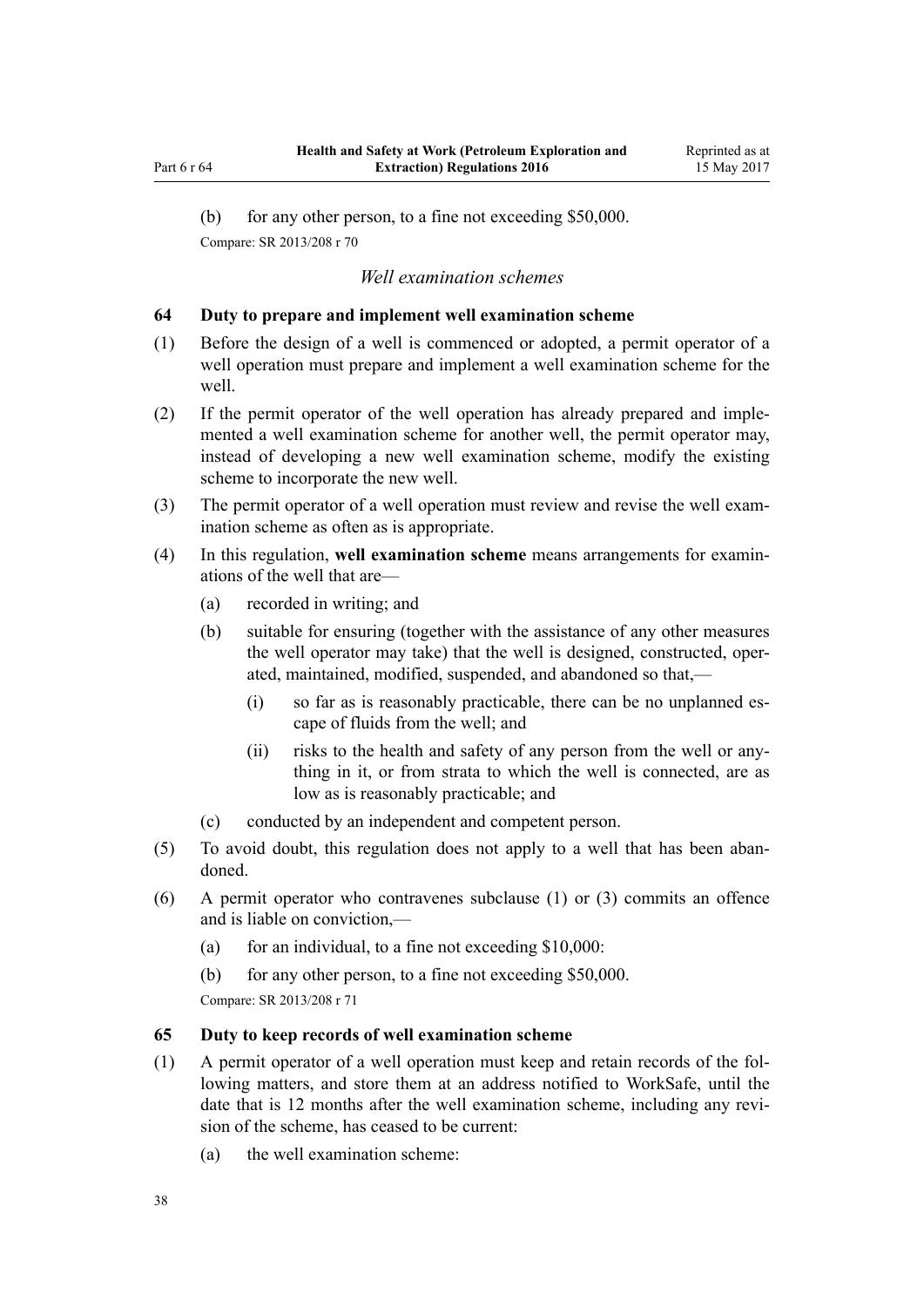(b) for any other person, to a fine not exceeding $50,000.

Compare: SR 2013/208 r 70

*Well examination schemes*

### 64 Duty to prepare and implement well examination scheme

(1) Before the design of a well is commenced or adopted, a permit operator of a well operation must prepare and implement a well examination scheme for the well.

(2) If the permit operator of the well operation has already prepared and implemented a well examination scheme for another well, the permit operator may, instead of developing a new well examination scheme, modify the existing scheme to incorporate the new well.

(3) The permit operator of a well operation must review and revise the well examination scheme as often as is appropriate.

(4) In this regulation, **well examination scheme** means arrangements for examinations of the well that are—

- (a) recorded in writing; and
- (b) suitable for ensuring (together with the assistance of any other measures the well operator may take) that the well is designed, constructed, operated, maintained, modified, suspended, and abandoned so that,—
  - (i) so far as is reasonably practicable, there can be no unplanned escape of fluids from the well; and
  - (ii) risks to the health and safety of any person from the well or anything in it, or from strata to which the well is connected, are as low as is reasonably practicable; and
- (c) conducted by an independent and competent person.

(5) To avoid doubt, this regulation does not apply to a well that has been abandoned.

(6) A permit operator who contravenes subclause (1) or (3) commits an offence and is liable on conviction,—

- (a) for an individual, to a fine not exceeding $10,000:
- (b) for any other person, to a fine not exceeding $50,000.

Compare: SR 2013/208 r 71

### 65 Duty to keep records of well examination scheme

(1) A permit operator of a well operation must keep and retain records of the following matters, and store them at an address notified to WorkSafe, until the date that is 12 months after the well examination scheme, including any revision of the scheme, has ceased to be current:

- (a) the well examination scheme: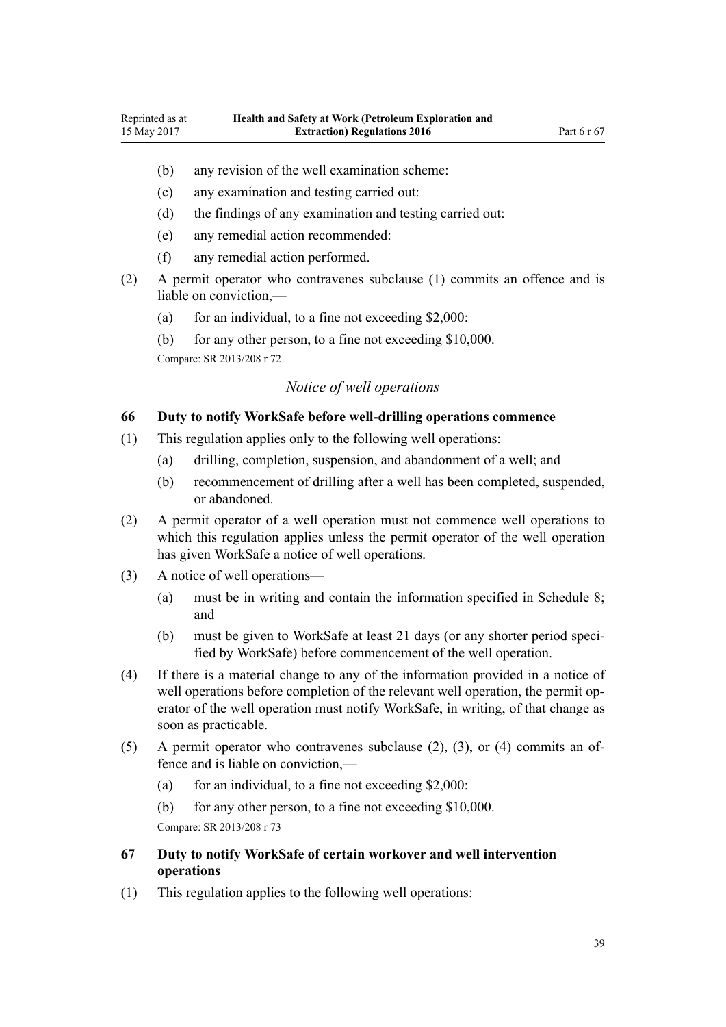- (b) any revision of the well examination scheme:
- (c) any examination and testing carried out:
- (d) the findings of any examination and testing carried out:
- (e) any remedial action recommended:
- (f) any remedial action performed.

(2) A permit operator who contravenes subclause (1) commits an offence and is liable on conviction,—

- (a) for an individual, to a fine not exceeding $2,000:
- (b) for any other person, to a fine not exceeding $10,000.

Compare: SR 2013/208 r 72

*Notice of well operations*

### 66 Duty to notify WorkSafe before well-drilling operations commence

(1) This regulation applies only to the following well operations:

- (a) drilling, completion, suspension, and abandonment of a well; and
- (b) recommencement of drilling after a well has been completed, suspended, or abandoned.

(2) A permit operator of a well operation must not commence well operations to which this regulation applies unless the permit operator of the well operation has given WorkSafe a notice of well operations.

(3) A notice of well operations—

- (a) must be in writing and contain the information specified in Schedule 8; and
- (b) must be given to WorkSafe at least 21 days (or any shorter period specified by WorkSafe) before commencement of the well operation.

(4) If there is a material change to any of the information provided in a notice of well operations before completion of the relevant well operation, the permit operator of the well operation must notify WorkSafe, in writing, of that change as soon as practicable.

(5) A permit operator who contravenes subclause (2), (3), or (4) commits an offence and is liable on conviction,—

- (a) for an individual, to a fine not exceeding $2,000:
- (b) for any other person, to a fine not exceeding $10,000.

Compare: SR 2013/208 r 73

### 67 Duty to notify WorkSafe of certain workover and well intervention operations

(1) This regulation applies to the following well operations: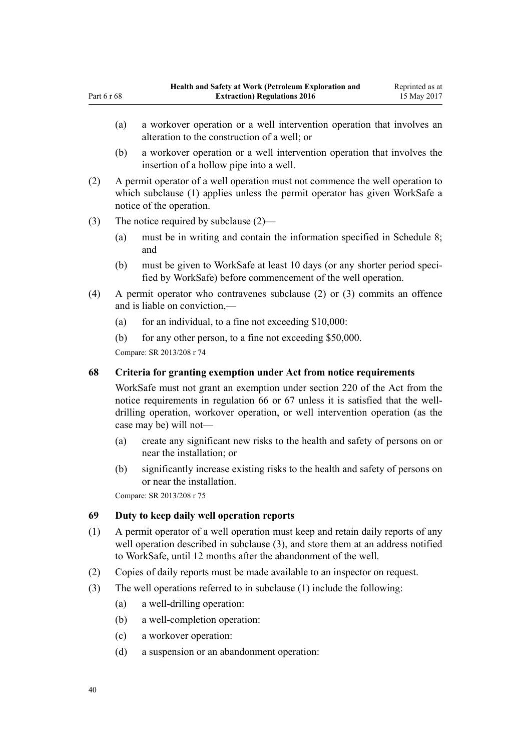(a) a workover operation or a well intervention operation that involves an alteration to the construction of a well; or

(b) a workover operation or a well intervention operation that involves the insertion of a hollow pipe into a well.

(2) A permit operator of a well operation must not commence the well operation to which subclause (1) applies unless the permit operator has given WorkSafe a notice of the operation.

(3) The notice required by subclause (2)—

(a) must be in writing and contain the information specified in Schedule 8; and

(b) must be given to WorkSafe at least 10 days (or any shorter period specified by WorkSafe) before commencement of the well operation.

(4) A permit operator who contravenes subclause (2) or (3) commits an offence and is liable on conviction,—

(a) for an individual, to a fine not exceeding $10,000:

(b) for any other person, to a fine not exceeding $50,000.

Compare: SR 2013/208 r 74

### 68 Criteria for granting exemption under Act from notice requirements

WorkSafe must not grant an exemption under section 220 of the Act from the notice requirements in regulation 66 or 67 unless it is satisfied that the well-drilling operation, workover operation, or well intervention operation (as the case may be) will not—

(a) create any significant new risks to the health and safety of persons on or near the installation; or

(b) significantly increase existing risks to the health and safety of persons on or near the installation.

Compare: SR 2013/208 r 75

### 69 Duty to keep daily well operation reports

(1) A permit operator of a well operation must keep and retain daily reports of any well operation described in subclause (3), and store them at an address notified to WorkSafe, until 12 months after the abandonment of the well.

(2) Copies of daily reports must be made available to an inspector on request.

(3) The well operations referred to in subclause (1) include the following:

(a) a well-drilling operation:

(b) a well-completion operation:

(c) a workover operation:

(d) a suspension or an abandonment operation: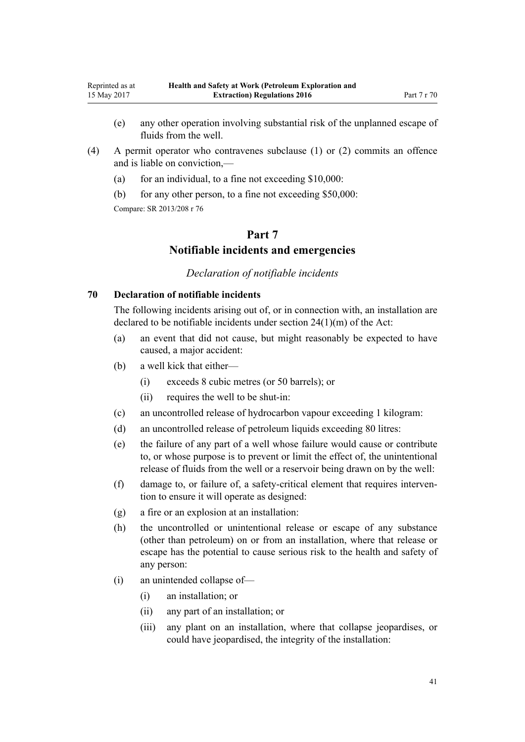(e) any other operation involving substantial risk of the unplanned escape of fluids from the well.

(4) A permit operator who contravenes subclause (1) or (2) commits an offence and is liable on conviction,—

(a) for an individual, to a fine not exceeding $10,000:

(b) for any other person, to a fine not exceeding $50,000:

Compare: SR 2013/208 r 76

# Part 7
# Notifiable incidents and emergencies

*Declaration of notifiable incidents*

### 70 Declaration of notifiable incidents

The following incidents arising out of, or in connection with, an installation are declared to be notifiable incidents under section 24(1)(m) of the Act:

(a) an event that did not cause, but might reasonably be expected to have caused, a major accident:

(b) a well kick that either—

  (i) exceeds 8 cubic metres (or 50 barrels); or

  (ii) requires the well to be shut-in:

(c) an uncontrolled release of hydrocarbon vapour exceeding 1 kilogram:

(d) an uncontrolled release of petroleum liquids exceeding 80 litres:

(e) the failure of any part of a well whose failure would cause or contribute to, or whose purpose is to prevent or limit the effect of, the unintentional release of fluids from the well or a reservoir being drawn on by the well:

(f) damage to, or failure of, a safety-critical element that requires intervention to ensure it will operate as designed:

(g) a fire or an explosion at an installation:

(h) the uncontrolled or unintentional release or escape of any substance (other than petroleum) on or from an installation, where that release or escape has the potential to cause serious risk to the health and safety of any person:

(i) an unintended collapse of—

  (i) an installation; or

  (ii) any part of an installation; or

  (iii) any plant on an installation, where that collapse jeopardises, or could have jeopardised, the integrity of the installation: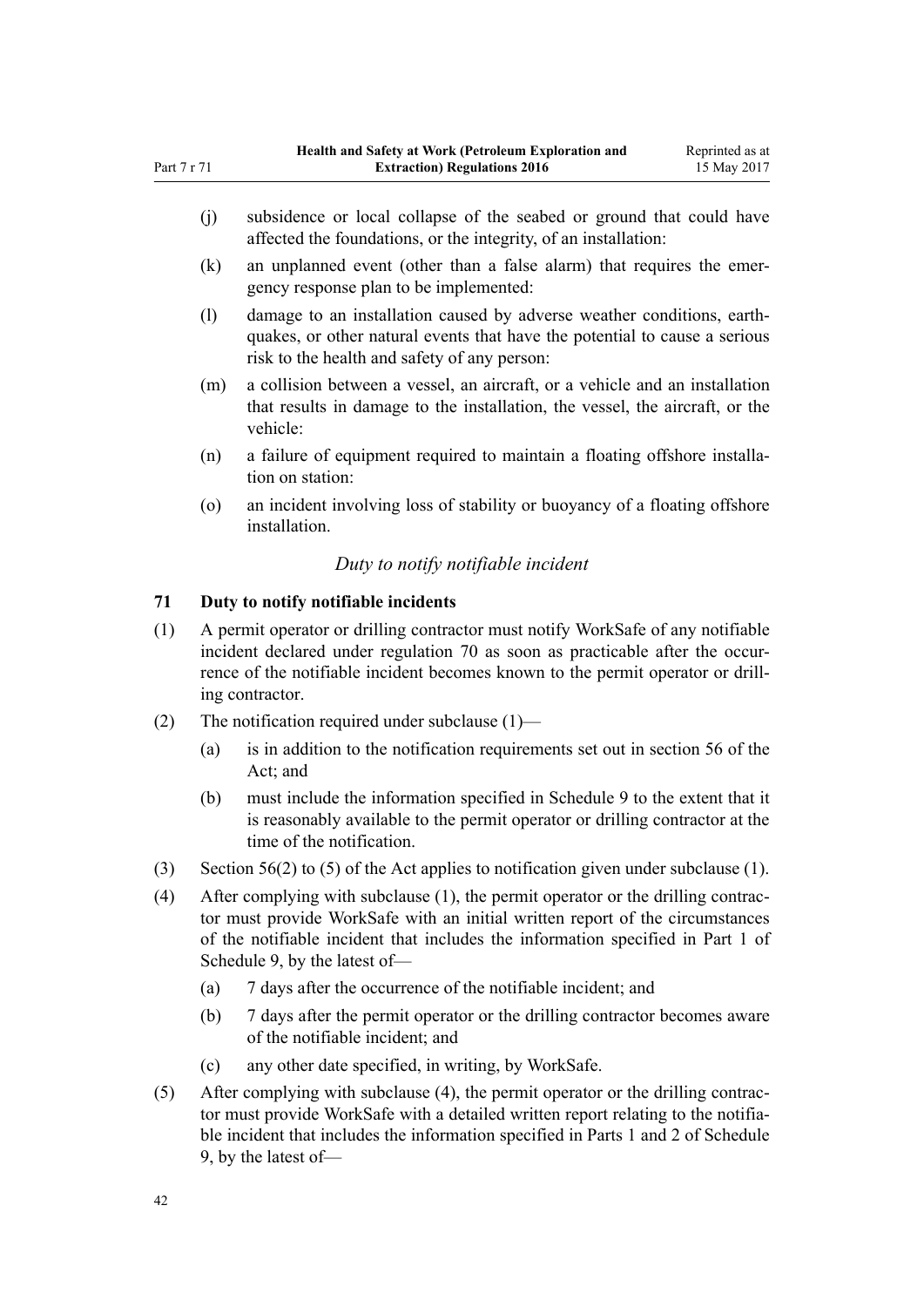(j) subsidence or local collapse of the seabed or ground that could have affected the foundations, or the integrity, of an installation:

(k) an unplanned event (other than a false alarm) that requires the emergency response plan to be implemented:

(l) damage to an installation caused by adverse weather conditions, earthquakes, or other natural events that have the potential to cause a serious risk to the health and safety of any person:

(m) a collision between a vessel, an aircraft, or a vehicle and an installation that results in damage to the installation, the vessel, the aircraft, or the vehicle:

(n) a failure of equipment required to maintain a floating offshore installation on station:

(o) an incident involving loss of stability or buoyancy of a floating offshore installation.

*Duty to notify notifiable incident*

**71 Duty to notify notifiable incidents**

(1) A permit operator or drilling contractor must notify WorkSafe of any notifiable incident declared under regulation 70 as soon as practicable after the occurrence of the notifiable incident becomes known to the permit operator or drilling contractor.

(2) The notification required under subclause (1)—

(a) is in addition to the notification requirements set out in section 56 of the Act; and

(b) must include the information specified in Schedule 9 to the extent that it is reasonably available to the permit operator or drilling contractor at the time of the notification.

(3) Section 56(2) to (5) of the Act applies to notification given under subclause (1).

(4) After complying with subclause (1), the permit operator or the drilling contractor must provide WorkSafe with an initial written report of the circumstances of the notifiable incident that includes the information specified in Part 1 of Schedule 9, by the latest of—

(a) 7 days after the occurrence of the notifiable incident; and

(b) 7 days after the permit operator or the drilling contractor becomes aware of the notifiable incident; and

(c) any other date specified, in writing, by WorkSafe.

(5) After complying with subclause (4), the permit operator or the drilling contractor must provide WorkSafe with a detailed written report relating to the notifiable incident that includes the information specified in Parts 1 and 2 of Schedule 9, by the latest of—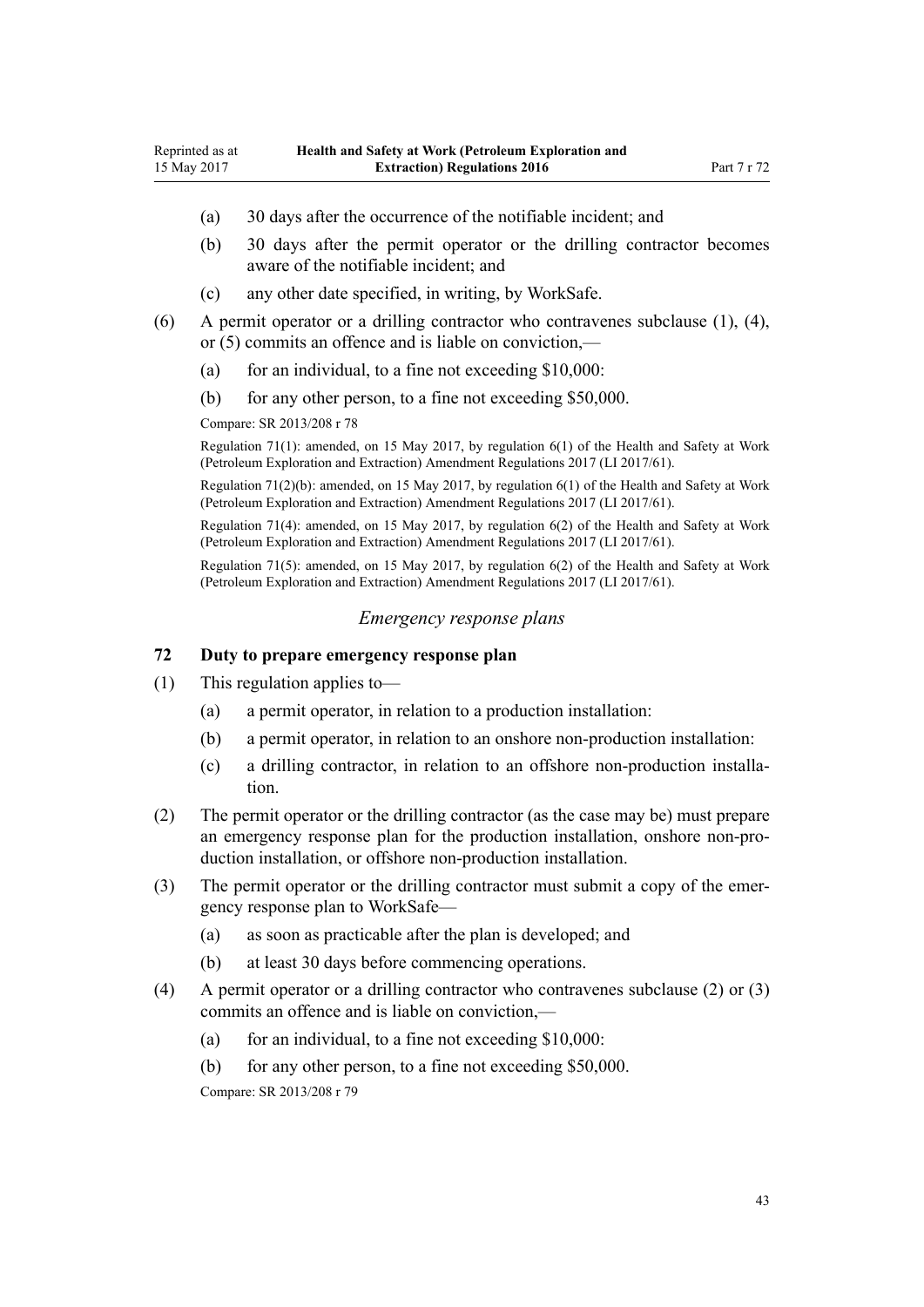(a) 30 days after the occurrence of the notifiable incident; and

(b) 30 days after the permit operator or the drilling contractor becomes aware of the notifiable incident; and

(c) any other date specified, in writing, by WorkSafe.

(6) A permit operator or a drilling contractor who contravenes subclause (1), (4), or (5) commits an offence and is liable on conviction,—

(a) for an individual, to a fine not exceeding $10,000:

(b) for any other person, to a fine not exceeding $50,000.

Compare: SR 2013/208 r 78

Regulation 71(1): amended, on 15 May 2017, by regulation 6(1) of the Health and Safety at Work (Petroleum Exploration and Extraction) Amendment Regulations 2017 (LI 2017/61).

Regulation 71(2)(b): amended, on 15 May 2017, by regulation 6(1) of the Health and Safety at Work (Petroleum Exploration and Extraction) Amendment Regulations 2017 (LI 2017/61).

Regulation 71(4): amended, on 15 May 2017, by regulation 6(2) of the Health and Safety at Work (Petroleum Exploration and Extraction) Amendment Regulations 2017 (LI 2017/61).

Regulation 71(5): amended, on 15 May 2017, by regulation 6(2) of the Health and Safety at Work (Petroleum Exploration and Extraction) Amendment Regulations 2017 (LI 2017/61).

*Emergency response plans*

### 72 Duty to prepare emergency response plan

(1) This regulation applies to—

(a) a permit operator, in relation to a production installation:

(b) a permit operator, in relation to an onshore non-production installation:

(c) a drilling contractor, in relation to an offshore non-production installation.

(2) The permit operator or the drilling contractor (as the case may be) must prepare an emergency response plan for the production installation, onshore non-production installation, or offshore non-production installation.

(3) The permit operator or the drilling contractor must submit a copy of the emergency response plan to WorkSafe—

(a) as soon as practicable after the plan is developed; and

(b) at least 30 days before commencing operations.

(4) A permit operator or a drilling contractor who contravenes subclause (2) or (3) commits an offence and is liable on conviction,—

(a) for an individual, to a fine not exceeding $10,000:

(b) for any other person, to a fine not exceeding $50,000.

Compare: SR 2013/208 r 79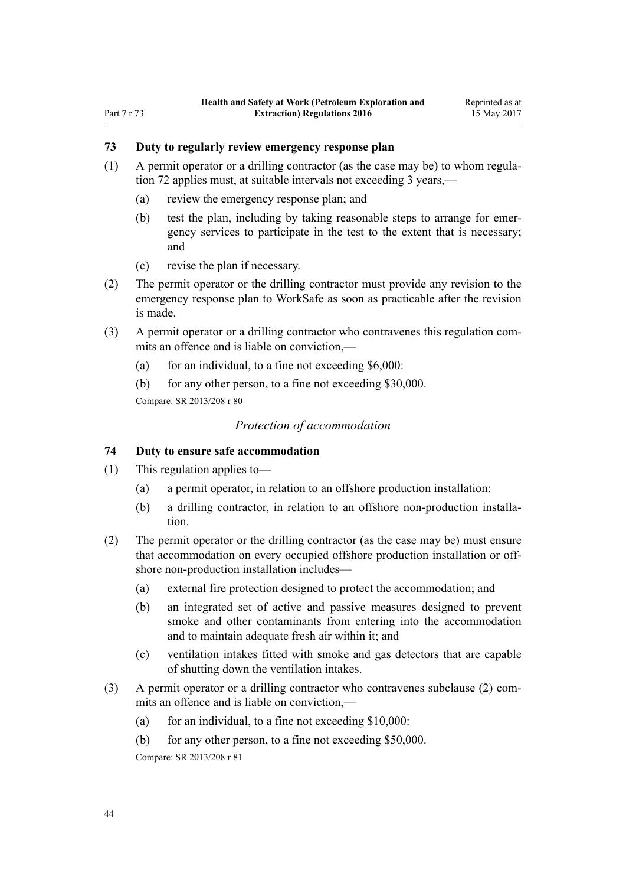### 73 Duty to regularly review emergency response plan

(1) A permit operator or a drilling contractor (as the case may be) to whom regulation 72 applies must, at suitable intervals not exceeding 3 years,—

  (a) review the emergency response plan; and

  (b) test the plan, including by taking reasonable steps to arrange for emergency services to participate in the test to the extent that is necessary; and

  (c) revise the plan if necessary.

(2) The permit operator or the drilling contractor must provide any revision to the emergency response plan to WorkSafe as soon as practicable after the revision is made.

(3) A permit operator or a drilling contractor who contravenes this regulation commits an offence and is liable on conviction,—

  (a) for an individual, to a fine not exceeding $6,000:

  (b) for any other person, to a fine not exceeding $30,000.

Compare: SR 2013/208 r 80

*Protection of accommodation*

### 74 Duty to ensure safe accommodation

(1) This regulation applies to—

  (a) a permit operator, in relation to an offshore production installation:

  (b) a drilling contractor, in relation to an offshore non-production installation.

(2) The permit operator or the drilling contractor (as the case may be) must ensure that accommodation on every occupied offshore production installation or offshore non-production installation includes—

  (a) external fire protection designed to protect the accommodation; and

  (b) an integrated set of active and passive measures designed to prevent smoke and other contaminants from entering into the accommodation and to maintain adequate fresh air within it; and

  (c) ventilation intakes fitted with smoke and gas detectors that are capable of shutting down the ventilation intakes.

(3) A permit operator or a drilling contractor who contravenes subclause (2) commits an offence and is liable on conviction,—

  (a) for an individual, to a fine not exceeding $10,000:

  (b) for any other person, to a fine not exceeding $50,000.

Compare: SR 2013/208 r 81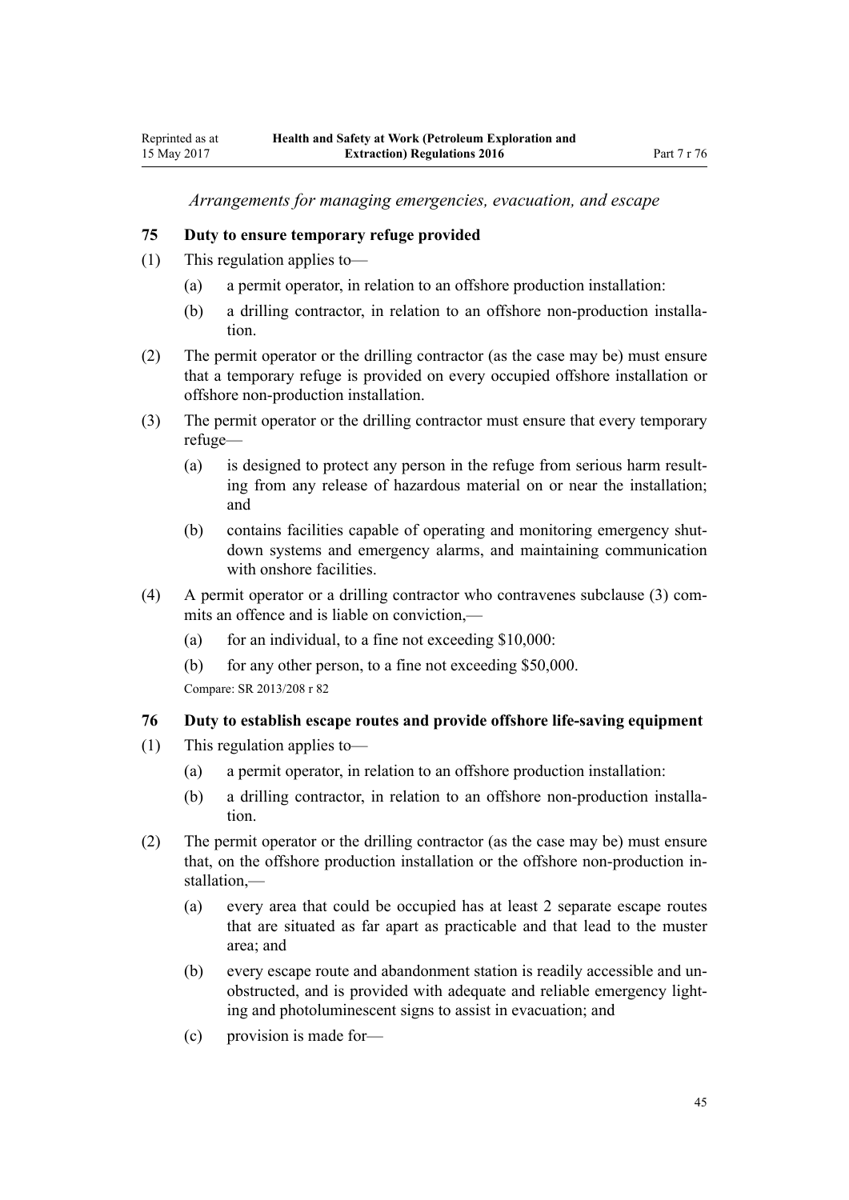*Arrangements for managing emergencies, evacuation, and escape*

### 75 Duty to ensure temporary refuge provided

(1) This regulation applies to—

  (a) a permit operator, in relation to an offshore production installation:

  (b) a drilling contractor, in relation to an offshore non-production installation.

(2) The permit operator or the drilling contractor (as the case may be) must ensure that a temporary refuge is provided on every occupied offshore installation or offshore non-production installation.

(3) The permit operator or the drilling contractor must ensure that every temporary refuge—

  (a) is designed to protect any person in the refuge from serious harm resulting from any release of hazardous material on or near the installation; and

  (b) contains facilities capable of operating and monitoring emergency shutdown systems and emergency alarms, and maintaining communication with onshore facilities.

(4) A permit operator or a drilling contractor who contravenes subclause (3) commits an offence and is liable on conviction,—

  (a) for an individual, to a fine not exceeding $10,000:

  (b) for any other person, to a fine not exceeding $50,000.

Compare: SR 2013/208 r 82

### 76 Duty to establish escape routes and provide offshore life-saving equipment

(1) This regulation applies to—

  (a) a permit operator, in relation to an offshore production installation:

  (b) a drilling contractor, in relation to an offshore non-production installation.

(2) The permit operator or the drilling contractor (as the case may be) must ensure that, on the offshore production installation or the offshore non-production installation,—

  (a) every area that could be occupied has at least 2 separate escape routes that are situated as far apart as practicable and that lead to the muster area; and

  (b) every escape route and abandonment station is readily accessible and unobstructed, and is provided with adequate and reliable emergency lighting and photoluminescent signs to assist in evacuation; and

  (c) provision is made for—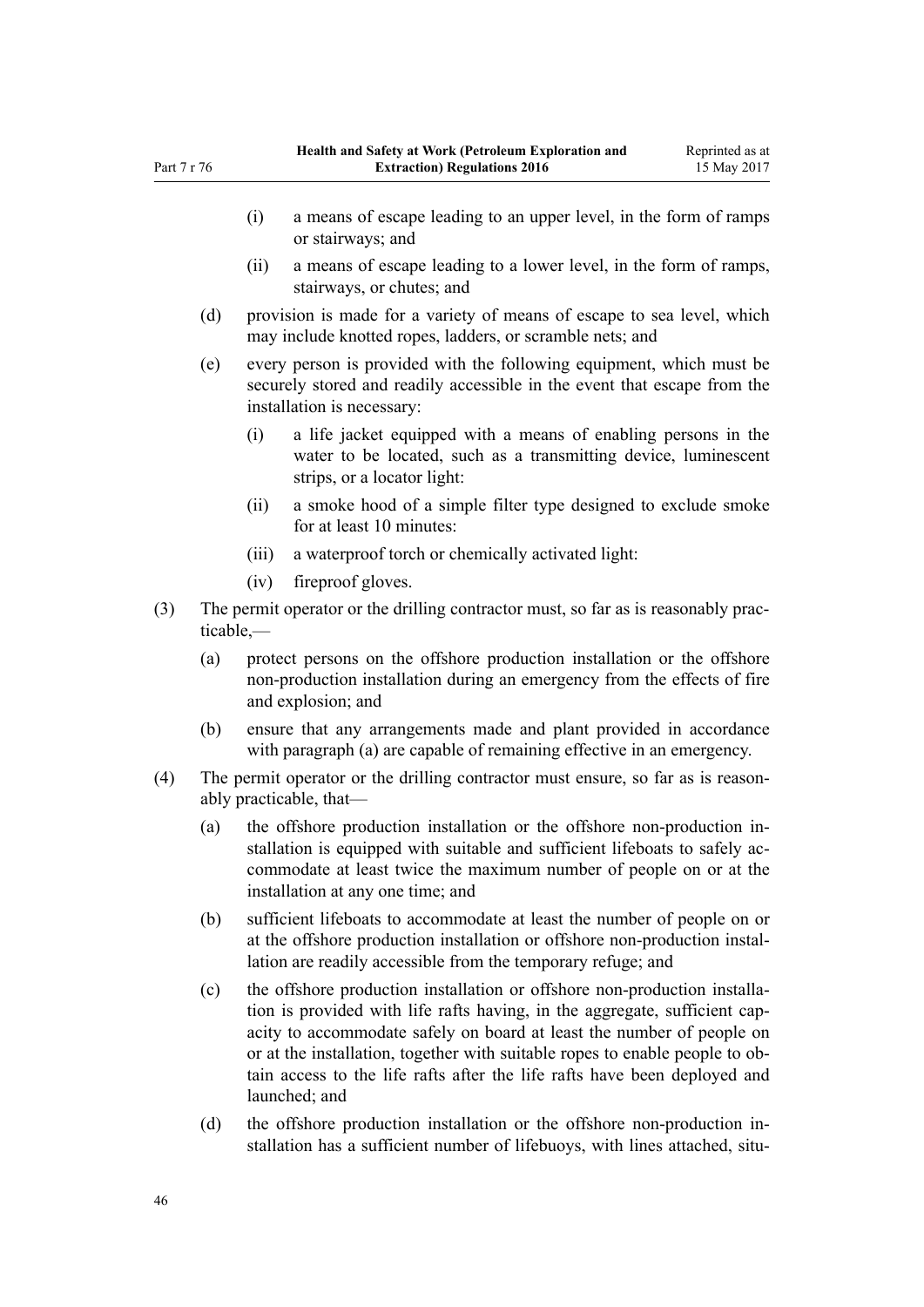(i) a means of escape leading to an upper level, in the form of ramps or stairways; and

(ii) a means of escape leading to a lower level, in the form of ramps, stairways, or chutes; and

(d) provision is made for a variety of means of escape to sea level, which may include knotted ropes, ladders, or scramble nets; and

(e) every person is provided with the following equipment, which must be securely stored and readily accessible in the event that escape from the installation is necessary:

(i) a life jacket equipped with a means of enabling persons in the water to be located, such as a transmitting device, luminescent strips, or a locator light:

(ii) a smoke hood of a simple filter type designed to exclude smoke for at least 10 minutes:

(iii) a waterproof torch or chemically activated light:

(iv) fireproof gloves.

(3) The permit operator or the drilling contractor must, so far as is reasonably practicable,—

(a) protect persons on the offshore production installation or the offshore non-production installation during an emergency from the effects of fire and explosion; and

(b) ensure that any arrangements made and plant provided in accordance with paragraph (a) are capable of remaining effective in an emergency.

(4) The permit operator or the drilling contractor must ensure, so far as is reasonably practicable, that—

(a) the offshore production installation or the offshore non-production installation is equipped with suitable and sufficient lifeboats to safely accommodate at least twice the maximum number of people on or at the installation at any one time; and

(b) sufficient lifeboats to accommodate at least the number of people on or at the offshore production installation or offshore non-production installation are readily accessible from the temporary refuge; and

(c) the offshore production installation or offshore non-production installation is provided with life rafts having, in the aggregate, sufficient capacity to accommodate safely on board at least the number of people on or at the installation, together with suitable ropes to enable people to obtain access to the life rafts after the life rafts have been deployed and launched; and

(d) the offshore production installation or the offshore non-production installation has a sufficient number of lifebuoys, with lines attached, situ-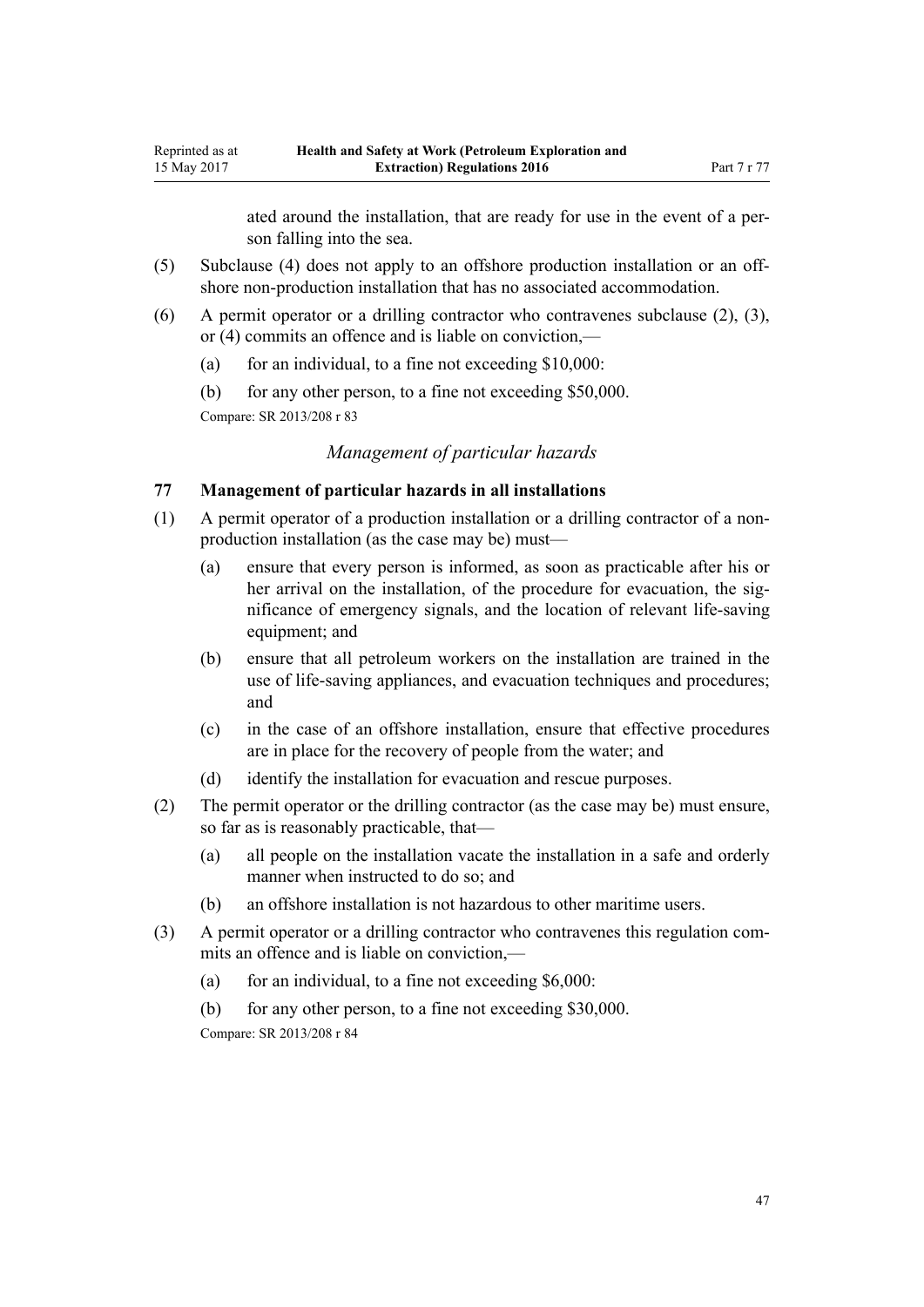ated around the installation, that are ready for use in the event of a person falling into the sea.

(5) Subclause (4) does not apply to an offshore production installation or an offshore non-production installation that has no associated accommodation.

(6) A permit operator or a drilling contractor who contravenes subclause (2), (3), or (4) commits an offence and is liable on conviction,—

(a) for an individual, to a fine not exceeding $10,000:

(b) for any other person, to a fine not exceeding $50,000.

Compare: SR 2013/208 r 83

*Management of particular hazards*

### 77 Management of particular hazards in all installations

(1) A permit operator of a production installation or a drilling contractor of a non-production installation (as the case may be) must—

(a) ensure that every person is informed, as soon as practicable after his or her arrival on the installation, of the procedure for evacuation, the significance of emergency signals, and the location of relevant life-saving equipment; and

(b) ensure that all petroleum workers on the installation are trained in the use of life-saving appliances, and evacuation techniques and procedures; and

(c) in the case of an offshore installation, ensure that effective procedures are in place for the recovery of people from the water; and

(d) identify the installation for evacuation and rescue purposes.

(2) The permit operator or the drilling contractor (as the case may be) must ensure, so far as is reasonably practicable, that—

(a) all people on the installation vacate the installation in a safe and orderly manner when instructed to do so; and

(b) an offshore installation is not hazardous to other maritime users.

(3) A permit operator or a drilling contractor who contravenes this regulation commits an offence and is liable on conviction,—

(a) for an individual, to a fine not exceeding $6,000:

(b) for any other person, to a fine not exceeding $30,000.

Compare: SR 2013/208 r 84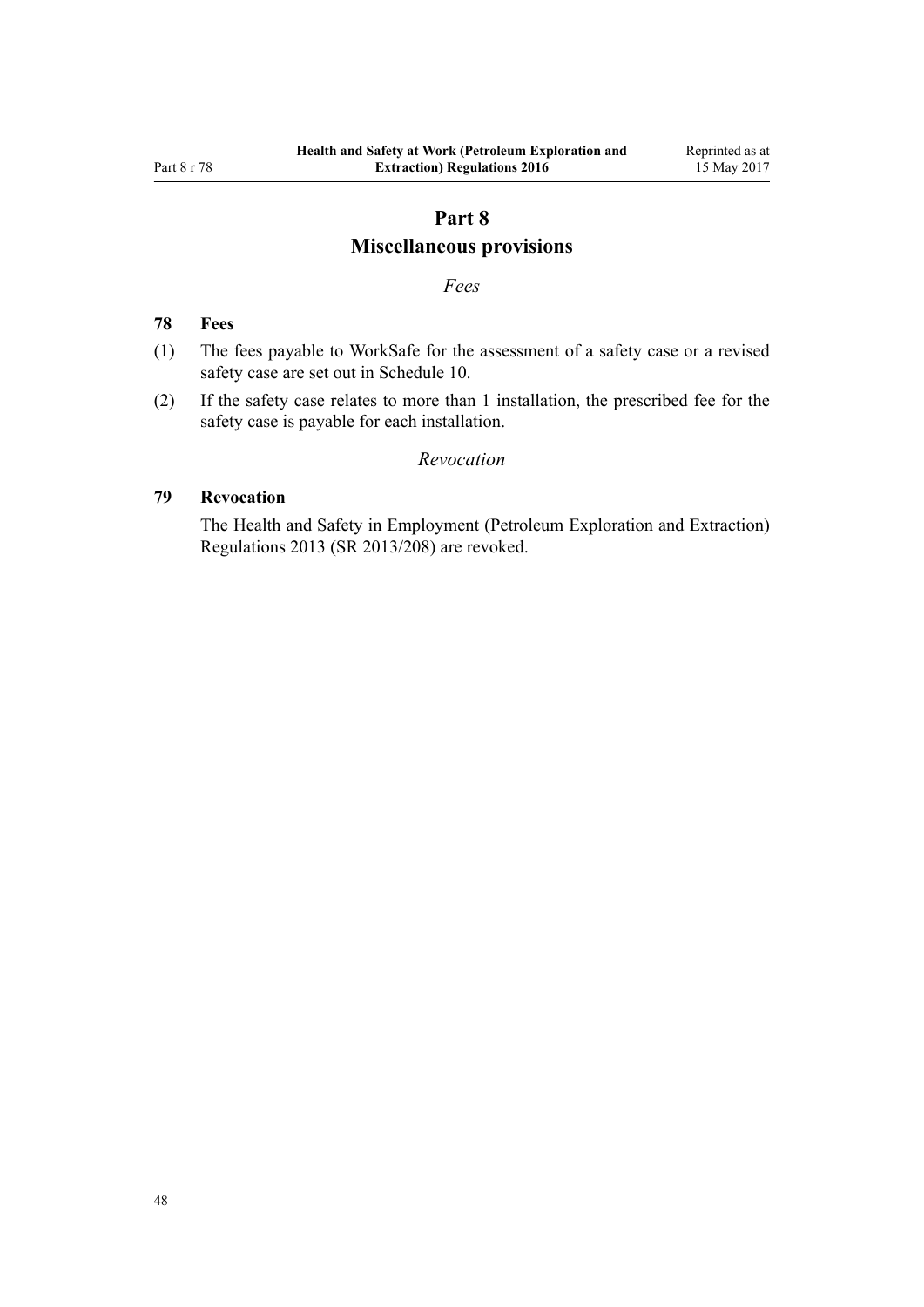# Part 8
## Miscellaneous provisions

*Fees*

### 78 Fees

(1) The fees payable to WorkSafe for the assessment of a safety case or a revised safety case are set out in Schedule 10.

(2) If the safety case relates to more than 1 installation, the prescribed fee for the safety case is payable for each installation.

*Revocation*

### 79 Revocation

The Health and Safety in Employment (Petroleum Exploration and Extraction) Regulations 2013 (SR 2013/208) are revoked.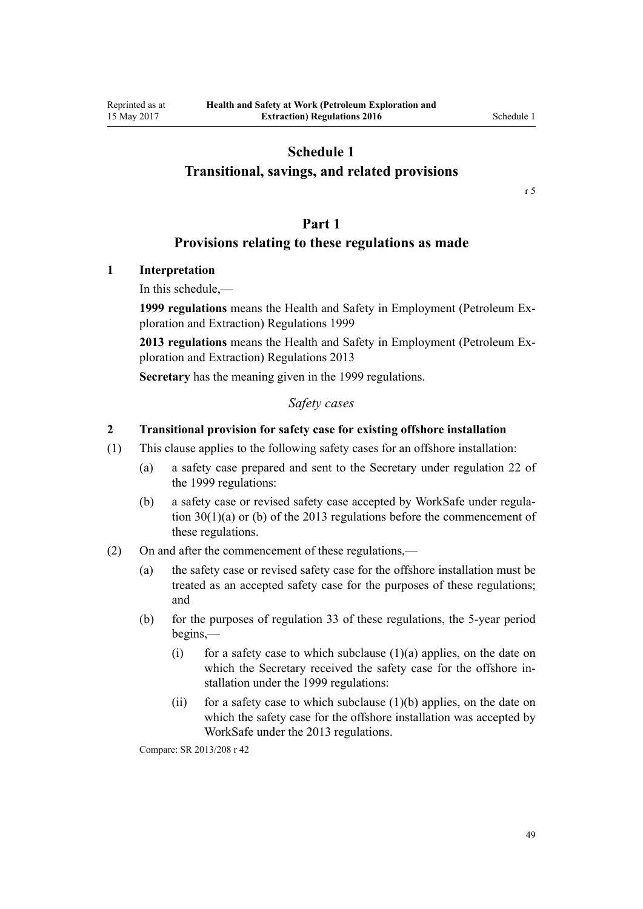# Schedule 1
# Transitional, savings, and related provisions

r 5

## Part 1
## Provisions relating to these regulations as made

### 1 Interpretation

In this schedule,—

**1999 regulations** means the Health and Safety in Employment (Petroleum Exploration and Extraction) Regulations 1999

**2013 regulations** means the Health and Safety in Employment (Petroleum Exploration and Extraction) Regulations 2013

**Secretary** has the meaning given in the 1999 regulations.

*Safety cases*

### 2 Transitional provision for safety case for existing offshore installation

(1) This clause applies to the following safety cases for an offshore installation:

- (a) a safety case prepared and sent to the Secretary under regulation 22 of the 1999 regulations:
- (b) a safety case or revised safety case accepted by WorkSafe under regulation 30(1)(a) or (b) of the 2013 regulations before the commencement of these regulations.

(2) On and after the commencement of these regulations,—

- (a) the safety case or revised safety case for the offshore installation must be treated as an accepted safety case for the purposes of these regulations; and
- (b) for the purposes of regulation 33 of these regulations, the 5-year period begins,—
  - (i) for a safety case to which subclause (1)(a) applies, on the date on which the Secretary received the safety case for the offshore installation under the 1999 regulations:
  - (ii) for a safety case to which subclause (1)(b) applies, on the date on which the safety case for the offshore installation was accepted by WorkSafe under the 2013 regulations.

Compare: SR 2013/208 r 42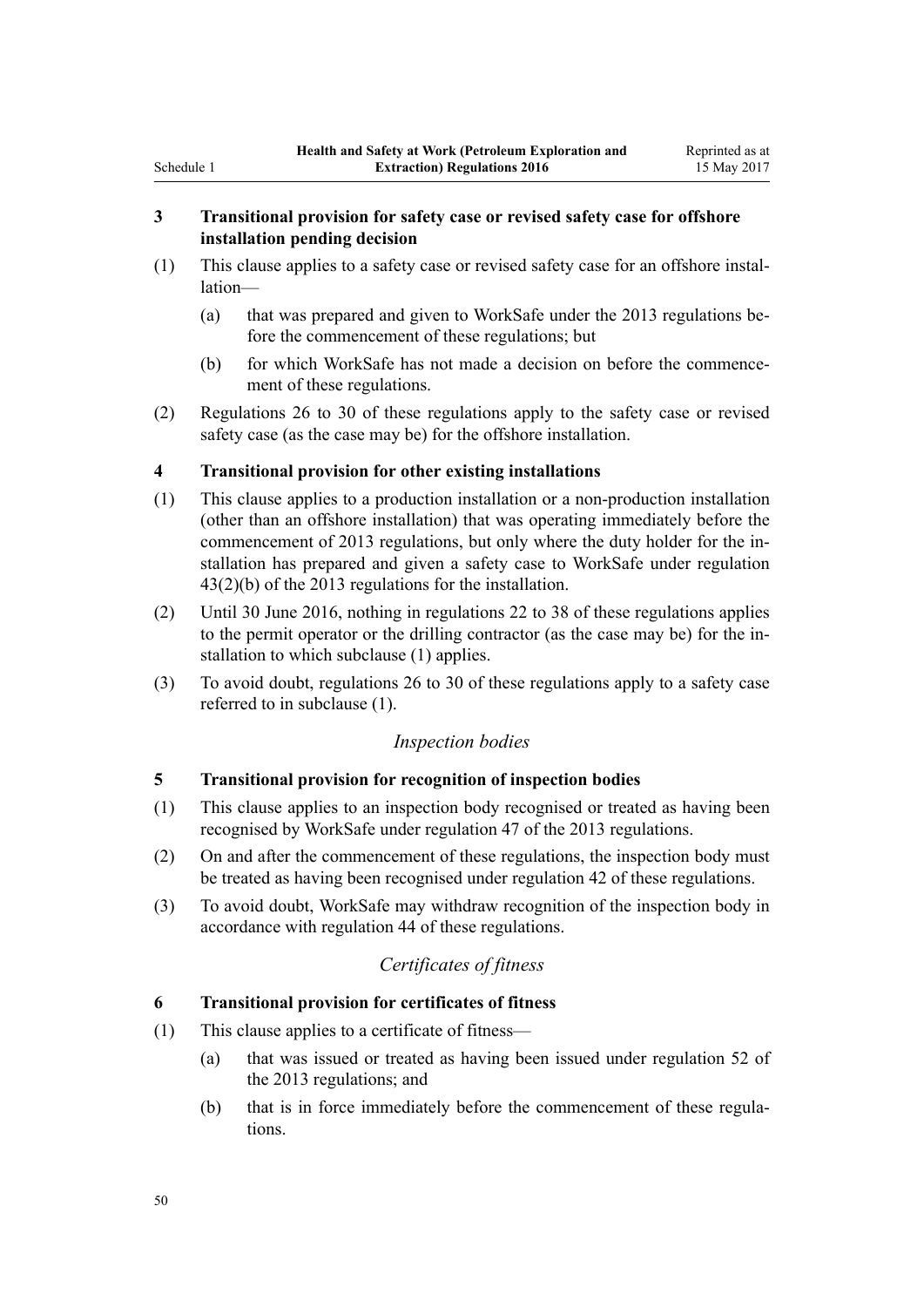**3 Transitional provision for safety case or revised safety case for offshore installation pending decision**

(1) This clause applies to a safety case or revised safety case for an offshore installation—

(a) that was prepared and given to WorkSafe under the 2013 regulations before the commencement of these regulations; but

(b) for which WorkSafe has not made a decision on before the commencement of these regulations.

(2) Regulations 26 to 30 of these regulations apply to the safety case or revised safety case (as the case may be) for the offshore installation.

**4 Transitional provision for other existing installations**

(1) This clause applies to a production installation or a non-production installation (other than an offshore installation) that was operating immediately before the commencement of 2013 regulations, but only where the duty holder for the installation has prepared and given a safety case to WorkSafe under regulation 43(2)(b) of the 2013 regulations for the installation.

(2) Until 30 June 2016, nothing in regulations 22 to 38 of these regulations applies to the permit operator or the drilling contractor (as the case may be) for the installation to which subclause (1) applies.

(3) To avoid doubt, regulations 26 to 30 of these regulations apply to a safety case referred to in subclause (1).

*Inspection bodies*

**5 Transitional provision for recognition of inspection bodies**

(1) This clause applies to an inspection body recognised or treated as having been recognised by WorkSafe under regulation 47 of the 2013 regulations.

(2) On and after the commencement of these regulations, the inspection body must be treated as having been recognised under regulation 42 of these regulations.

(3) To avoid doubt, WorkSafe may withdraw recognition of the inspection body in accordance with regulation 44 of these regulations.

*Certificates of fitness*

**6 Transitional provision for certificates of fitness**

(1) This clause applies to a certificate of fitness—

(a) that was issued or treated as having been issued under regulation 52 of the 2013 regulations; and

(b) that is in force immediately before the commencement of these regulations.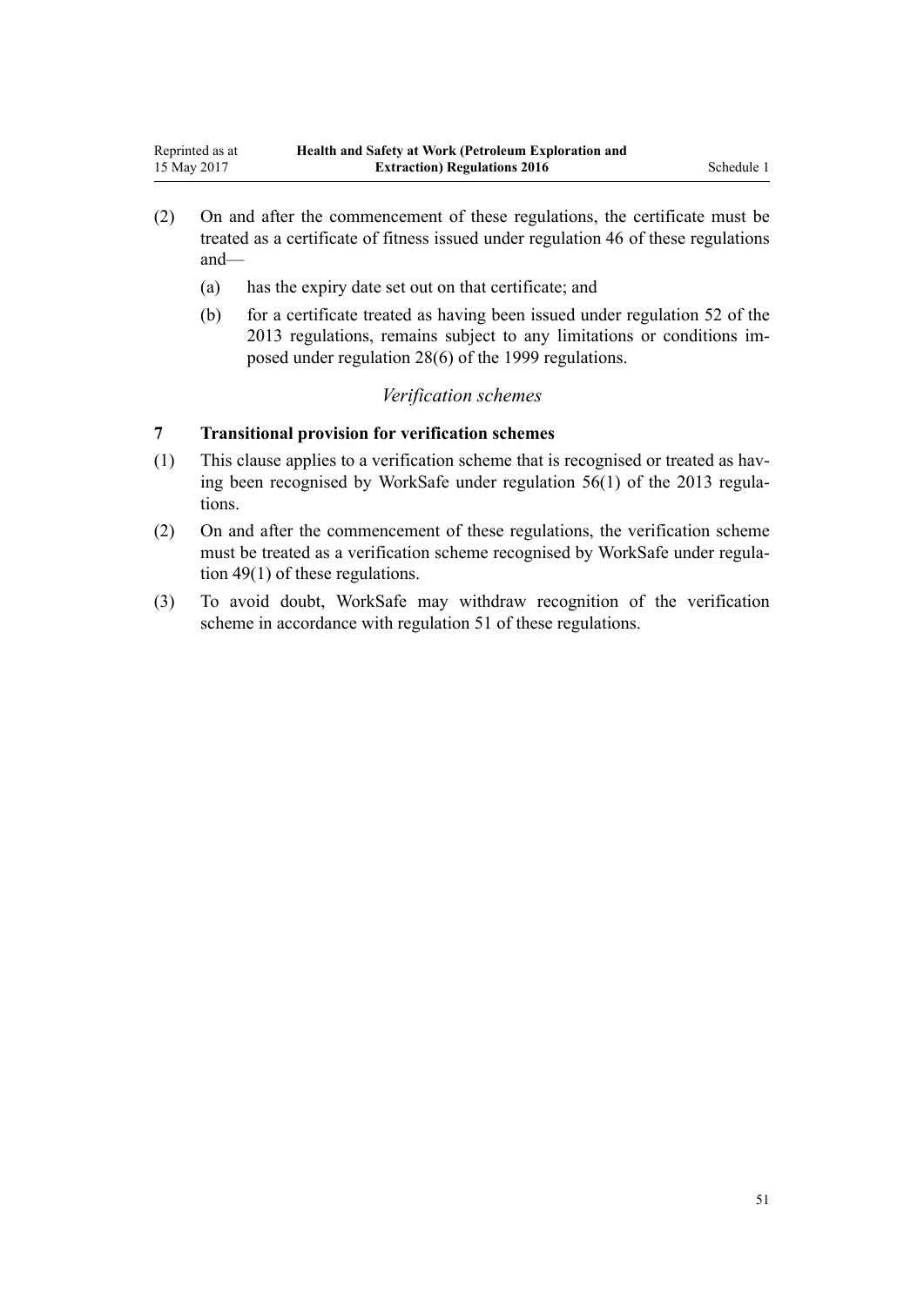(2) On and after the commencement of these regulations, the certificate must be treated as a certificate of fitness issued under regulation 46 of these regulations and—

  (a) has the expiry date set out on that certificate; and

  (b) for a certificate treated as having been issued under regulation 52 of the 2013 regulations, remains subject to any limitations or conditions imposed under regulation 28(6) of the 1999 regulations.

*Verification schemes*

**7 Transitional provision for verification schemes**

(1) This clause applies to a verification scheme that is recognised or treated as having been recognised by WorkSafe under regulation 56(1) of the 2013 regulations.

(2) On and after the commencement of these regulations, the verification scheme must be treated as a verification scheme recognised by WorkSafe under regulation 49(1) of these regulations.

(3) To avoid doubt, WorkSafe may withdraw recognition of the verification scheme in accordance with regulation 51 of these regulations.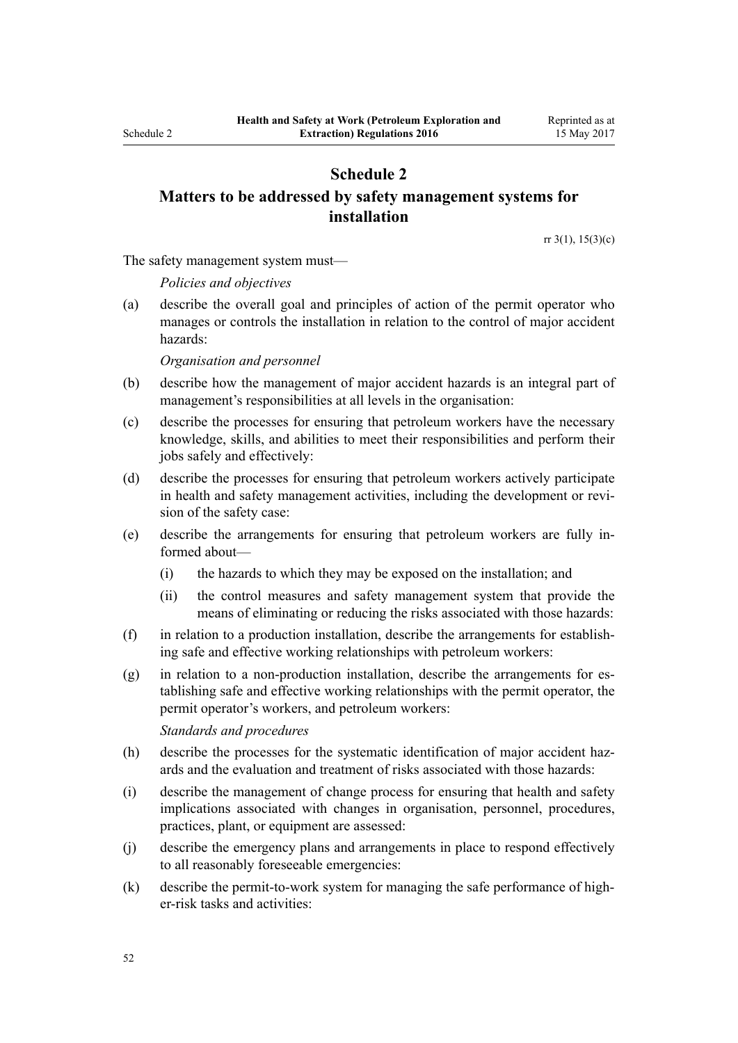# Schedule 2
## Matters to be addressed by safety management systems for installation

rr 3(1), 15(3)(c)

The safety management system must—

*Policies and objectives*

(a) describe the overall goal and principles of action of the permit operator who manages or controls the installation in relation to the control of major accident hazards:

*Organisation and personnel*

(b) describe how the management of major accident hazards is an integral part of management's responsibilities at all levels in the organisation:

(c) describe the processes for ensuring that petroleum workers have the necessary knowledge, skills, and abilities to meet their responsibilities and perform their jobs safely and effectively:

(d) describe the processes for ensuring that petroleum workers actively participate in health and safety management activities, including the development or revision of the safety case:

(e) describe the arrangements for ensuring that petroleum workers are fully informed about—

   (i) the hazards to which they may be exposed on the installation; and

   (ii) the control measures and safety management system that provide the means of eliminating or reducing the risks associated with those hazards:

(f) in relation to a production installation, describe the arrangements for establishing safe and effective working relationships with petroleum workers:

(g) in relation to a non-production installation, describe the arrangements for establishing safe and effective working relationships with the permit operator, the permit operator's workers, and petroleum workers:

*Standards and procedures*

(h) describe the processes for the systematic identification of major accident hazards and the evaluation and treatment of risks associated with those hazards:

(i) describe the management of change process for ensuring that health and safety implications associated with changes in organisation, personnel, procedures, practices, plant, or equipment are assessed:

(j) describe the emergency plans and arrangements in place to respond effectively to all reasonably foreseeable emergencies:

(k) describe the permit-to-work system for managing the safe performance of higher-risk tasks and activities: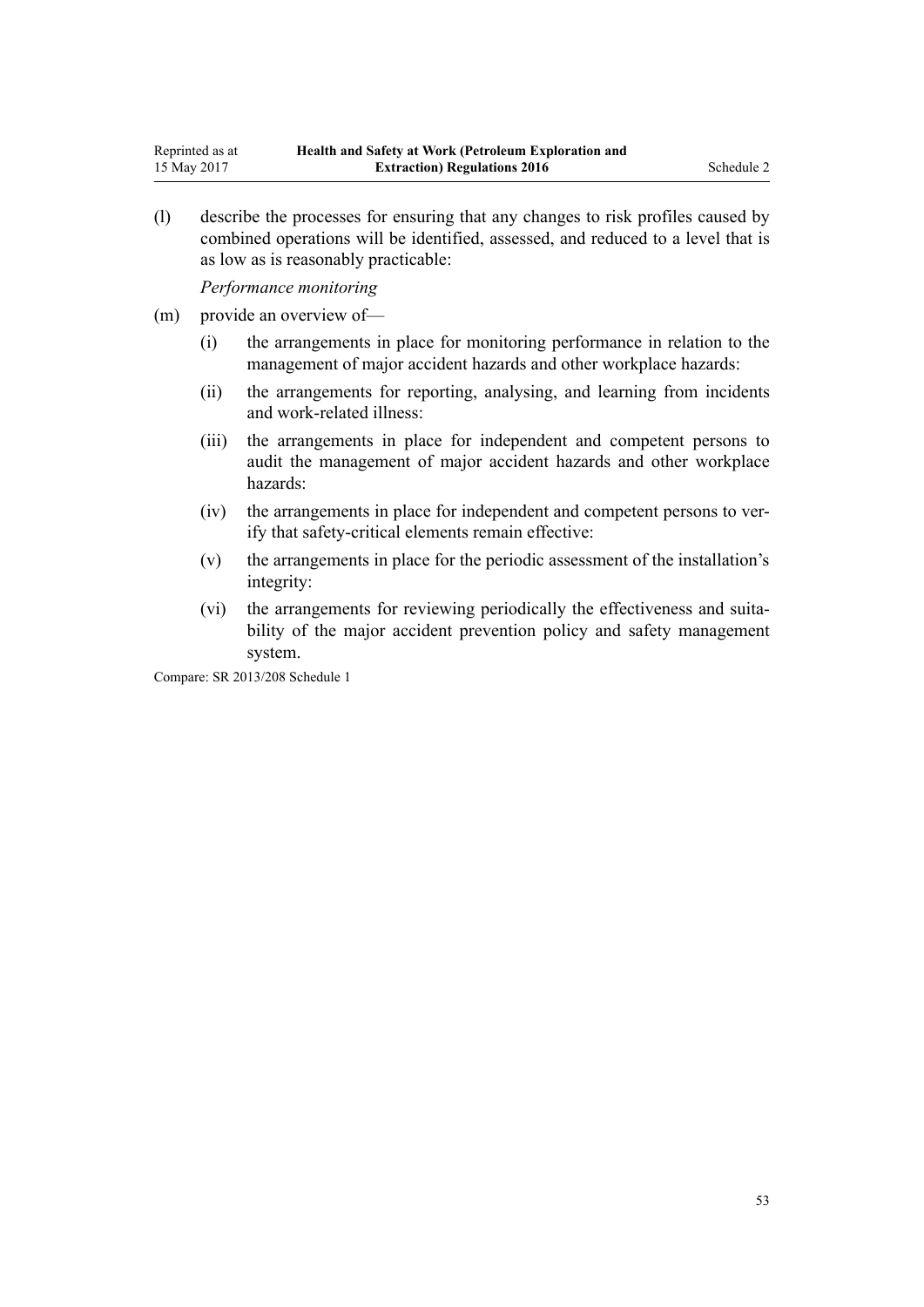(l) describe the processes for ensuring that any changes to risk profiles caused by combined operations will be identified, assessed, and reduced to a level that is as low as is reasonably practicable:

*Performance monitoring*

(m) provide an overview of—

(i) the arrangements in place for monitoring performance in relation to the management of major accident hazards and other workplace hazards:

(ii) the arrangements for reporting, analysing, and learning from incidents and work-related illness:

(iii) the arrangements in place for independent and competent persons to audit the management of major accident hazards and other workplace hazards:

(iv) the arrangements in place for independent and competent persons to verify that safety-critical elements remain effective:

(v) the arrangements in place for the periodic assessment of the installation's integrity:

(vi) the arrangements for reviewing periodically the effectiveness and suitability of the major accident prevention policy and safety management system.

Compare: SR 2013/208 Schedule 1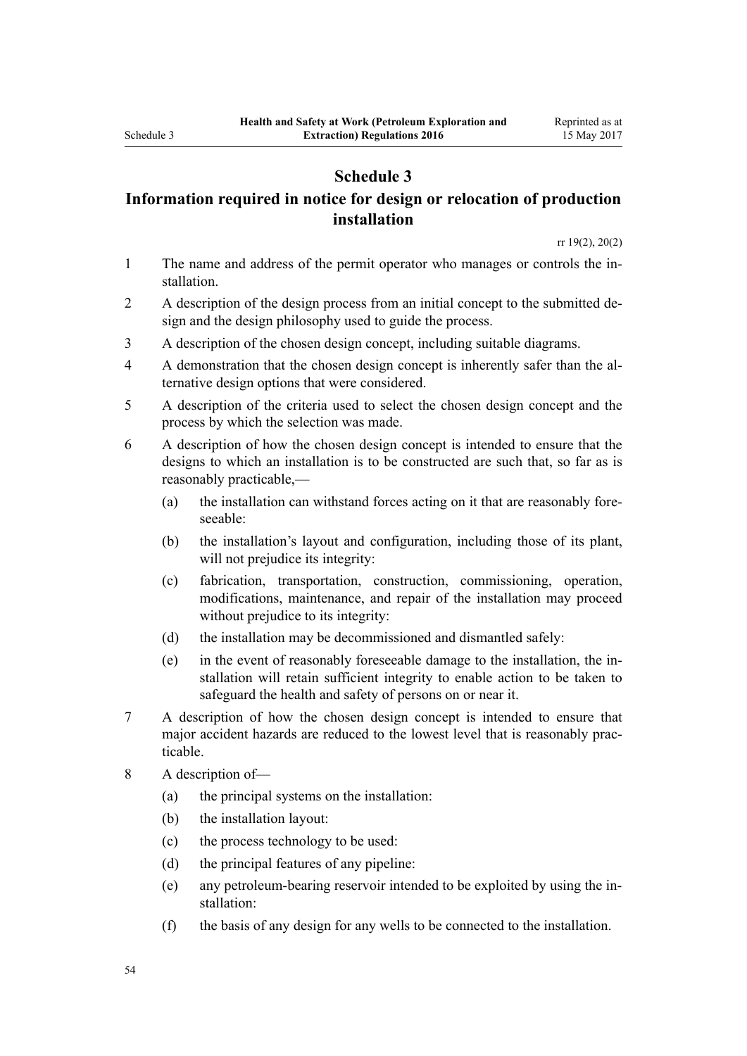# Schedule 3

## Information required in notice for design or relocation of production installation

rr 19(2), 20(2)

1 The name and address of the permit operator who manages or controls the installation.

2 A description of the design process from an initial concept to the submitted design and the design philosophy used to guide the process.

3 A description of the chosen design concept, including suitable diagrams.

4 A demonstration that the chosen design concept is inherently safer than the alternative design options that were considered.

5 A description of the criteria used to select the chosen design concept and the process by which the selection was made.

6 A description of how the chosen design concept is intended to ensure that the designs to which an installation is to be constructed are such that, so far as is reasonably practicable,—

   (a) the installation can withstand forces acting on it that are reasonably foreseeable:

   (b) the installation's layout and configuration, including those of its plant, will not prejudice its integrity:

   (c) fabrication, transportation, construction, commissioning, operation, modifications, maintenance, and repair of the installation may proceed without prejudice to its integrity:

   (d) the installation may be decommissioned and dismantled safely:

   (e) in the event of reasonably foreseeable damage to the installation, the installation will retain sufficient integrity to enable action to be taken to safeguard the health and safety of persons on or near it.

7 A description of how the chosen design concept is intended to ensure that major accident hazards are reduced to the lowest level that is reasonably practicable.

8 A description of—

   (a) the principal systems on the installation:

   (b) the installation layout:

   (c) the process technology to be used:

   (d) the principal features of any pipeline:

   (e) any petroleum-bearing reservoir intended to be exploited by using the installation:

   (f) the basis of any design for any wells to be connected to the installation.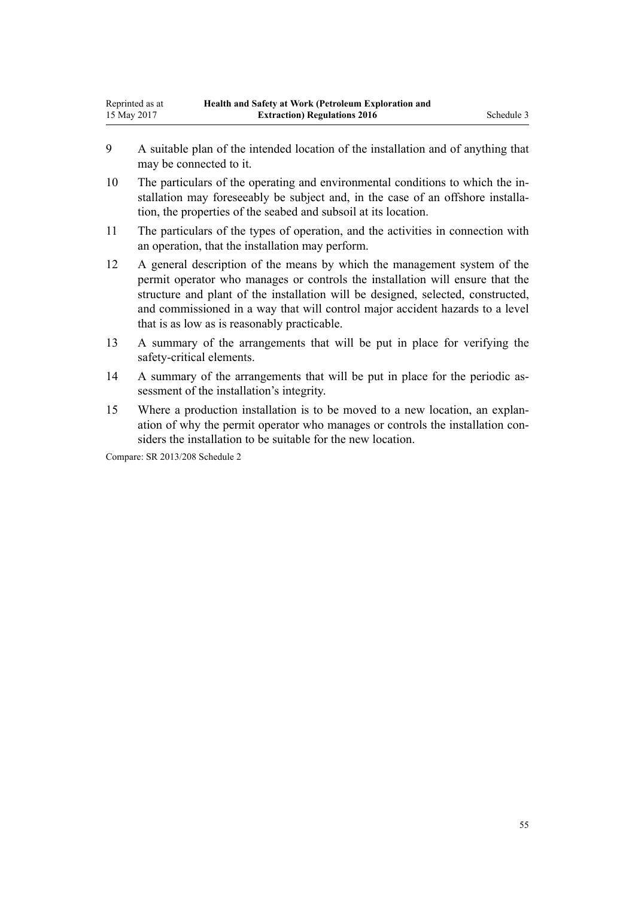9 A suitable plan of the intended location of the installation and of anything that may be connected to it.

10 The particulars of the operating and environmental conditions to which the installation may foreseeably be subject and, in the case of an offshore installation, the properties of the seabed and subsoil at its location.

11 The particulars of the types of operation, and the activities in connection with an operation, that the installation may perform.

12 A general description of the means by which the management system of the permit operator who manages or controls the installation will ensure that the structure and plant of the installation will be designed, selected, constructed, and commissioned in a way that will control major accident hazards to a level that is as low as is reasonably practicable.

13 A summary of the arrangements that will be put in place for verifying the safety-critical elements.

14 A summary of the arrangements that will be put in place for the periodic assessment of the installation's integrity.

15 Where a production installation is to be moved to a new location, an explanation of why the permit operator who manages or controls the installation considers the installation to be suitable for the new location.

Compare: SR 2013/208 Schedule 2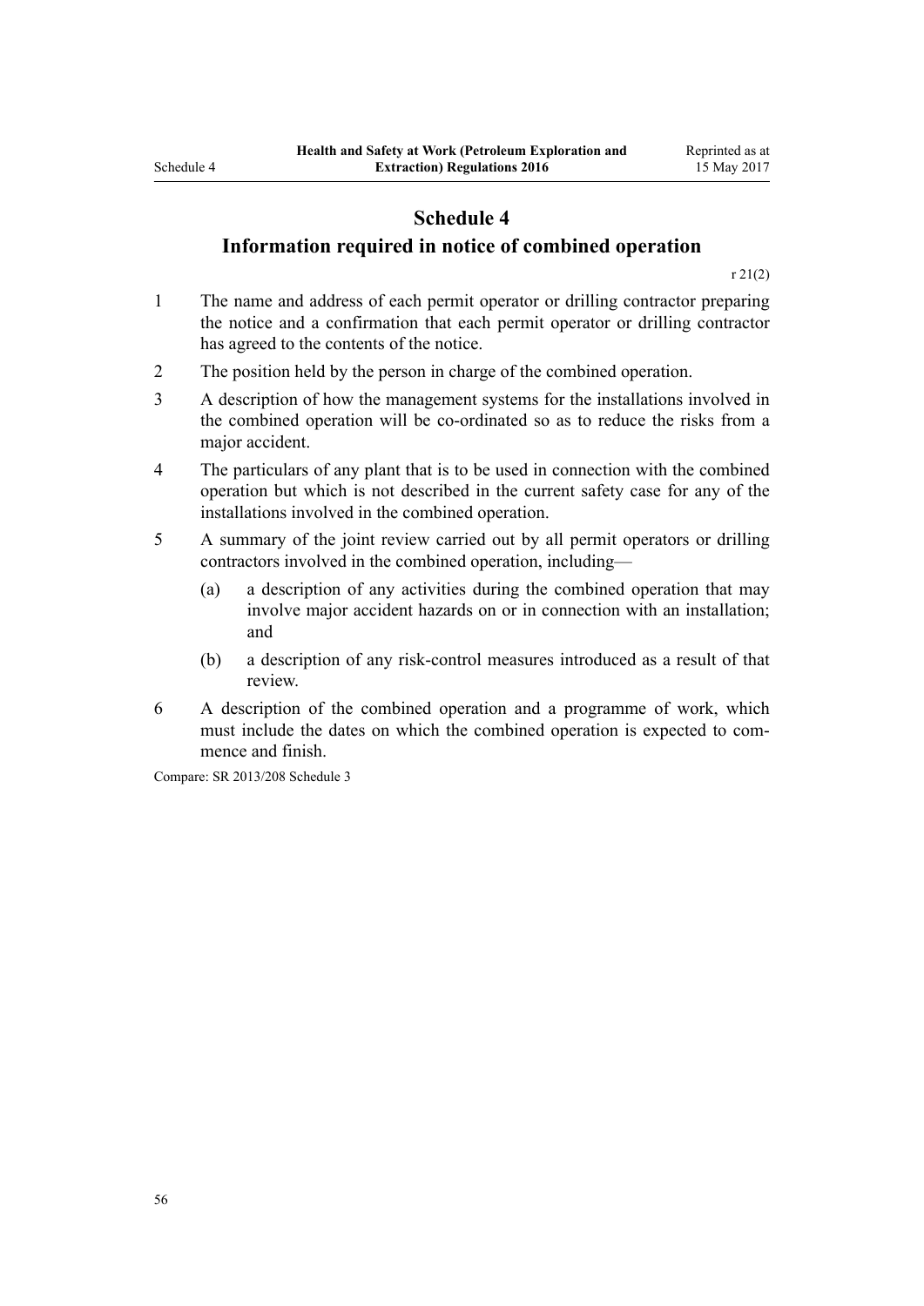# Schedule 4
## Information required in notice of combined operation

r 21(2)

1 The name and address of each permit operator or drilling contractor preparing the notice and a confirmation that each permit operator or drilling contractor has agreed to the contents of the notice.

2 The position held by the person in charge of the combined operation.

3 A description of how the management systems for the installations involved in the combined operation will be co-ordinated so as to reduce the risks from a major accident.

4 The particulars of any plant that is to be used in connection with the combined operation but which is not described in the current safety case for any of the installations involved in the combined operation.

5 A summary of the joint review carried out by all permit operators or drilling contractors involved in the combined operation, including—

   (a) a description of any activities during the combined operation that may involve major accident hazards on or in connection with an installation; and

   (b) a description of any risk-control measures introduced as a result of that review.

6 A description of the combined operation and a programme of work, which must include the dates on which the combined operation is expected to commence and finish.

Compare: SR 2013/208 Schedule 3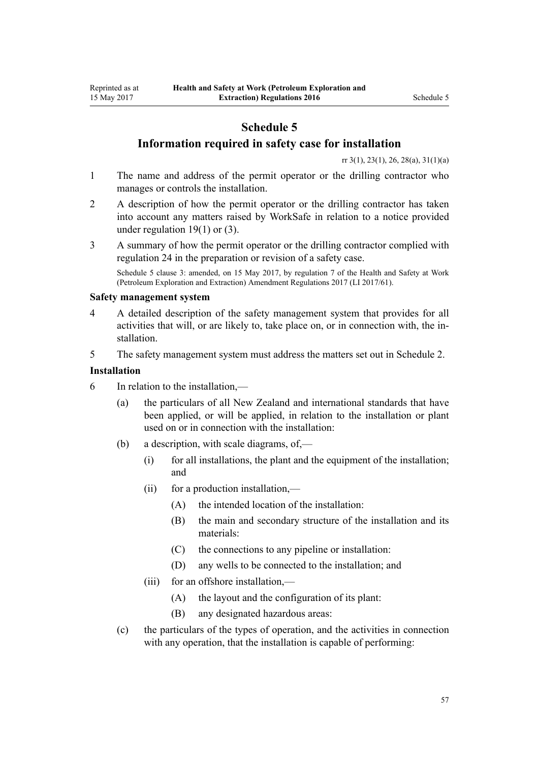# Schedule 5
## Information required in safety case for installation

rr 3(1), 23(1), 26, 28(a), 31(1)(a)

1 The name and address of the permit operator or the drilling contractor who manages or controls the installation.

2 A description of how the permit operator or the drilling contractor has taken into account any matters raised by WorkSafe in relation to a notice provided under regulation 19(1) or (3).

3 A summary of how the permit operator or the drilling contractor complied with regulation 24 in the preparation or revision of a safety case.

Schedule 5 clause 3: amended, on 15 May 2017, by regulation 7 of the Health and Safety at Work (Petroleum Exploration and Extraction) Amendment Regulations 2017 (LI 2017/61).

### Safety management system

4 A detailed description of the safety management system that provides for all activities that will, or are likely to, take place on, or in connection with, the installation.

5 The safety management system must address the matters set out in Schedule 2.

### Installation

6 In relation to the installation,—

- (a) the particulars of all New Zealand and international standards that have been applied, or will be applied, in relation to the installation or plant used on or in connection with the installation:
- (b) a description, with scale diagrams, of,—
  - (i) for all installations, the plant and the equipment of the installation; and
  - (ii) for a production installation,—
    - (A) the intended location of the installation:
    - (B) the main and secondary structure of the installation and its materials:
    - (C) the connections to any pipeline or installation:
    - (D) any wells to be connected to the installation; and
  - (iii) for an offshore installation,—
    - (A) the layout and the configuration of its plant:
    - (B) any designated hazardous areas:
- (c) the particulars of the types of operation, and the activities in connection with any operation, that the installation is capable of performing: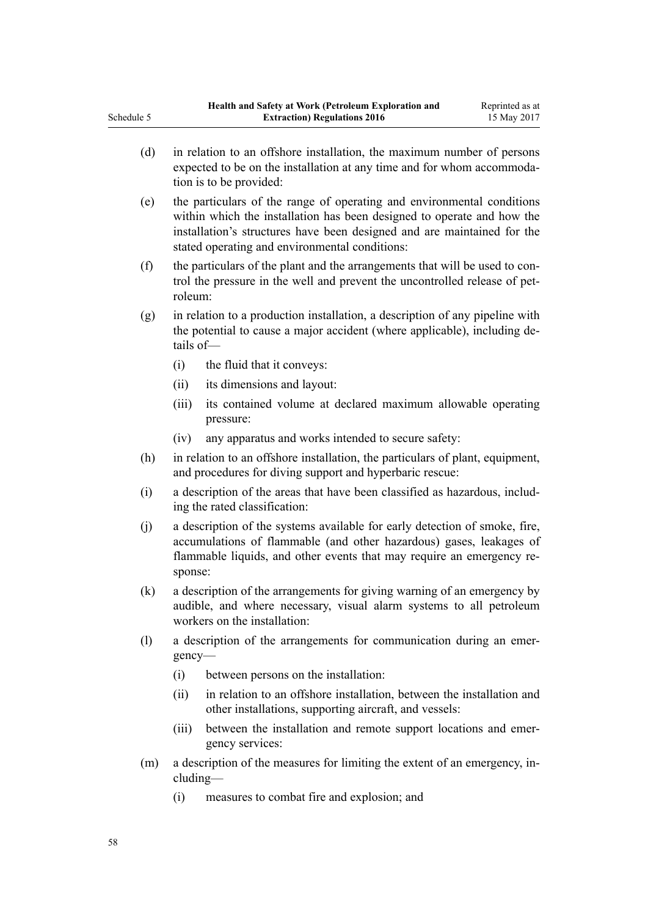(d) in relation to an offshore installation, the maximum number of persons expected to be on the installation at any time and for whom accommodation is to be provided:

(e) the particulars of the range of operating and environmental conditions within which the installation has been designed to operate and how the installation's structures have been designed and are maintained for the stated operating and environmental conditions:

(f) the particulars of the plant and the arrangements that will be used to control the pressure in the well and prevent the uncontrolled release of petroleum:

(g) in relation to a production installation, a description of any pipeline with the potential to cause a major accident (where applicable), including details of—

  (i) the fluid that it conveys:

  (ii) its dimensions and layout:

  (iii) its contained volume at declared maximum allowable operating pressure:

  (iv) any apparatus and works intended to secure safety:

(h) in relation to an offshore installation, the particulars of plant, equipment, and procedures for diving support and hyperbaric rescue:

(i) a description of the areas that have been classified as hazardous, including the rated classification:

(j) a description of the systems available for early detection of smoke, fire, accumulations of flammable (and other hazardous) gases, leakages of flammable liquids, and other events that may require an emergency response:

(k) a description of the arrangements for giving warning of an emergency by audible, and where necessary, visual alarm systems to all petroleum workers on the installation:

(l) a description of the arrangements for communication during an emergency—

  (i) between persons on the installation:

  (ii) in relation to an offshore installation, between the installation and other installations, supporting aircraft, and vessels:

  (iii) between the installation and remote support locations and emergency services:

(m) a description of the measures for limiting the extent of an emergency, including—

  (i) measures to combat fire and explosion; and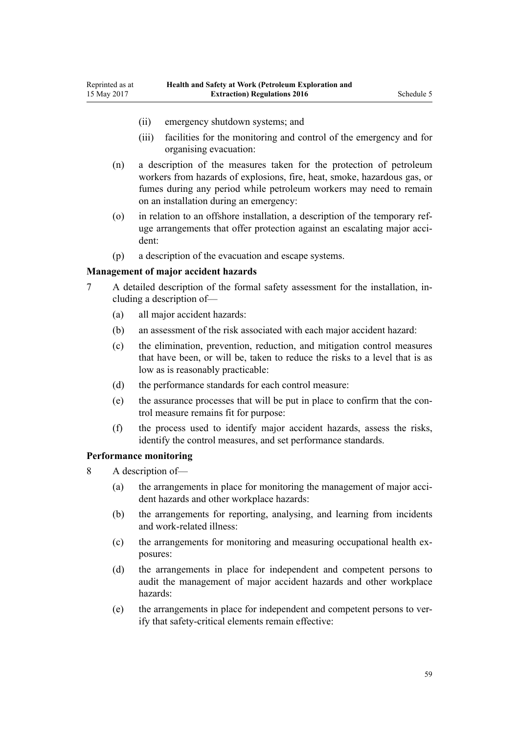(ii) emergency shutdown systems; and

(iii) facilities for the monitoring and control of the emergency and for organising evacuation:

(n) a description of the measures taken for the protection of petroleum workers from hazards of explosions, fire, heat, smoke, hazardous gas, or fumes during any period while petroleum workers may need to remain on an installation during an emergency:

(o) in relation to an offshore installation, a description of the temporary refuge arrangements that offer protection against an escalating major accident:

(p) a description of the evacuation and escape systems.

**Management of major accident hazards**

7 A detailed description of the formal safety assessment for the installation, including a description of—

(a) all major accident hazards:

(b) an assessment of the risk associated with each major accident hazard:

(c) the elimination, prevention, reduction, and mitigation control measures that have been, or will be, taken to reduce the risks to a level that is as low as is reasonably practicable:

(d) the performance standards for each control measure:

(e) the assurance processes that will be put in place to confirm that the control measure remains fit for purpose:

(f) the process used to identify major accident hazards, assess the risks, identify the control measures, and set performance standards.

**Performance monitoring**

8 A description of—

(a) the arrangements in place for monitoring the management of major accident hazards and other workplace hazards:

(b) the arrangements for reporting, analysing, and learning from incidents and work-related illness:

(c) the arrangements for monitoring and measuring occupational health exposures:

(d) the arrangements in place for independent and competent persons to audit the management of major accident hazards and other workplace hazards:

(e) the arrangements in place for independent and competent persons to verify that safety-critical elements remain effective: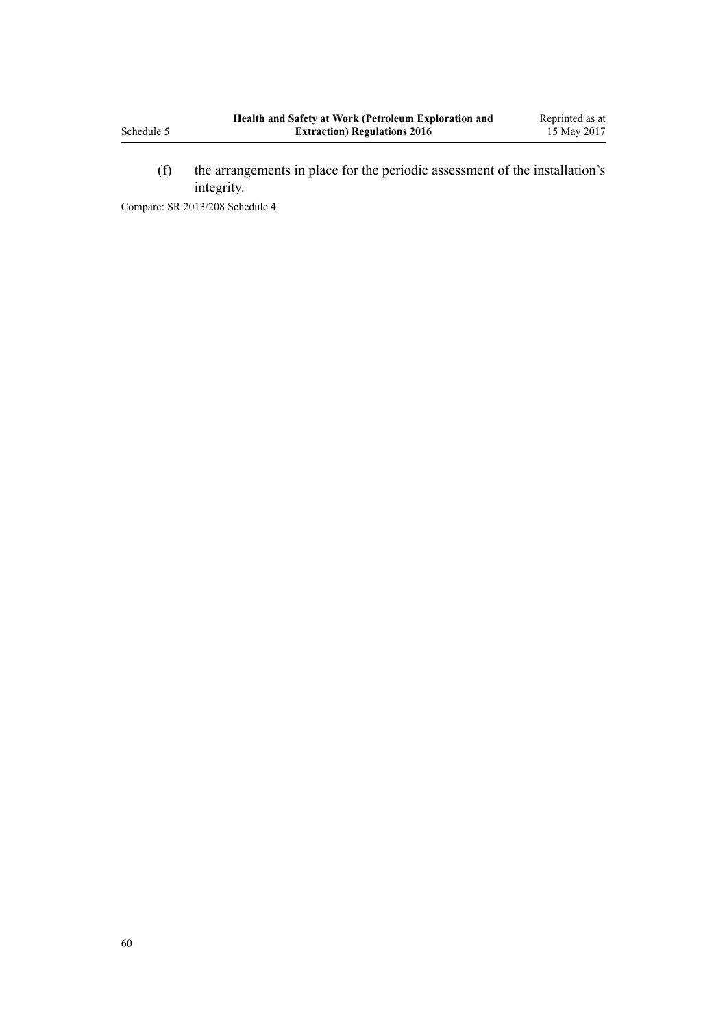(f) the arrangements in place for the periodic assessment of the installation's integrity.

Compare: SR 2013/208 Schedule 4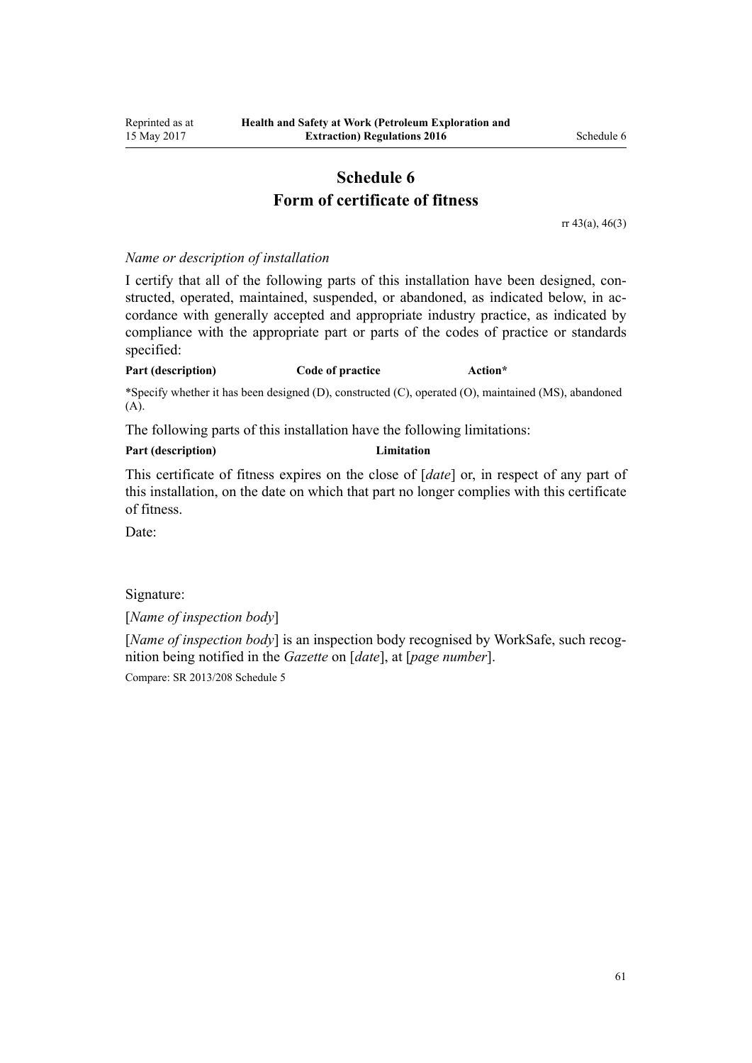# Schedule 6
# Form of certificate of fitness

rr 43(a), 46(3)

*Name or description of installation*

I certify that all of the following parts of this installation have been designed, constructed, operated, maintained, suspended, or abandoned, as indicated below, in accordance with generally accepted and appropriate industry practice, as indicated by compliance with the appropriate part or parts of the codes of practice or standards specified:

| Part (description) | Code of practice | Action* |
|---|---|---|

*Specify whether it has been designed (D), constructed (C), operated (O), maintained (MS), abandoned (A).

The following parts of this installation have the following limitations:

| Part (description) | Limitation |
|---|---|

This certificate of fitness expires on the close of [*date*] or, in respect of any part of this installation, on the date on which that part no longer complies with this certificate of fitness.

Date:

Signature:

[*Name of inspection body*]

[*Name of inspection body*] is an inspection body recognised by WorkSafe, such recognition being notified in the *Gazette* on [*date*], at [*page number*].

Compare: SR 2013/208 Schedule 5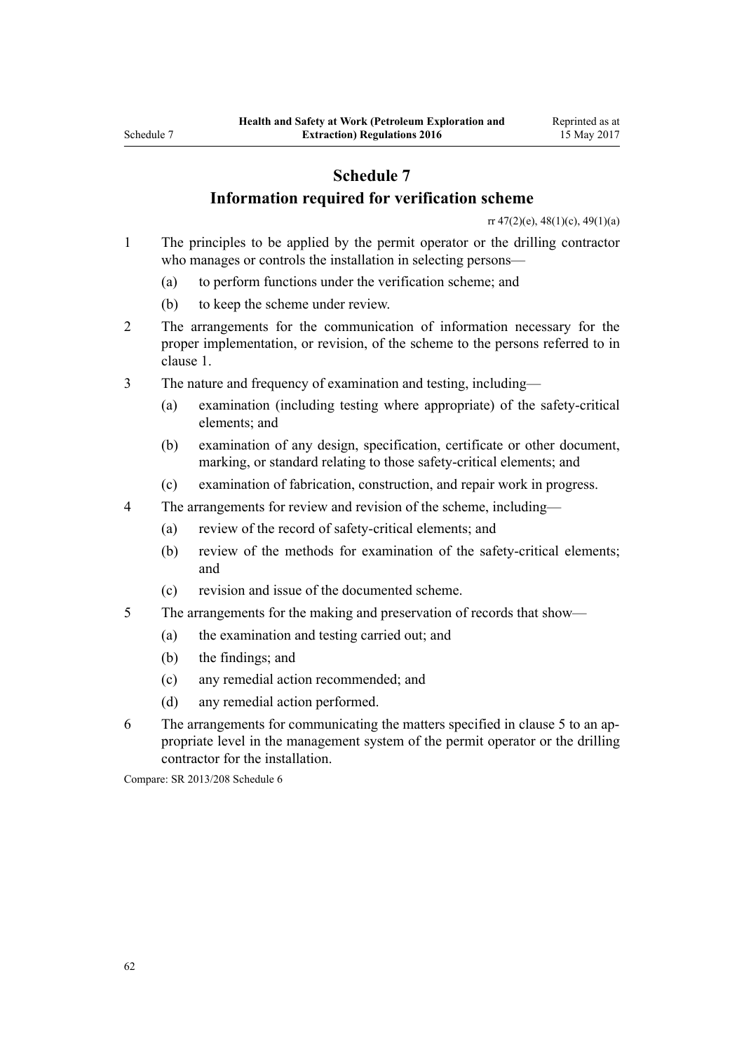# Schedule 7
## Information required for verification scheme

rr 47(2)(e), 48(1)(c), 49(1)(a)

1 The principles to be applied by the permit operator or the drilling contractor who manages or controls the installation in selecting persons—

  (a) to perform functions under the verification scheme; and

  (b) to keep the scheme under review.

2 The arrangements for the communication of information necessary for the proper implementation, or revision, of the scheme to the persons referred to in clause 1.

3 The nature and frequency of examination and testing, including—

  (a) examination (including testing where appropriate) of the safety-critical elements; and

  (b) examination of any design, specification, certificate or other document, marking, or standard relating to those safety-critical elements; and

  (c) examination of fabrication, construction, and repair work in progress.

4 The arrangements for review and revision of the scheme, including—

  (a) review of the record of safety-critical elements; and

  (b) review of the methods for examination of the safety-critical elements; and

  (c) revision and issue of the documented scheme.

5 The arrangements for the making and preservation of records that show—

  (a) the examination and testing carried out; and

  (b) the findings; and

  (c) any remedial action recommended; and

  (d) any remedial action performed.

6 The arrangements for communicating the matters specified in clause 5 to an appropriate level in the management system of the permit operator or the drilling contractor for the installation.

Compare: SR 2013/208 Schedule 6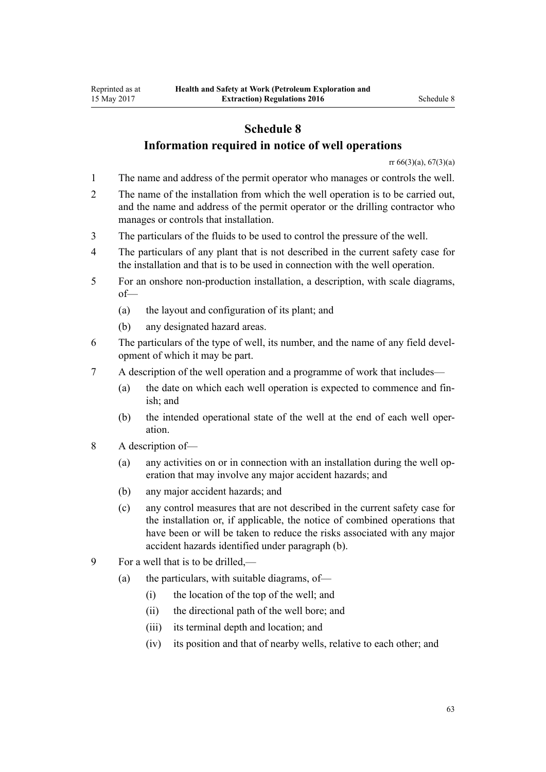# Schedule 8

## Information required in notice of well operations

rr 66(3)(a), 67(3)(a)

1 The name and address of the permit operator who manages or controls the well.

2 The name of the installation from which the well operation is to be carried out, and the name and address of the permit operator or the drilling contractor who manages or controls that installation.

3 The particulars of the fluids to be used to control the pressure of the well.

4 The particulars of any plant that is not described in the current safety case for the installation and that is to be used in connection with the well operation.

5 For an onshore non-production installation, a description, with scale diagrams, of—

- (a) the layout and configuration of its plant; and
- (b) any designated hazard areas.

6 The particulars of the type of well, its number, and the name of any field development of which it may be part.

7 A description of the well operation and a programme of work that includes—

- (a) the date on which each well operation is expected to commence and finish; and
- (b) the intended operational state of the well at the end of each well operation.

8 A description of—

- (a) any activities on or in connection with an installation during the well operation that may involve any major accident hazards; and
- (b) any major accident hazards; and
- (c) any control measures that are not described in the current safety case for the installation or, if applicable, the notice of combined operations that have been or will be taken to reduce the risks associated with any major accident hazards identified under paragraph (b).

9 For a well that is to be drilled,—

- (a) the particulars, with suitable diagrams, of—
  - (i) the location of the top of the well; and
  - (ii) the directional path of the well bore; and
  - (iii) its terminal depth and location; and
  - (iv) its position and that of nearby wells, relative to each other; and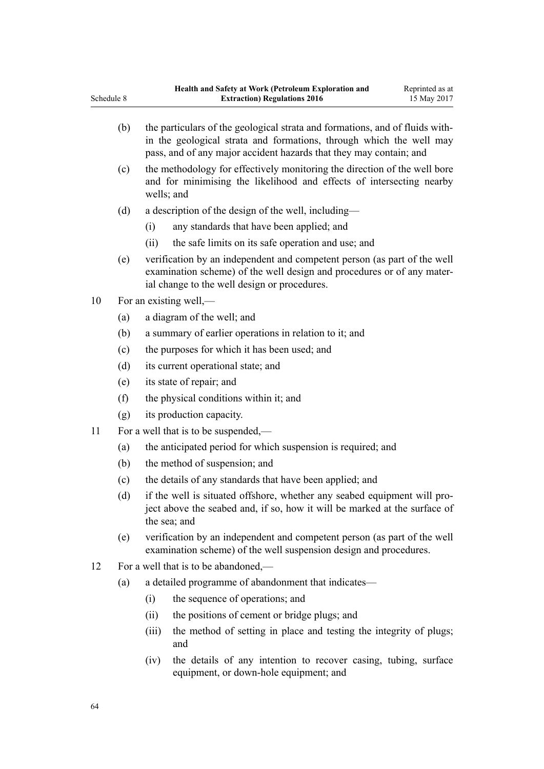(b) the particulars of the geological strata and formations, and of fluids within the geological strata and formations, through which the well may pass, and of any major accident hazards that they may contain; and

(c) the methodology for effectively monitoring the direction of the well bore and for minimising the likelihood and effects of intersecting nearby wells; and

(d) a description of the design of the well, including—

  (i) any standards that have been applied; and

  (ii) the safe limits on its safe operation and use; and

(e) verification by an independent and competent person (as part of the well examination scheme) of the well design and procedures or of any material change to the well design or procedures.

10 For an existing well,—

(a) a diagram of the well; and

(b) a summary of earlier operations in relation to it; and

(c) the purposes for which it has been used; and

(d) its current operational state; and

(e) its state of repair; and

(f) the physical conditions within it; and

(g) its production capacity.

11 For a well that is to be suspended,—

(a) the anticipated period for which suspension is required; and

(b) the method of suspension; and

(c) the details of any standards that have been applied; and

(d) if the well is situated offshore, whether any seabed equipment will project above the seabed and, if so, how it will be marked at the surface of the sea; and

(e) verification by an independent and competent person (as part of the well examination scheme) of the well suspension design and procedures.

12 For a well that is to be abandoned,—

(a) a detailed programme of abandonment that indicates—

  (i) the sequence of operations; and

  (ii) the positions of cement or bridge plugs; and

  (iii) the method of setting in place and testing the integrity of plugs; and

  (iv) the details of any intention to recover casing, tubing, surface equipment, or down-hole equipment; and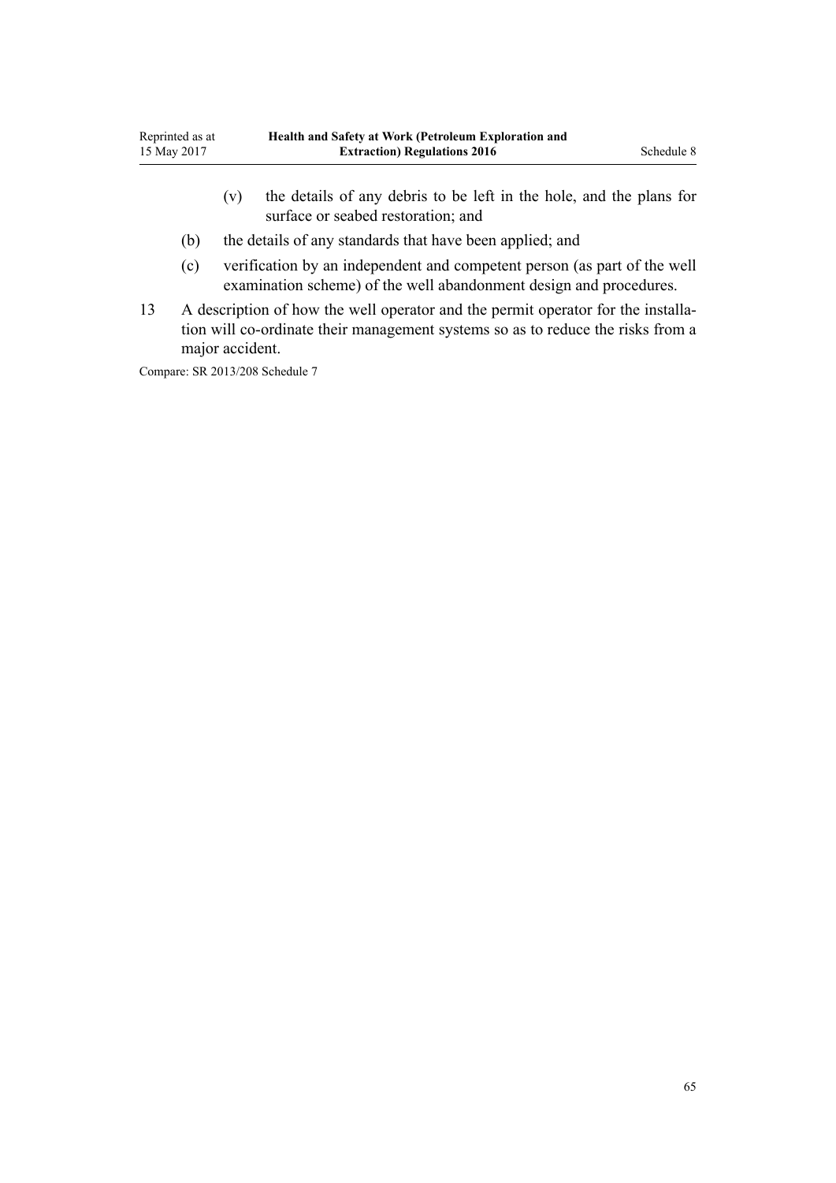(v) the details of any debris to be left in the hole, and the plans for surface or seabed restoration; and

(b) the details of any standards that have been applied; and

(c) verification by an independent and competent person (as part of the well examination scheme) of the well abandonment design and procedures.

13 A description of how the well operator and the permit operator for the installation will co-ordinate their management systems so as to reduce the risks from a major accident.

Compare: SR 2013/208 Schedule 7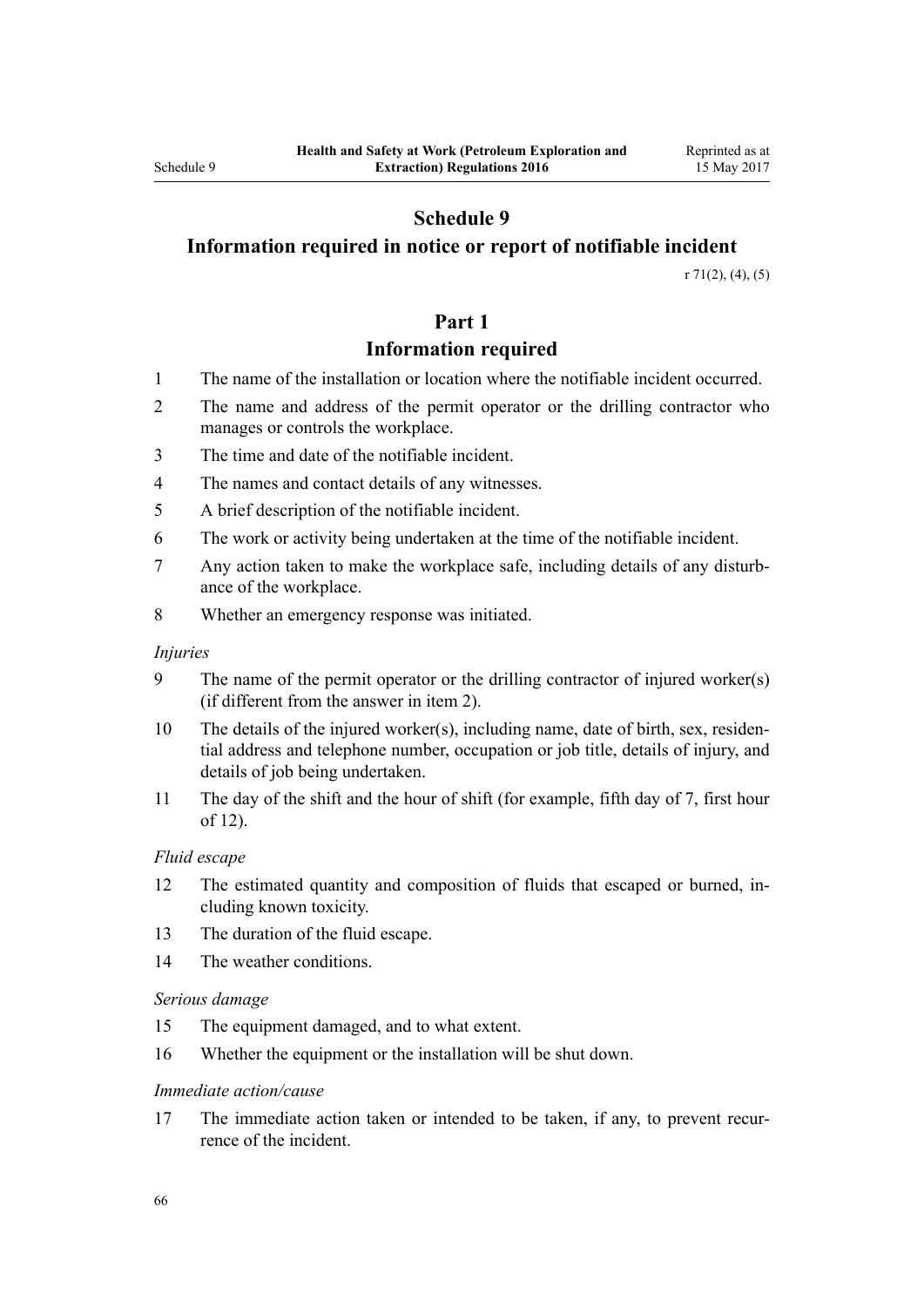# Schedule 9
## Information required in notice or report of notifiable incident

r 71(2), (4), (5)

## Part 1
### Information required

1 The name of the installation or location where the notifiable incident occurred.

2 The name and address of the permit operator or the drilling contractor who manages or controls the workplace.

3 The time and date of the notifiable incident.

4 The names and contact details of any witnesses.

5 A brief description of the notifiable incident.

6 The work or activity being undertaken at the time of the notifiable incident.

7 Any action taken to make the workplace safe, including details of any disturbance of the workplace.

8 Whether an emergency response was initiated.

*Injuries*

9 The name of the permit operator or the drilling contractor of injured worker(s) (if different from the answer in item 2).

10 The details of the injured worker(s), including name, date of birth, sex, residential address and telephone number, occupation or job title, details of injury, and details of job being undertaken.

11 The day of the shift and the hour of shift (for example, fifth day of 7, first hour of 12).

*Fluid escape*

12 The estimated quantity and composition of fluids that escaped or burned, including known toxicity.

13 The duration of the fluid escape.

14 The weather conditions.

*Serious damage*

15 The equipment damaged, and to what extent.

16 Whether the equipment or the installation will be shut down.

*Immediate action/cause*

17 The immediate action taken or intended to be taken, if any, to prevent recurrence of the incident.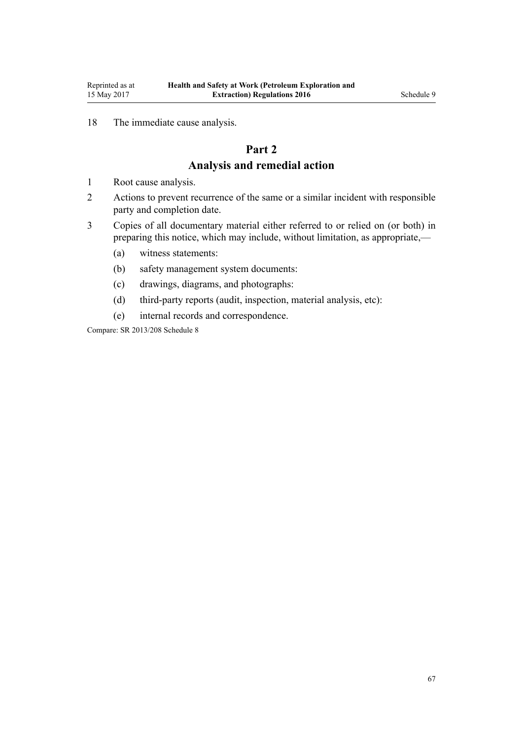18 The immediate cause analysis.

## Part 2
## Analysis and remedial action

1 Root cause analysis.

2 Actions to prevent recurrence of the same or a similar incident with responsible party and completion date.

3 Copies of all documentary material either referred to or relied on (or both) in preparing this notice, which may include, without limitation, as appropriate,—

   (a) witness statements:

   (b) safety management system documents:

   (c) drawings, diagrams, and photographs:

   (d) third-party reports (audit, inspection, material analysis, etc):

   (e) internal records and correspondence.

Compare: SR 2013/208 Schedule 8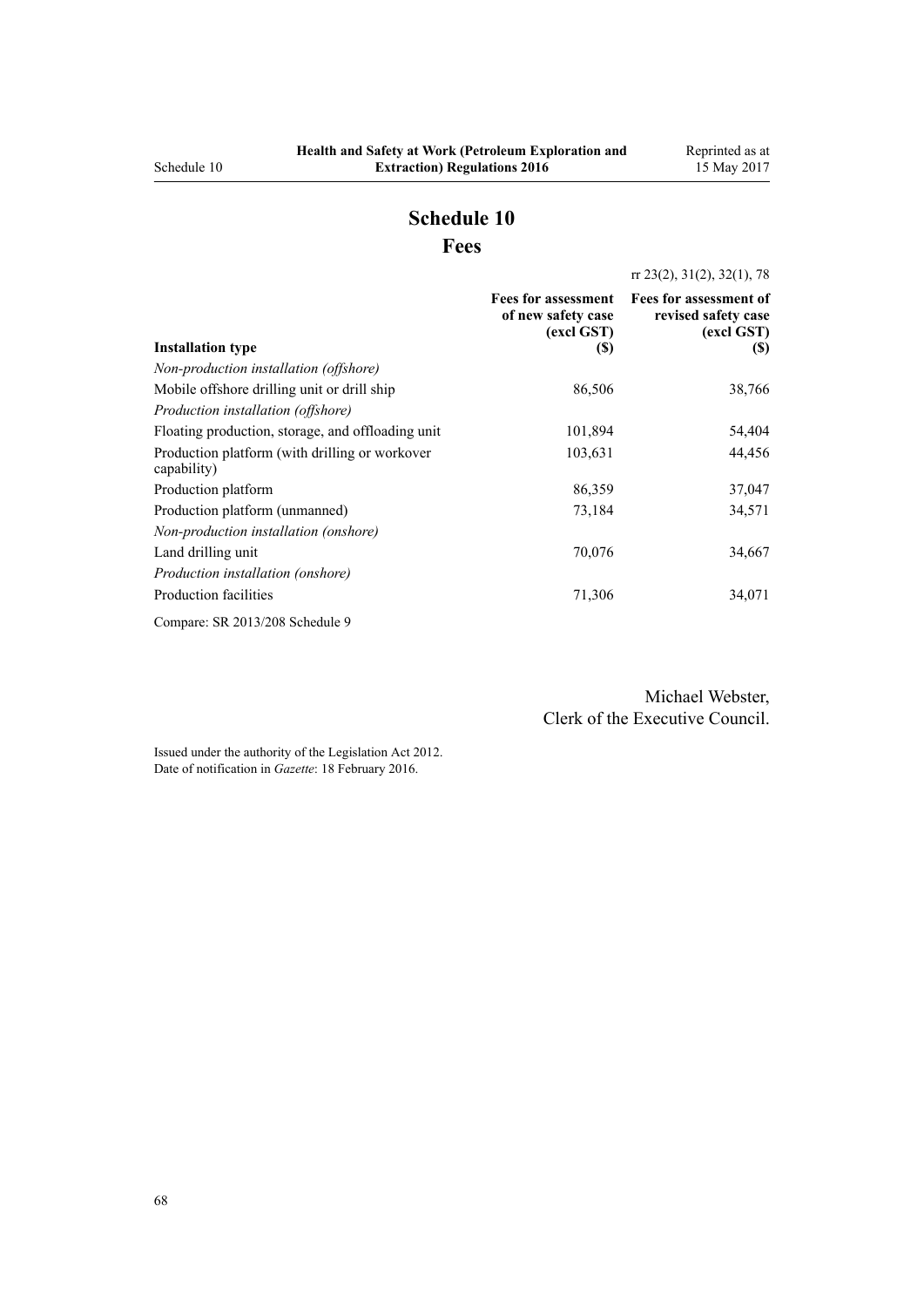# Schedule 10
## Fees

rr 23(2), 31(2), 32(1), 78

| Installation type | Fees for assessment of new safety case (excl GST) ($) | Fees for assessment of revised safety case (excl GST) ($) |
|---|---|---|
| *Non-production installation (offshore)* | | |
| Mobile offshore drilling unit or drill ship | 86,506 | 38,766 |
| *Production installation (offshore)* | | |
| Floating production, storage, and offloading unit | 101,894 | 54,404 |
| Production platform (with drilling or workover capability) | 103,631 | 44,456 |
| Production platform | 86,359 | 37,047 |
| Production platform (unmanned) | 73,184 | 34,571 |
| *Non-production installation (onshore)* | | |
| Land drilling unit | 70,076 | 34,667 |
| *Production installation (onshore)* | | |
| Production facilities | 71,306 | 34,071 |

Compare: SR 2013/208 Schedule 9

Michael Webster,
Clerk of the Executive Council.

Issued under the authority of the Legislation Act 2012.
Date of notification in *Gazette*: 18 February 2016.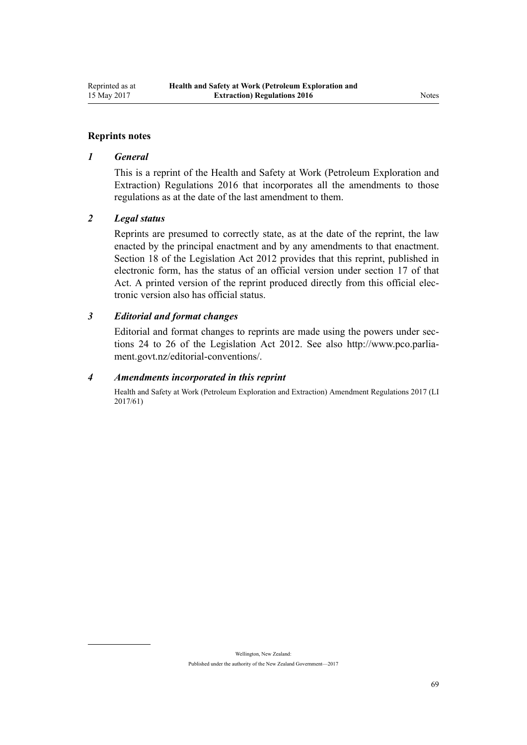## Reprints notes

### *1 General*

This is a reprint of the Health and Safety at Work (Petroleum Exploration and Extraction) Regulations 2016 that incorporates all the amendments to those regulations as at the date of the last amendment to them.

### *2 Legal status*

Reprints are presumed to correctly state, as at the date of the reprint, the law enacted by the principal enactment and by any amendments to that enactment. Section 18 of the Legislation Act 2012 provides that this reprint, published in electronic form, has the status of an official version under section 17 of that Act. A printed version of the reprint produced directly from this official electronic version also has official status.

### *3 Editorial and format changes*

Editorial and format changes to reprints are made using the powers under sections 24 to 26 of the Legislation Act 2012. See also http://www.pco.parliament.govt.nz/editorial-conventions/.

### *4 Amendments incorporated in this reprint*

Health and Safety at Work (Petroleum Exploration and Extraction) Amendment Regulations 2017 (LI 2017/61)

Wellington, New Zealand:

Published under the authority of the New Zealand Government—2017